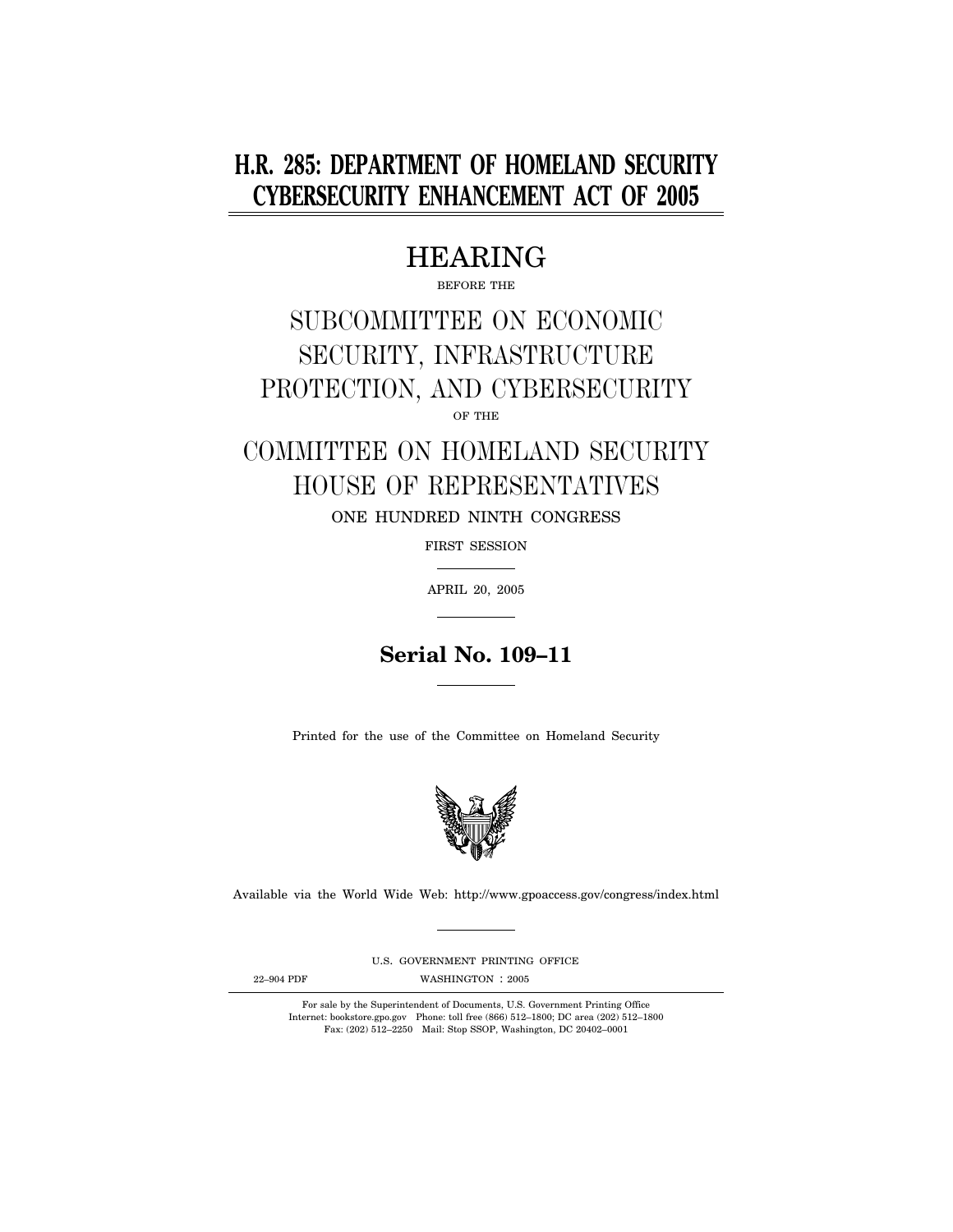# H.R. 285: DEPARTMENT OF HOMELAND SECURITY CYBERSECURITY ENHANCEMENT ACT OF 2005

## HEARING

BEFORE THE

## SUBCOMMITTEE ON ECONOMIC SECURITY, INFRASTRUCTURE PROTECTION, AND CYBERSECURITY

OF THE

## COMMITTEE ON HOMELAND SECURITY HOUSE OF REPRESENTATIVES

ONE HUNDRED NINTH CONGRESS

FIRST SESSION

APRIL 20, 2005

**Serial No. 109–11**

Printed for the use of the Committee on Homeland Security

Available via the World Wide Web: http://www.gpoaccess.gov/congress/index.html

U.S. GOVERNMENT PRINTING OFFICE

22–904 PDF WASHINGTON : 2005

For sale by the Superintendent of Documents, U.S. Government Printing Office
Internet: bookstore.gpo.gov Phone: toll free (866) 512–1800; DC area (202) 512–1800
Fax: (202) 512–2250 Mail: Stop SSOP, Washington, DC 20402–0001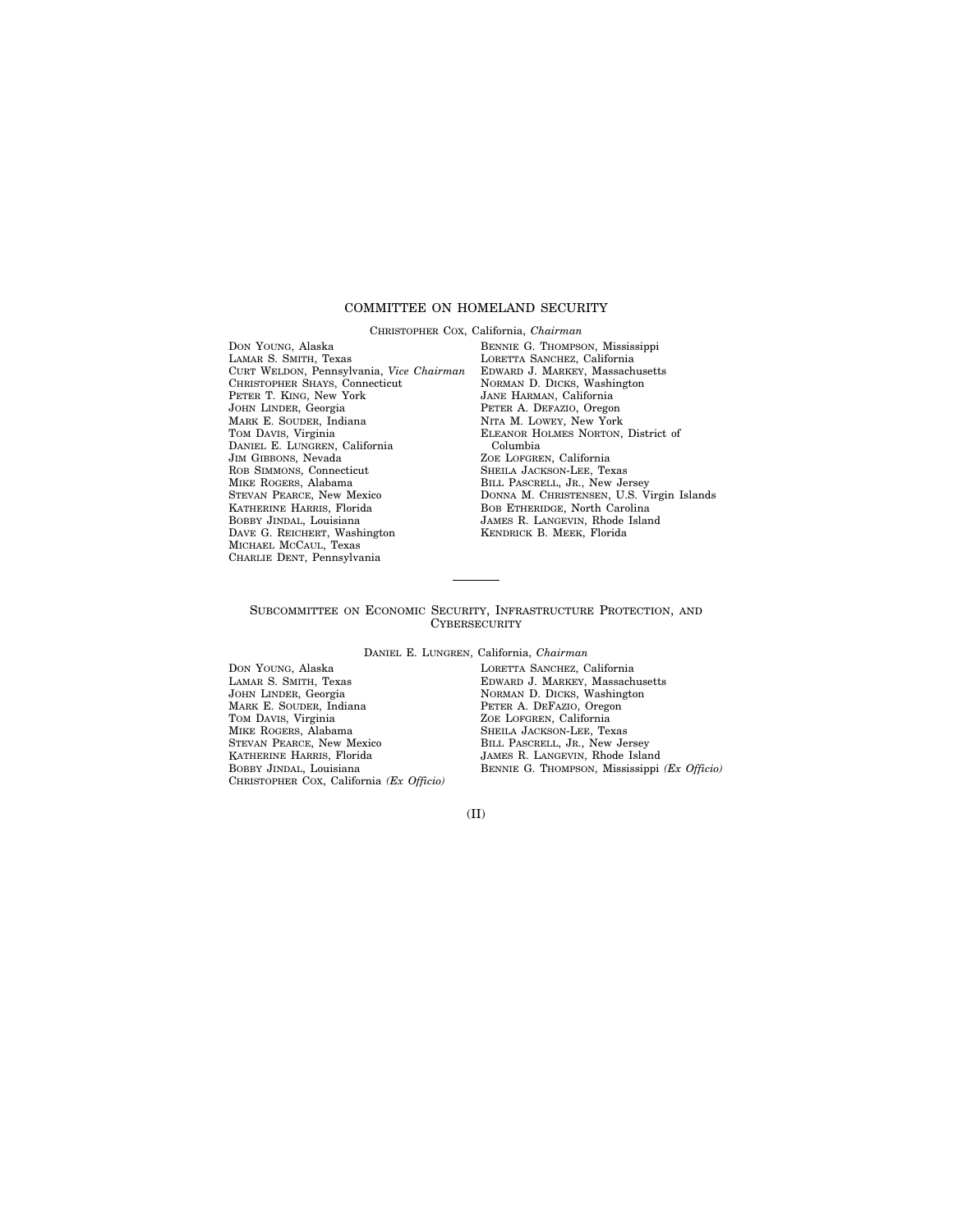# COMMITTEE ON HOMELAND SECURITY

CHRISTOPHER COX, California, *Chairman*

DON YOUNG, Alaska
LAMAR S. SMITH, Texas
CURT WELDON, Pennsylvania, *Vice Chairman*
CHRISTOPHER SHAYS, Connecticut
PETER T. KING, New York
JOHN LINDER, Georgia
MARK E. SOUDER, Indiana
TOM DAVIS, Virginia
DANIEL E. LUNGREN, California
JIM GIBBONS, Nevada
ROB SIMMONS, Connecticut
MIKE ROGERS, Alabama
STEVAN PEARCE, New Mexico
KATHERINE HARRIS, Florida
BOBBY JINDAL, Louisiana
DAVE G. REICHERT, Washington
MICHAEL MCCAUL, Texas
CHARLIE DENT, Pennsylvania

BENNIE G. THOMPSON, Mississippi
LORETTA SANCHEZ, California
EDWARD J. MARKEY, Massachusetts
NORMAN D. DICKS, Washington
JANE HARMAN, California
PETER A. DEFAZIO, Oregon
NITA M. LOWEY, New York
ELEANOR HOLMES NORTON, District of Columbia
ZOE LOFGREN, California
SHEILA JACKSON-LEE, Texas
BILL PASCRELL, JR., New Jersey
DONNA M. CHRISTENSEN, U.S. Virgin Islands
BOB ETHERIDGE, North Carolina
JAMES R. LANGEVIN, Rhode Island
KENDRICK B. MEEK, Florida

---

## SUBCOMMITTEE ON ECONOMIC SECURITY, INFRASTRUCTURE PROTECTION, AND CYBERSECURITY

DANIEL E. LUNGREN, California, *Chairman*

DON YOUNG, Alaska
LAMAR S. SMITH, Texas
JOHN LINDER, Georgia
MARK E. SOUDER, Indiana
TOM DAVIS, Virginia
MIKE ROGERS, Alabama
STEVAN PEARCE, New Mexico
KATHERINE HARRIS, Florida
BOBBY JINDAL, Louisiana
CHRISTOPHER COX, California *(Ex Officio)*

LORETTA SANCHEZ, California
EDWARD J. MARKEY, Massachusetts
NORMAN D. DICKS, Washington
PETER A. DEFAZIO, Oregon
ZOE LOFGREN, California
SHEILA JACKSON-LEE, Texas
BILL PASCRELL, JR., New Jersey
JAMES R. LANGEVIN, Rhode Island
BENNIE G. THOMPSON, Mississippi *(Ex Officio)*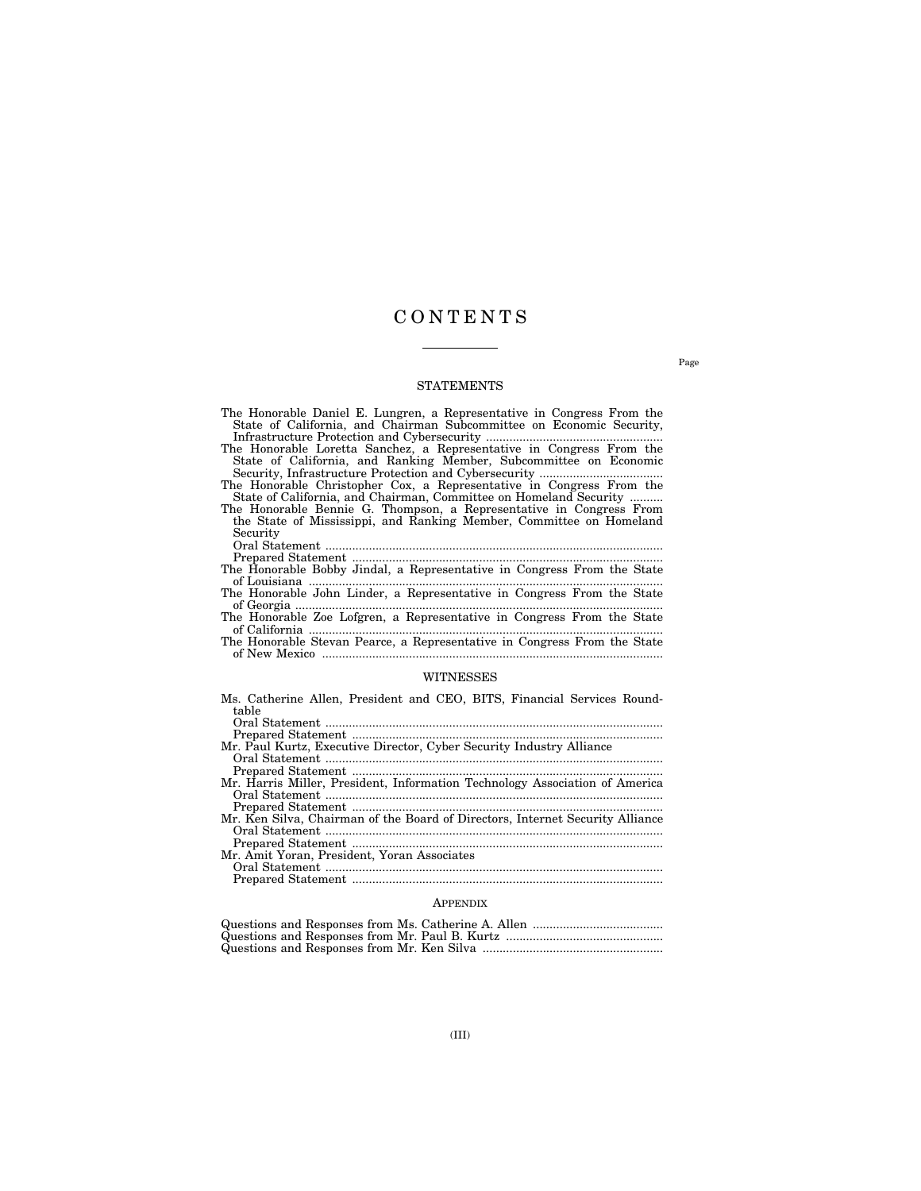# CONTENTS

Page

## STATEMENTS

The Honorable Daniel E. Lungren, a Representative in Congress From the State of California, and Chairman Subcommittee on Economic Security, Infrastructure Protection and Cybersecurity

The Honorable Loretta Sanchez, a Representative in Congress From the State of California, and Ranking Member, Subcommittee on Economic Security, Infrastructure Protection and Cybersecurity

The Honorable Christopher Cox, a Representative in Congress From the State of California, and Chairman, Committee on Homeland Security

The Honorable Bennie G. Thompson, a Representative in Congress From the State of Mississippi, and Ranking Member, Committee on Homeland Security
- Oral Statement
- Prepared Statement

The Honorable Bobby Jindal, a Representative in Congress From the State of Louisiana

The Honorable John Linder, a Representative in Congress From the State of Georgia

The Honorable Zoe Lofgren, a Representative in Congress From the State of California

The Honorable Stevan Pearce, a Representative in Congress From the State of New Mexico

## WITNESSES

Ms. Catherine Allen, President and CEO, BITS, Financial Services Roundtable
- Oral Statement
- Prepared Statement

Mr. Paul Kurtz, Executive Director, Cyber Security Industry Alliance
- Oral Statement
- Prepared Statement

Mr. Harris Miller, President, Information Technology Association of America
- Oral Statement
- Prepared Statement

Mr. Ken Silva, Chairman of the Board of Directors, Internet Security Alliance
- Oral Statement
- Prepared Statement

Mr. Amit Yoran, President, Yoran Associates
- Oral Statement
- Prepared Statement

## APPENDIX

Questions and Responses from Ms. Catherine A. Allen

Questions and Responses from Mr. Paul B. Kurtz

Questions and Responses from Mr. Ken Silva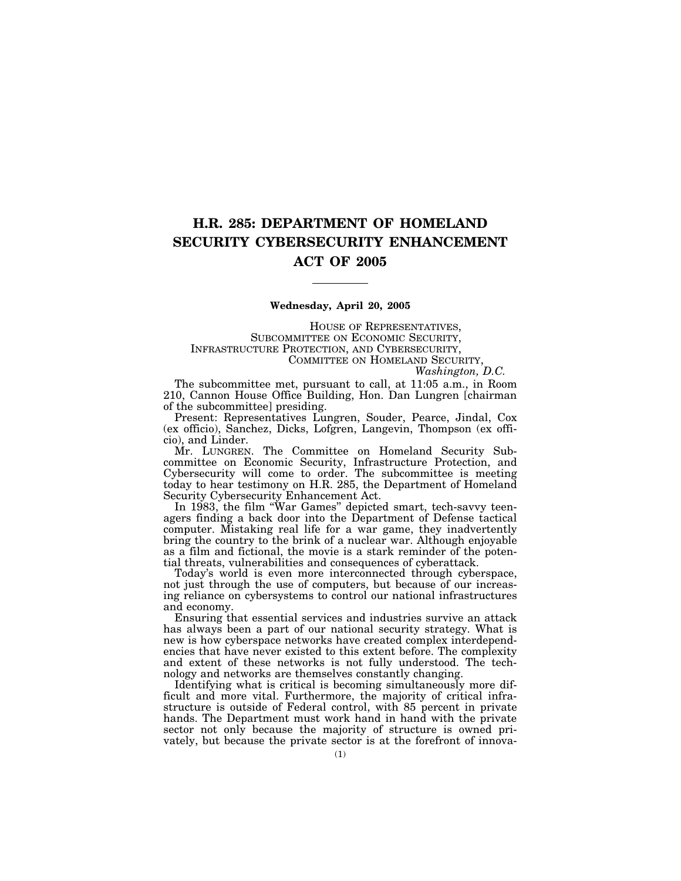# H.R. 285: DEPARTMENT OF HOMELAND SECURITY CYBERSECURITY ENHANCEMENT ACT OF 2005

---

**Wednesday, April 20, 2005**

HOUSE OF REPRESENTATIVES,
SUBCOMMITTEE ON ECONOMIC SECURITY,
INFRASTRUCTURE PROTECTION, AND CYBERSECURITY,
COMMITTEE ON HOMELAND SECURITY,
*Washington, D.C.*

The subcommittee met, pursuant to call, at 11:05 a.m., in Room 210, Cannon House Office Building, Hon. Dan Lungren [chairman of the subcommittee] presiding.

Present: Representatives Lungren, Souder, Pearce, Jindal, Cox (ex officio), Sanchez, Dicks, Lofgren, Langevin, Thompson (ex officio), and Linder.

Mr. LUNGREN. The Committee on Homeland Security Subcommittee on Economic Security, Infrastructure Protection, and Cybersecurity will come to order. The subcommittee is meeting today to hear testimony on H.R. 285, the Department of Homeland Security Cybersecurity Enhancement Act.

In 1983, the film "War Games" depicted smart, tech-savvy teenagers finding a back door into the Department of Defense tactical computer. Mistaking real life for a war game, they inadvertently bring the country to the brink of a nuclear war. Although enjoyable as a film and fictional, the movie is a stark reminder of the potential threats, vulnerabilities and consequences of cyberattack.

Today's world is even more interconnected through cyberspace, not just through the use of computers, but because of our increasing reliance on cybersystems to control our national infrastructures and economy.

Ensuring that essential services and industries survive an attack has always been a part of our national security strategy. What is new is how cyberspace networks have created complex interdependencies that have never existed to this extent before. The complexity and extent of these networks is not fully understood. The technology and networks are themselves constantly changing.

Identifying what is critical is becoming simultaneously more difficult and more vital. Furthermore, the majority of critical infrastructure is outside of Federal control, with 85 percent in private hands. The Department must work hand in hand with the private sector not only because the majority of structure is owned privately, but because the private sector is at the forefront of innova-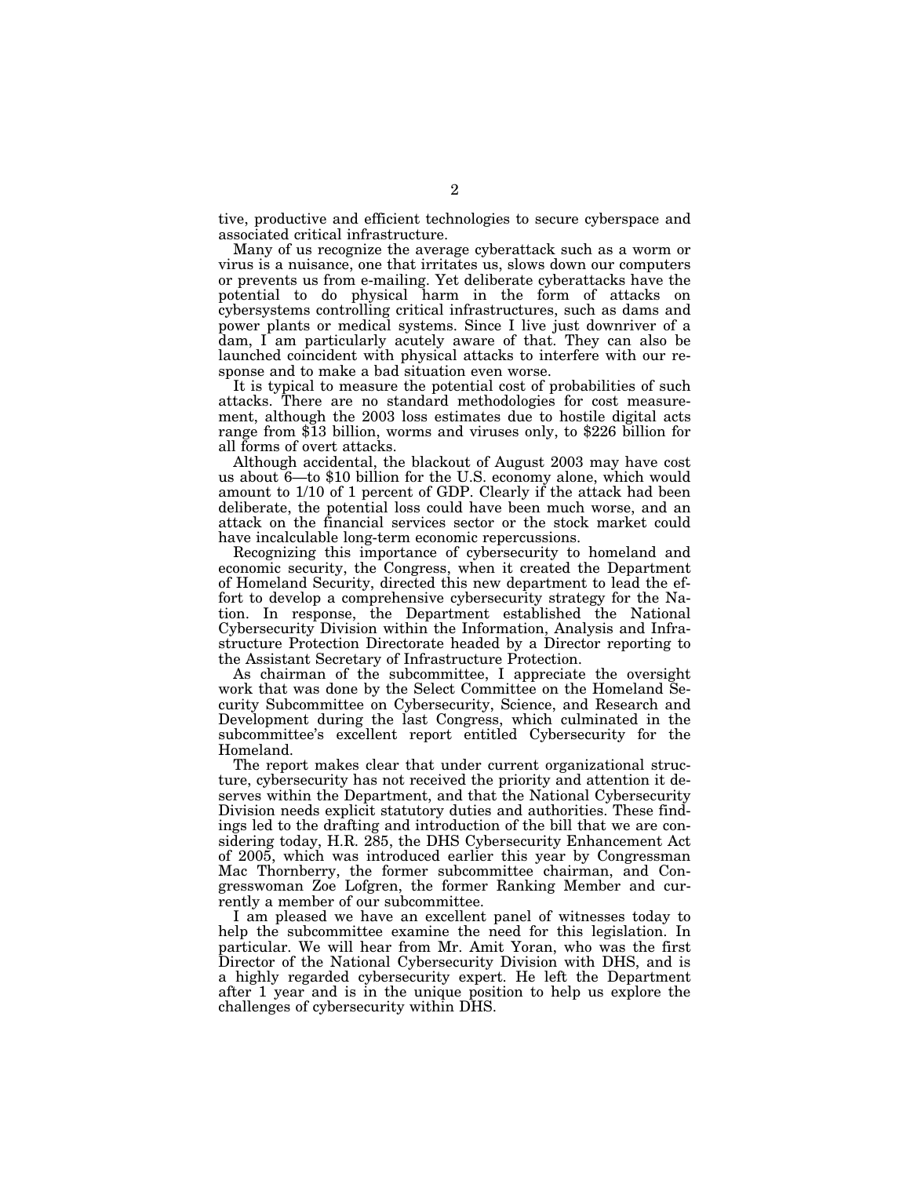tive, productive and efficient technologies to secure cyberspace and associated critical infrastructure.

Many of us recognize the average cyberattack such as a worm or virus is a nuisance, one that irritates us, slows down our computers or prevents us from e-mailing. Yet deliberate cyberattacks have the potential to do physical harm in the form of attacks on cybersystems controlling critical infrastructures, such as dams and power plants or medical systems. Since I live just downriver of a dam, I am particularly acutely aware of that. They can also be launched coincident with physical attacks to interfere with our response and to make a bad situation even worse.

It is typical to measure the potential cost of probabilities of such attacks. There are no standard methodologies for cost measurement, although the 2003 loss estimates due to hostile digital acts range from $13 billion, worms and viruses only, to $226 billion for all forms of overt attacks.

Although accidental, the blackout of August 2003 may have cost us about 6—to $10 billion for the U.S. economy alone, which would amount to 1/10 of 1 percent of GDP. Clearly if the attack had been deliberate, the potential loss could have been much worse, and an attack on the financial services sector or the stock market could have incalculable long-term economic repercussions.

Recognizing this importance of cybersecurity to homeland and economic security, the Congress, when it created the Department of Homeland Security, directed this new department to lead the effort to develop a comprehensive cybersecurity strategy for the Nation. In response, the Department established the National Cybersecurity Division within the Information, Analysis and Infrastructure Protection Directorate headed by a Director reporting to the Assistant Secretary of Infrastructure Protection.

As chairman of the subcommittee, I appreciate the oversight work that was done by the Select Committee on the Homeland Security Subcommittee on Cybersecurity, Science, and Research and Development during the last Congress, which culminated in the subcommittee's excellent report entitled Cybersecurity for the Homeland.

The report makes clear that under current organizational structure, cybersecurity has not received the priority and attention it deserves within the Department, and that the National Cybersecurity Division needs explicit statutory duties and authorities. These findings led to the drafting and introduction of the bill that we are considering today, H.R. 285, the DHS Cybersecurity Enhancement Act of 2005, which was introduced earlier this year by Congressman Mac Thornberry, the former subcommittee chairman, and Congresswoman Zoe Lofgren, the former Ranking Member and currently a member of our subcommittee.

I am pleased we have an excellent panel of witnesses today to help the subcommittee examine the need for this legislation. In particular. We will hear from Mr. Amit Yoran, who was the first Director of the National Cybersecurity Division with DHS, and is a highly regarded cybersecurity expert. He left the Department after 1 year and is in the unique position to help us explore the challenges of cybersecurity within DHS.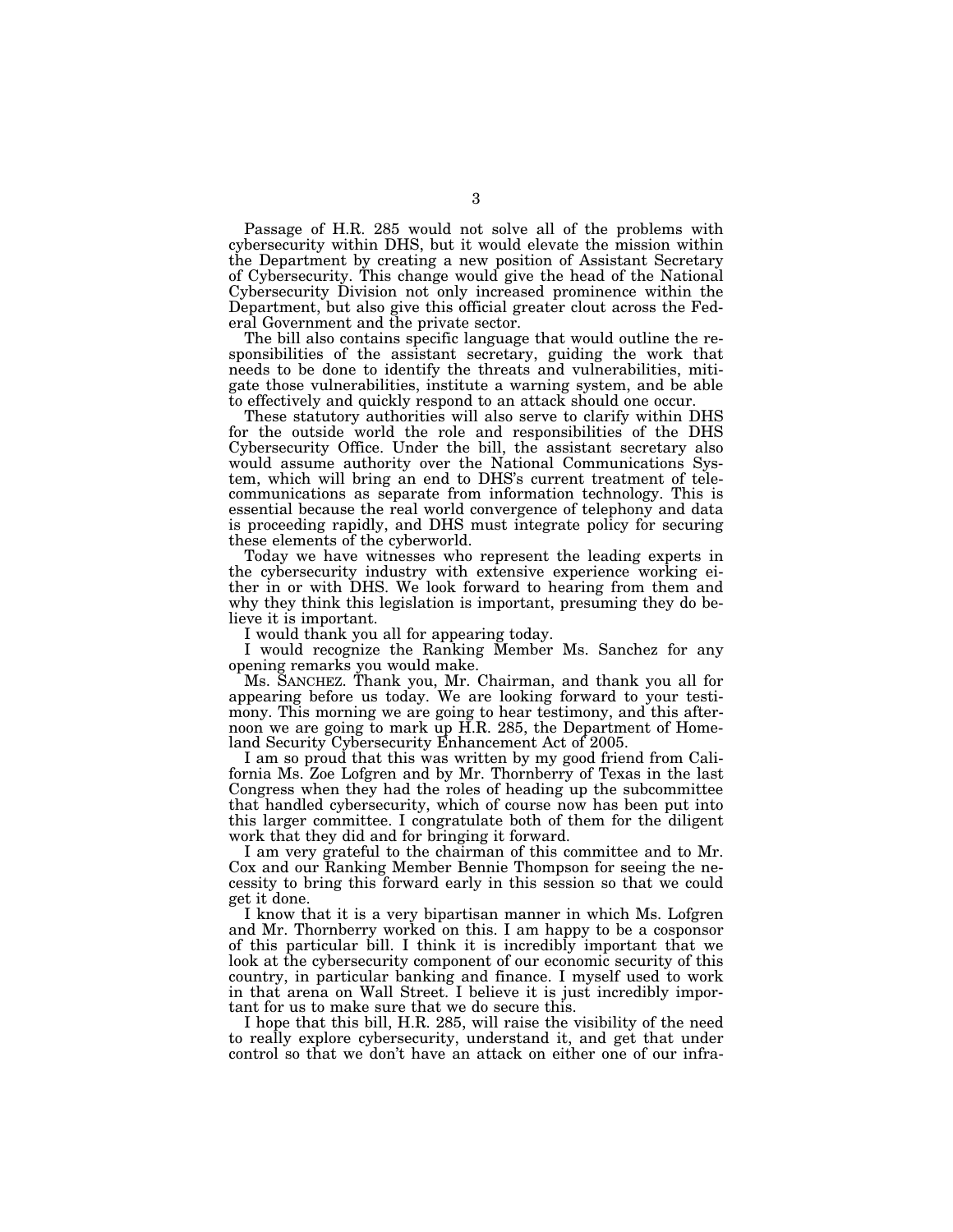Passage of H.R. 285 would not solve all of the problems with cybersecurity within DHS, but it would elevate the mission within the Department by creating a new position of Assistant Secretary of Cybersecurity. This change would give the head of the National Cybersecurity Division not only increased prominence within the Department, but also give this official greater clout across the Federal Government and the private sector.

The bill also contains specific language that would outline the responsibilities of the assistant secretary, guiding the work that needs to be done to identify the threats and vulnerabilities, mitigate those vulnerabilities, institute a warning system, and be able to effectively and quickly respond to an attack should one occur.

These statutory authorities will also serve to clarify within DHS for the outside world the role and responsibilities of the DHS Cybersecurity Office. Under the bill, the assistant secretary also would assume authority over the National Communications System, which will bring an end to DHS's current treatment of telecommunications as separate from information technology. This is essential because the real world convergence of telephony and data is proceeding rapidly, and DHS must integrate policy for securing these elements of the cyberworld.

Today we have witnesses who represent the leading experts in the cybersecurity industry with extensive experience working either in or with DHS. We look forward to hearing from them and why they think this legislation is important, presuming they do believe it is important.

I would thank you all for appearing today.

I would recognize the Ranking Member Ms. Sanchez for any opening remarks you would make.

Ms. SANCHEZ. Thank you, Mr. Chairman, and thank you all for appearing before us today. We are looking forward to your testimony. This morning we are going to hear testimony, and this afternoon we are going to mark up H.R. 285, the Department of Homeland Security Cybersecurity Enhancement Act of 2005.

I am so proud that this was written by my good friend from California Ms. Zoe Lofgren and by Mr. Thornberry of Texas in the last Congress when they had the roles of heading up the subcommittee that handled cybersecurity, which of course now has been put into this larger committee. I congratulate both of them for the diligent work that they did and for bringing it forward.

I am very grateful to the chairman of this committee and to Mr. Cox and our Ranking Member Bennie Thompson for seeing the necessity to bring this forward early in this session so that we could get it done.

I know that it is a very bipartisan manner in which Ms. Lofgren and Mr. Thornberry worked on this. I am happy to be a cosponsor of this particular bill. I think it is incredibly important that we look at the cybersecurity component of our economic security of this country, in particular banking and finance. I myself used to work in that arena on Wall Street. I believe it is just incredibly important for us to make sure that we do secure this.

I hope that this bill, H.R. 285, will raise the visibility of the need to really explore cybersecurity, understand it, and get that under control so that we don't have an attack on either one of our infra-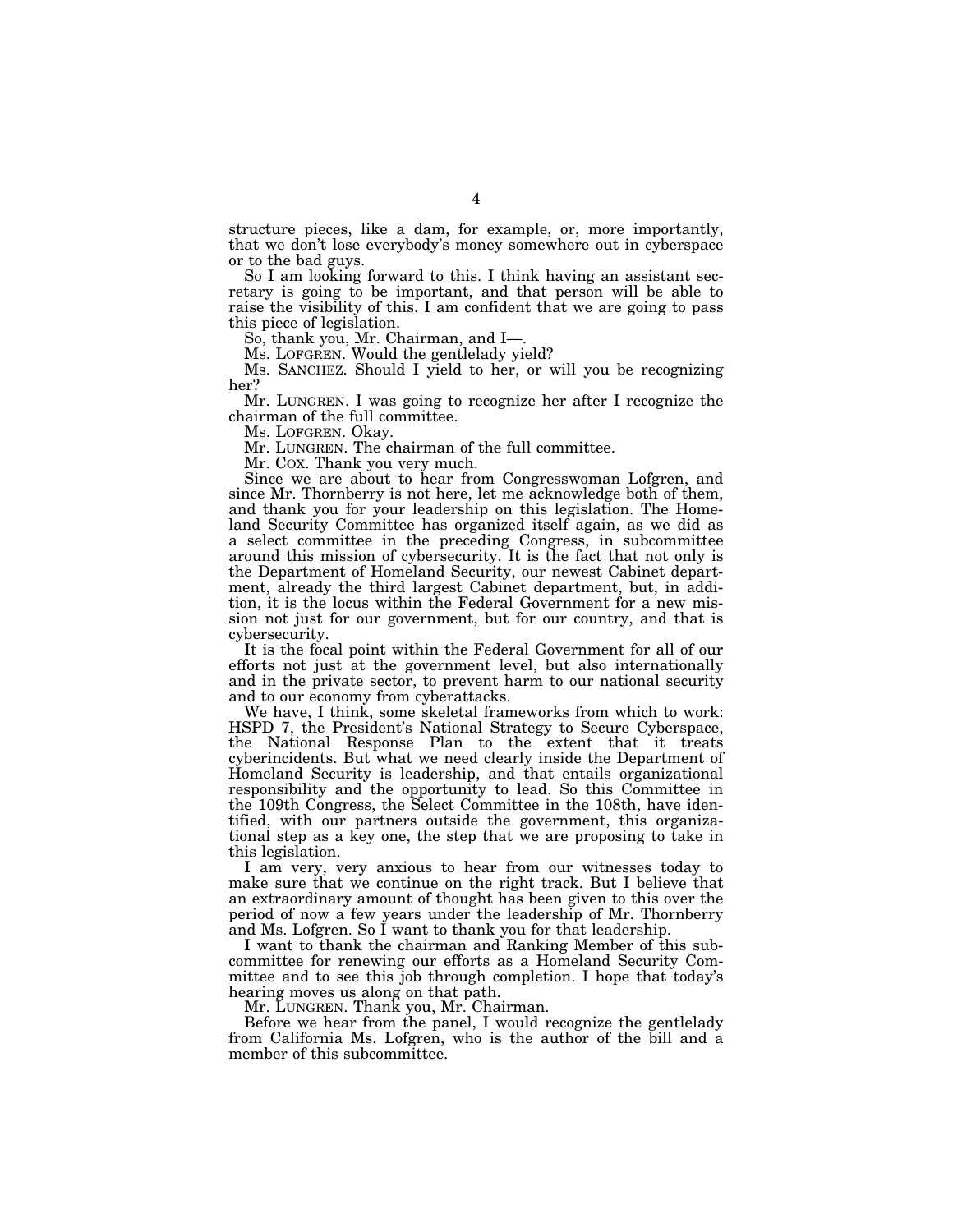structure pieces, like a dam, for example, or, more importantly, that we don't lose everybody's money somewhere out in cyberspace or to the bad guys.

So I am looking forward to this. I think having an assistant secretary is going to be important, and that person will be able to raise the visibility of this. I am confident that we are going to pass this piece of legislation.

So, thank you, Mr. Chairman, and I—.

Ms. LOFGREN. Would the gentlelady yield?

Ms. SANCHEZ. Should I yield to her, or will you be recognizing her?

Mr. LUNGREN. I was going to recognize her after I recognize the chairman of the full committee.

Ms. LOFGREN. Okay.

Mr. LUNGREN. The chairman of the full committee.

Mr. COX. Thank you very much.

Since we are about to hear from Congresswoman Lofgren, and since Mr. Thornberry is not here, let me acknowledge both of them, and thank you for your leadership on this legislation. The Homeland Security Committee has organized itself again, as we did as a select committee in the preceding Congress, in subcommittee around this mission of cybersecurity. It is the fact that not only is the Department of Homeland Security, our newest Cabinet department, already the third largest Cabinet department, but, in addition, it is the locus within the Federal Government for a new mission not just for our government, but for our country, and that is cybersecurity.

It is the focal point within the Federal Government for all of our efforts not just at the government level, but also internationally and in the private sector, to prevent harm to our national security and to our economy from cyberattacks.

We have, I think, some skeletal frameworks from which to work: HSPD 7, the President's National Strategy to Secure Cyberspace, the National Response Plan to the extent that it treats cyberincidents. But what we need clearly inside the Department of Homeland Security is leadership, and that entails organizational responsibility and the opportunity to lead. So this Committee in the 109th Congress, the Select Committee in the 108th, have identified, with our partners outside the government, this organizational step as a key one, the step that we are proposing to take in this legislation.

I am very, very anxious to hear from our witnesses today to make sure that we continue on the right track. But I believe that an extraordinary amount of thought has been given to this over the period of now a few years under the leadership of Mr. Thornberry and Ms. Lofgren. So I want to thank you for that leadership.

I want to thank the chairman and Ranking Member of this subcommittee for renewing our efforts as a Homeland Security Committee and to see this job through completion. I hope that today's hearing moves us along on that path.

Mr. LUNGREN. Thank you, Mr. Chairman.

Before we hear from the panel, I would recognize the gentlelady from California Ms. Lofgren, who is the author of the bill and a member of this subcommittee.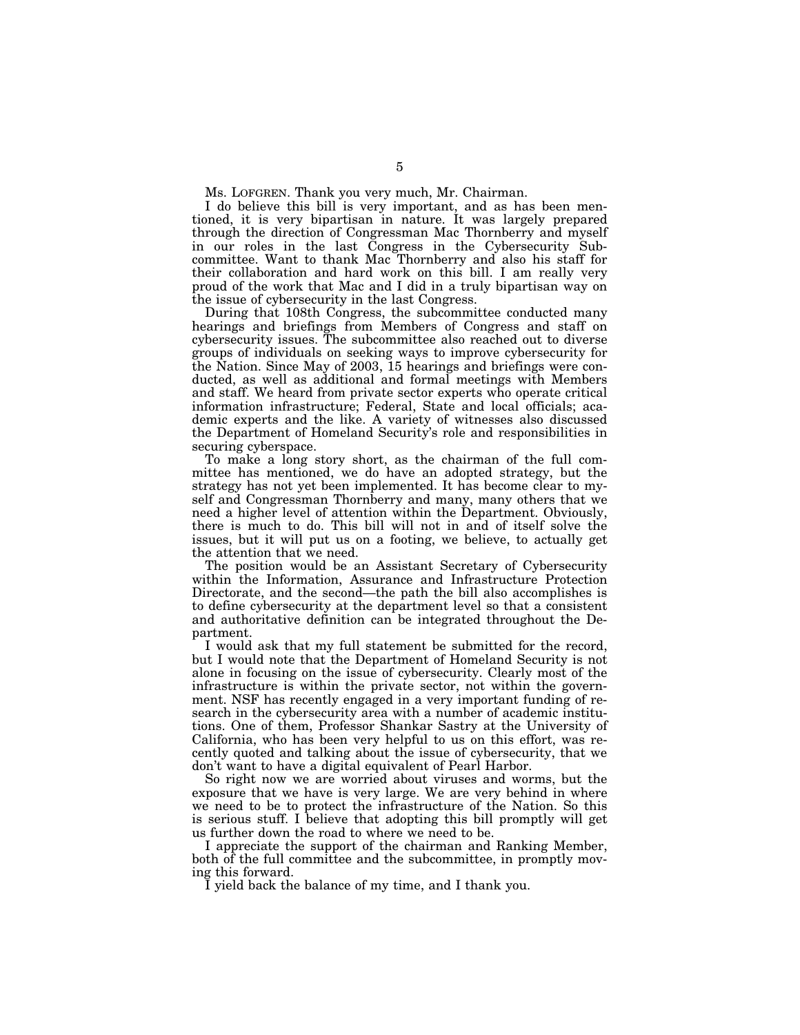Ms. LOFGREN. Thank you very much, Mr. Chairman.

I do believe this bill is very important, and as has been mentioned, it is very bipartisan in nature. It was largely prepared through the direction of Congressman Mac Thornberry and myself in our roles in the last Congress in the Cybersecurity Subcommittee. Want to thank Mac Thornberry and also his staff for their collaboration and hard work on this bill. I am really very proud of the work that Mac and I did in a truly bipartisan way on the issue of cybersecurity in the last Congress.

During that 108th Congress, the subcommittee conducted many hearings and briefings from Members of Congress and staff on cybersecurity issues. The subcommittee also reached out to diverse groups of individuals on seeking ways to improve cybersecurity for the Nation. Since May of 2003, 15 hearings and briefings were conducted, as well as additional and formal meetings with Members and staff. We heard from private sector experts who operate critical information infrastructure; Federal, State and local officials; academic experts and the like. A variety of witnesses also discussed the Department of Homeland Security's role and responsibilities in securing cyberspace.

To make a long story short, as the chairman of the full committee has mentioned, we do have an adopted strategy, but the strategy has not yet been implemented. It has become clear to myself and Congressman Thornberry and many, many others that we need a higher level of attention within the Department. Obviously, there is much to do. This bill will not in and of itself solve the issues, but it will put us on a footing, we believe, to actually get the attention that we need.

The position would be an Assistant Secretary of Cybersecurity within the Information, Assurance and Infrastructure Protection Directorate, and the second—the path the bill also accomplishes is to define cybersecurity at the department level so that a consistent and authoritative definition can be integrated throughout the Department.

I would ask that my full statement be submitted for the record, but I would note that the Department of Homeland Security is not alone in focusing on the issue of cybersecurity. Clearly most of the infrastructure is within the private sector, not within the government. NSF has recently engaged in a very important funding of research in the cybersecurity area with a number of academic institutions. One of them, Professor Shankar Sastry at the University of California, who has been very helpful to us on this effort, was recently quoted and talking about the issue of cybersecurity, that we don't want to have a digital equivalent of Pearl Harbor.

So right now we are worried about viruses and worms, but the exposure that we have is very large. We are very behind in where we need to be to protect the infrastructure of the Nation. So this is serious stuff. I believe that adopting this bill promptly will get us further down the road to where we need to be.

I appreciate the support of the chairman and Ranking Member, both of the full committee and the subcommittee, in promptly moving this forward.

I yield back the balance of my time, and I thank you.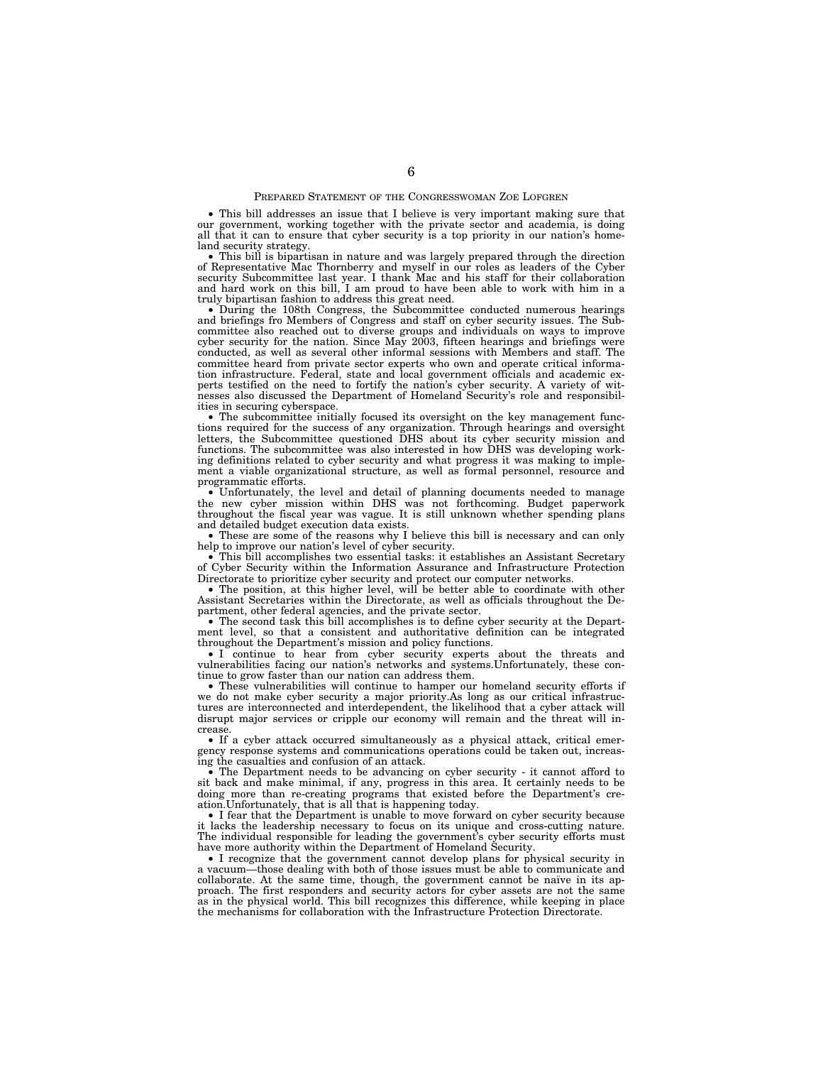PREPARED STATEMENT OF THE CONGRESSWOMAN ZOE LOFGREN

- This bill addresses an issue that I believe is very important making sure that our government, working together with the private sector and academia, is doing all that it can to ensure that cyber security is a top priority in our nation's homeland security strategy.
- This bill is bipartisan in nature and was largely prepared through the direction of Representative Mac Thornberry and myself in our roles as leaders of the Cyber security Subcommittee last year. I thank Mac and his staff for their collaboration and hard work on this bill, I am proud to have been able to work with him in a truly bipartisan fashion to address this great need.
- During the 108th Congress, the Subcommittee conducted numerous hearings and briefings fro Members of Congress and staff on cyber security issues. The Subcommittee also reached out to diverse groups and individuals on ways to improve cyber security for the nation. Since May 2003, fifteen hearings and briefings were conducted, as well as several other informal sessions with Members and staff. The committee heard from private sector experts who own and operate critical information infrastructure. Federal, state and local government officials and academic experts testified on the need to fortify the nation's cyber security. A variety of witnesses also discussed the Department of Homeland Security's role and responsibilities in securing cyberspace.
- The subcommittee initially focused its oversight on the key management functions required for the success of any organization. Through hearings and oversight letters, the Subcommittee questioned DHS about its cyber security mission and functions. The subcommittee was also interested in how DHS was developing working definitions related to cyber security and what progress it was making to implement a viable organizational structure, as well as formal personnel, resource and programmatic efforts.
- Unfortunately, the level and detail of planning documents needed to manage the new cyber mission within DHS was not forthcoming. Budget paperwork throughout the fiscal year was vague. It is still unknown whether spending plans and detailed budget execution data exists.
- These are some of the reasons why I believe this bill is necessary and can only help to improve our nation's level of cyber security.
- This bill accomplishes two essential tasks: it establishes an Assistant Secretary of Cyber Security within the Information Assurance and Infrastructure Protection Directorate to prioritize cyber security and protect our computer networks.
- The position, at this higher level, will be better able to coordinate with other Assistant Secretaries within the Directorate, as well as officials throughout the Department, other federal agencies, and the private sector.
- The second task this bill accomplishes is to define cyber security at the Department level, so that a consistent and authoritative definition can be integrated throughout the Department's mission and policy functions.
- I continue to hear from cyber security experts about the threats and vulnerabilities facing our nation's networks and systems.Unfortunately, these continue to grow faster than our nation can address them.
- These vulnerabilities will continue to hamper our homeland security efforts if we do not make cyber security a major priority.As long as our critical infrastructures are interconnected and interdependent, the likelihood that a cyber attack will disrupt major services or cripple our economy will remain and the threat will increase.
- If a cyber attack occurred simultaneously as a physical attack, critical emergency response systems and communications operations could be taken out, increasing the casualties and confusion of an attack.
- The Department needs to be advancing on cyber security - it cannot afford to sit back and make minimal, if any, progress in this area. It certainly needs to be doing more than re-creating programs that existed before the Department's creation.Unfortunately, that is all that is happening today.
- I fear that the Department is unable to move forward on cyber security because it lacks the leadership necessary to focus on its unique and cross-cutting nature. The individual responsible for leading the government's cyber security efforts must have more authority within the Department of Homeland Security.
- I recognize that the government cannot develop plans for physical security in a vacuum—those dealing with both of those issues must be able to communicate and collaborate. At the same time, though, the government cannot be naive in its approach. The first responders and security actors for cyber assets are not the same as in the physical world. This bill recognizes this difference, while keeping in place the mechanisms for collaboration with the Infrastructure Protection Directorate.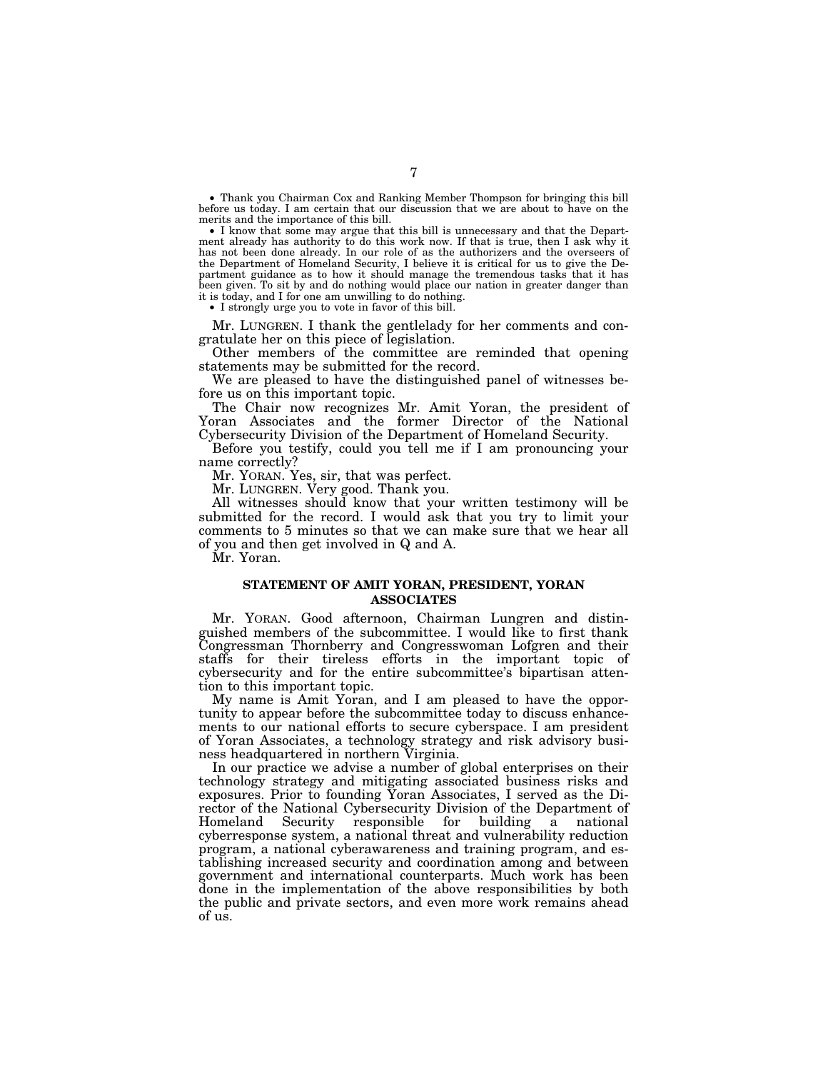- Thank you Chairman Cox and Ranking Member Thompson for bringing this bill before us today. I am certain that our discussion that we are about to have on the merits and the importance of this bill.
- I know that some may argue that this bill is unnecessary and that the Department already has authority to do this work now. If that is true, then I ask why it has not been done already. In our role of as the authorizers and the overseers of the Department of Homeland Security, I believe it is critical for us to give the Department guidance as to how it should manage the tremendous tasks that it has been given. To sit by and do nothing would place our nation in greater danger than it is today, and I for one am unwilling to do nothing.
- I strongly urge you to vote in favor of this bill.

Mr. LUNGREN. I thank the gentlelady for her comments and congratulate her on this piece of legislation.

Other members of the committee are reminded that opening statements may be submitted for the record.

We are pleased to have the distinguished panel of witnesses before us on this important topic.

The Chair now recognizes Mr. Amit Yoran, the president of Yoran Associates and the former Director of the National Cybersecurity Division of the Department of Homeland Security.

Before you testify, could you tell me if I am pronouncing your name correctly?

Mr. YORAN. Yes, sir, that was perfect.

Mr. LUNGREN. Very good. Thank you.

All witnesses should know that your written testimony will be submitted for the record. I would ask that you try to limit your comments to 5 minutes so that we can make sure that we hear all of you and then get involved in Q and A.

Mr. Yoran.

**STATEMENT OF AMIT YORAN, PRESIDENT, YORAN ASSOCIATES**

Mr. YORAN. Good afternoon, Chairman Lungren and distinguished members of the subcommittee. I would like to first thank Congressman Thornberry and Congresswoman Lofgren and their staffs for their tireless efforts in the important topic of cybersecurity and for the entire subcommittee's bipartisan attention to this important topic.

My name is Amit Yoran, and I am pleased to have the opportunity to appear before the subcommittee today to discuss enhancements to our national efforts to secure cyberspace. I am president of Yoran Associates, a technology strategy and risk advisory business headquartered in northern Virginia.

In our practice we advise a number of global enterprises on their technology strategy and mitigating associated business risks and exposures. Prior to founding Yoran Associates, I served as the Director of the National Cybersecurity Division of the Department of Homeland Security responsible for building a national cyberresponse system, a national threat and vulnerability reduction program, a national cyberawareness and training program, and establishing increased security and coordination among and between government and international counterparts. Much work has been done in the implementation of the above responsibilities by both the public and private sectors, and even more work remains ahead of us.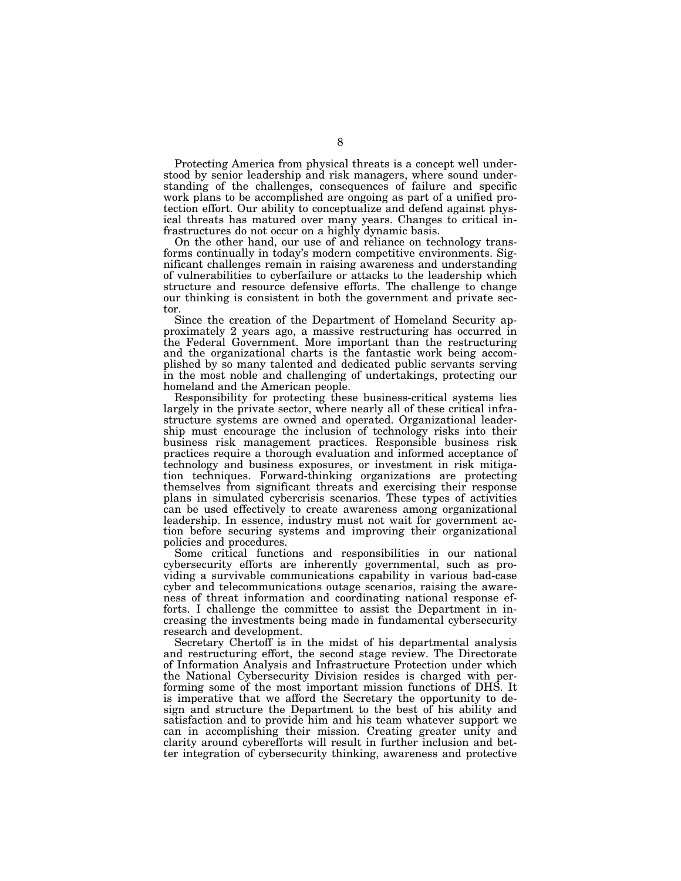Protecting America from physical threats is a concept well understood by senior leadership and risk managers, where sound understanding of the challenges, consequences of failure and specific work plans to be accomplished are ongoing as part of a unified protection effort. Our ability to conceptualize and defend against physical threats has matured over many years. Changes to critical infrastructures do not occur on a highly dynamic basis.

On the other hand, our use of and reliance on technology transforms continually in today's modern competitive environments. Significant challenges remain in raising awareness and understanding of vulnerabilities to cyberfailure or attacks to the leadership which structure and resource defensive efforts. The challenge to change our thinking is consistent in both the government and private sector.

Since the creation of the Department of Homeland Security approximately 2 years ago, a massive restructuring has occurred in the Federal Government. More important than the restructuring and the organizational charts is the fantastic work being accomplished by so many talented and dedicated public servants serving in the most noble and challenging of undertakings, protecting our homeland and the American people.

Responsibility for protecting these business-critical systems lies largely in the private sector, where nearly all of these critical infrastructure systems are owned and operated. Organizational leadership must encourage the inclusion of technology risks into their business risk management practices. Responsible business risk practices require a thorough evaluation and informed acceptance of technology and business exposures, or investment in risk mitigation techniques. Forward-thinking organizations are protecting themselves from significant threats and exercising their response plans in simulated cybercrisis scenarios. These types of activities can be used effectively to create awareness among organizational leadership. In essence, industry must not wait for government action before securing systems and improving their organizational policies and procedures.

Some critical functions and responsibilities in our national cybersecurity efforts are inherently governmental, such as providing a survivable communications capability in various bad-case cyber and telecommunications outage scenarios, raising the awareness of threat information and coordinating national response efforts. I challenge the committee to assist the Department in increasing the investments being made in fundamental cybersecurity research and development.

Secretary Chertoff is in the midst of his departmental analysis and restructuring effort, the second stage review. The Directorate of Information Analysis and Infrastructure Protection under which the National Cybersecurity Division resides is charged with performing some of the most important mission functions of DHS. It is imperative that we afford the Secretary the opportunity to design and structure the Department to the best of his ability and satisfaction and to provide him and his team whatever support we can in accomplishing their mission. Creating greater unity and clarity around cyberefforts will result in further inclusion and better integration of cybersecurity thinking, awareness and protective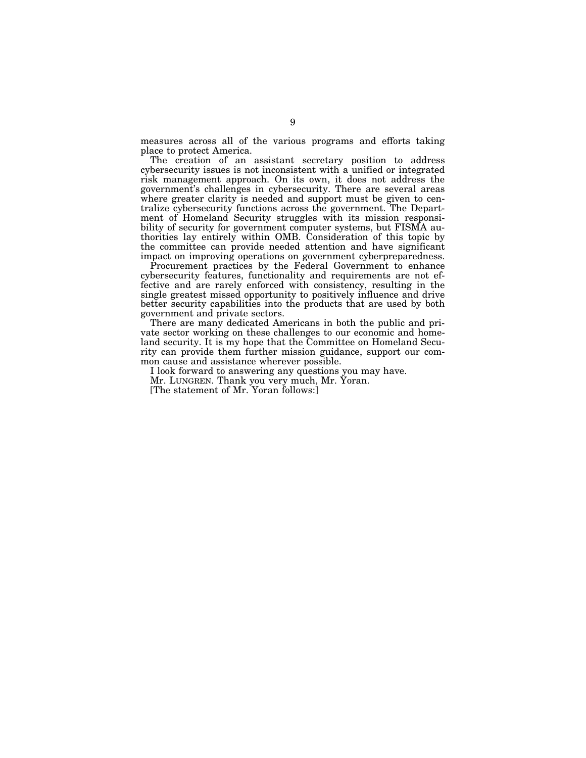measures across all of the various programs and efforts taking place to protect America.

The creation of an assistant secretary position to address cybersecurity issues is not inconsistent with a unified or integrated risk management approach. On its own, it does not address the government's challenges in cybersecurity. There are several areas where greater clarity is needed and support must be given to centralize cybersecurity functions across the government. The Department of Homeland Security struggles with its mission responsibility of security for government computer systems, but FISMA authorities lay entirely within OMB. Consideration of this topic by the committee can provide needed attention and have significant impact on improving operations on government cyberpreparedness.

Procurement practices by the Federal Government to enhance cybersecurity features, functionality and requirements are not effective and are rarely enforced with consistency, resulting in the single greatest missed opportunity to positively influence and drive better security capabilities into the products that are used by both government and private sectors.

There are many dedicated Americans in both the public and private sector working on these challenges to our economic and homeland security. It is my hope that the Committee on Homeland Security can provide them further mission guidance, support our common cause and assistance wherever possible.

I look forward to answering any questions you may have.

Mr. LUNGREN. Thank you very much, Mr. Yoran.

[The statement of Mr. Yoran follows:]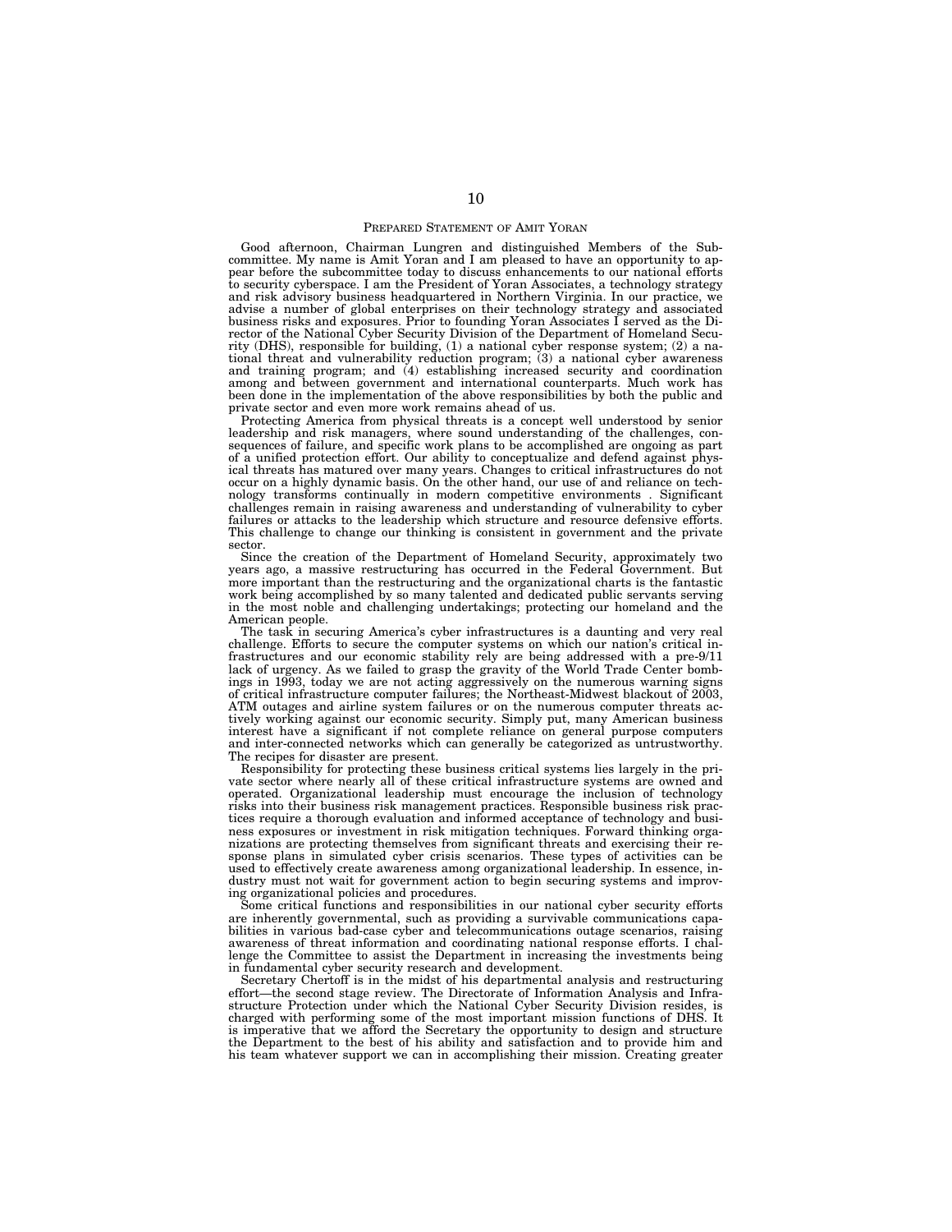PREPARED STATEMENT OF AMIT YORAN

Good afternoon, Chairman Lungren and distinguished Members of the Subcommittee. My name is Amit Yoran and I am pleased to have an opportunity to appear before the subcommittee today to discuss enhancements to our national efforts to security cyberspace. I am the President of Yoran Associates, a technology strategy and risk advisory business headquartered in Northern Virginia. In our practice, we advise a number of global enterprises on their technology strategy and associated business risks and exposures. Prior to founding Yoran Associates I served as the Director of the National Cyber Security Division of the Department of Homeland Security (DHS), responsible for building, (1) a national cyber response system; (2) a national threat and vulnerability reduction program; (3) a national cyber awareness and training program; and (4) establishing increased security and coordination among and between government and international counterparts. Much work has been done in the implementation of the above responsibilities by both the public and private sector and even more work remains ahead of us.

Protecting America from physical threats is a concept well understood by senior leadership and risk managers, where sound understanding of the challenges, consequences of failure, and specific work plans to be accomplished are ongoing as part of a unified protection effort. Our ability to conceptualize and defend against physical threats has matured over many years. Changes to critical infrastructures do not occur on a highly dynamic basis. On the other hand, our use of and reliance on technology transforms continually in modern competitive environments . Significant challenges remain in raising awareness and understanding of vulnerability to cyber failures or attacks to the leadership which structure and resource defensive efforts. This challenge to change our thinking is consistent in government and the private sector.

Since the creation of the Department of Homeland Security, approximately two years ago, a massive restructuring has occurred in the Federal Government. But more important than the restructuring and the organizational charts is the fantastic work being accomplished by so many talented and dedicated public servants serving in the most noble and challenging undertakings; protecting our homeland and the American people.

The task in securing America's cyber infrastructures is a daunting and very real challenge. Efforts to secure the computer systems on which our nation's critical infrastructures and our economic stability rely are being addressed with a pre-9/11 lack of urgency. As we failed to grasp the gravity of the World Trade Center bombings in 1993, today we are not acting aggressively on the numerous warning signs of critical infrastructure computer failures; the Northeast-Midwest blackout of 2003, ATM outages and airline system failures or on the numerous computer threats actively working against our economic security. Simply put, many American business interest have a significant if not complete reliance on general purpose computers and inter-connected networks which can generally be categorized as untrustworthy. The recipes for disaster are present.

Responsibility for protecting these business critical systems lies largely in the private sector where nearly all of these critical infrastructure systems are owned and operated. Organizational leadership must encourage the inclusion of technology risks into their business risk management practices. Responsible business risk practices require a thorough evaluation and informed acceptance of technology and business exposures or investment in risk mitigation techniques. Forward thinking organizations are protecting themselves from significant threats and exercising their response plans in simulated cyber crisis scenarios. These types of activities can be used to effectively create awareness among organizational leadership. In essence, industry must not wait for government action to begin securing systems and improving organizational policies and procedures.

Some critical functions and responsibilities in our national cyber security efforts are inherently governmental, such as providing a survivable communications capabilities in various bad-case cyber and telecommunications outage scenarios, raising awareness of threat information and coordinating national response efforts. I challenge the Committee to assist the Department in increasing the investments being in fundamental cyber security research and development.

Secretary Chertoff is in the midst of his departmental analysis and restructuring effort—the second stage review. The Directorate of Information Analysis and Infrastructure Protection under which the National Cyber Security Division resides, is charged with performing some of the most important mission functions of DHS. It is imperative that we afford the Secretary the opportunity to design and structure the Department to the best of his ability and satisfaction and to provide him and his team whatever support we can in accomplishing their mission. Creating greater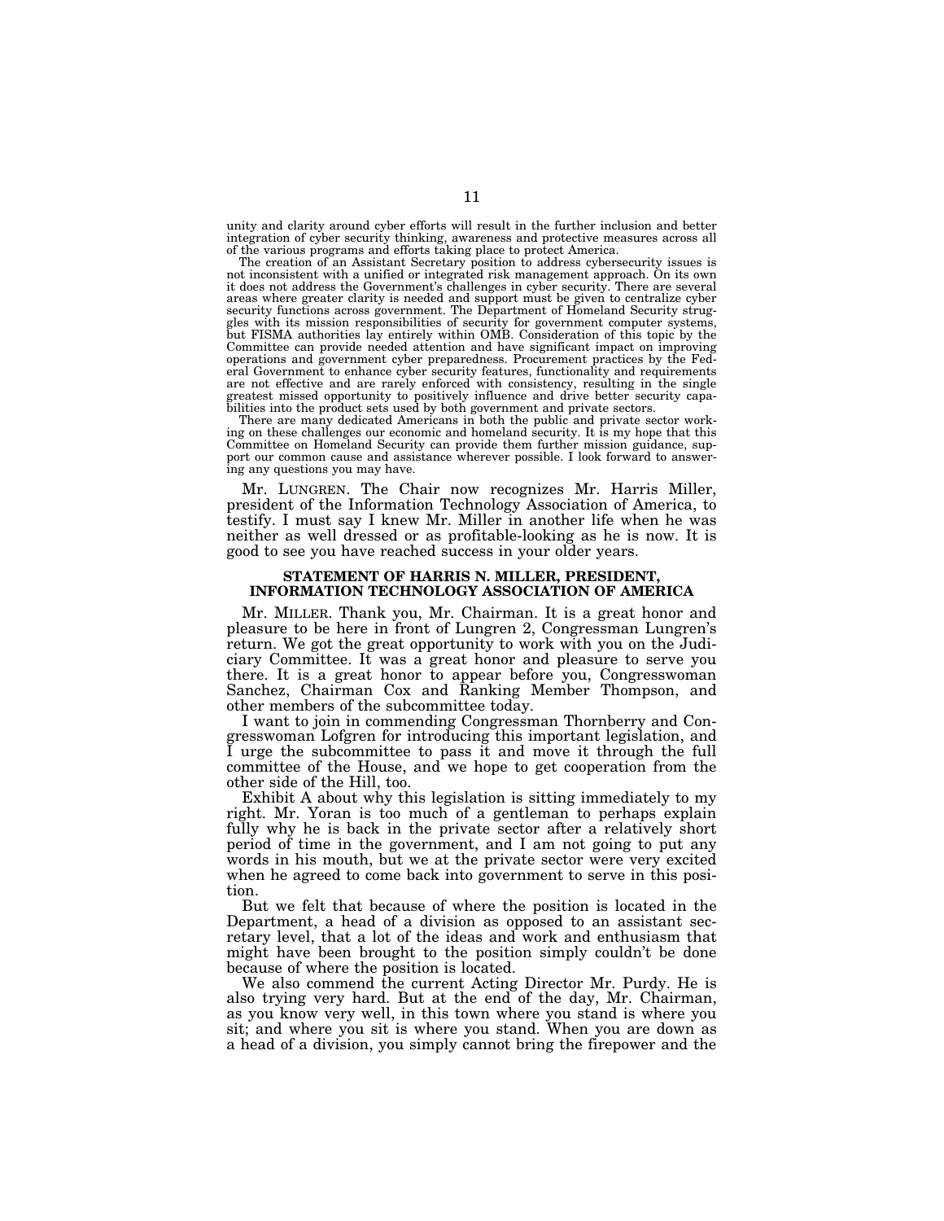unity and clarity around cyber efforts will result in the further inclusion and better integration of cyber security thinking, awareness and protective measures across all of the various programs and efforts taking place to protect America.

The creation of an Assistant Secretary position to address cybersecurity issues is not inconsistent with a unified or integrated risk management approach. On its own it does not address the Government's challenges in cyber security. There are several areas where greater clarity is needed and support must be given to centralize cyber security functions across government. The Department of Homeland Security struggles with its mission responsibilities of security for government computer systems, but FISMA authorities lay entirely within OMB. Consideration of this topic by the Committee can provide needed attention and have significant impact on improving operations and government cyber preparedness. Procurement practices by the Federal Government to enhance cyber security features, functionality and requirements are not effective and are rarely enforced with consistency, resulting in the single greatest missed opportunity to positively influence and drive better security capabilities into the product sets used by both government and private sectors.

There are many dedicated Americans in both the public and private sector working on these challenges our economic and homeland security. It is my hope that this Committee on Homeland Security can provide them further mission guidance, support our common cause and assistance wherever possible. I look forward to answering any questions you may have.

Mr. LUNGREN. The Chair now recognizes Mr. Harris Miller, president of the Information Technology Association of America, to testify. I must say I knew Mr. Miller in another life when he was neither as well dressed or as profitable-looking as he is now. It is good to see you have reached success in your older years.

## STATEMENT OF HARRIS N. MILLER, PRESIDENT, INFORMATION TECHNOLOGY ASSOCIATION OF AMERICA

Mr. MILLER. Thank you, Mr. Chairman. It is a great honor and pleasure to be here in front of Lungren 2, Congressman Lungren's return. We got the great opportunity to work with you on the Judiciary Committee. It was a great honor and pleasure to serve you there. It is a great honor to appear before you, Congresswoman Sanchez, Chairman Cox and Ranking Member Thompson, and other members of the subcommittee today.

I want to join in commending Congressman Thornberry and Congresswoman Lofgren for introducing this important legislation, and I urge the subcommittee to pass it and move it through the full committee of the House, and we hope to get cooperation from the other side of the Hill, too.

Exhibit A about why this legislation is sitting immediately to my right. Mr. Yoran is too much of a gentleman to perhaps explain fully why he is back in the private sector after a relatively short period of time in the government, and I am not going to put any words in his mouth, but we at the private sector were very excited when he agreed to come back into government to serve in this position.

But we felt that because of where the position is located in the Department, a head of a division as opposed to an assistant secretary level, that a lot of the ideas and work and enthusiasm that might have been brought to the position simply couldn't be done because of where the position is located.

We also commend the current Acting Director Mr. Purdy. He is also trying very hard. But at the end of the day, Mr. Chairman, as you know very well, in this town where you stand is where you sit; and where you sit is where you stand. When you are down as a head of a division, you simply cannot bring the firepower and the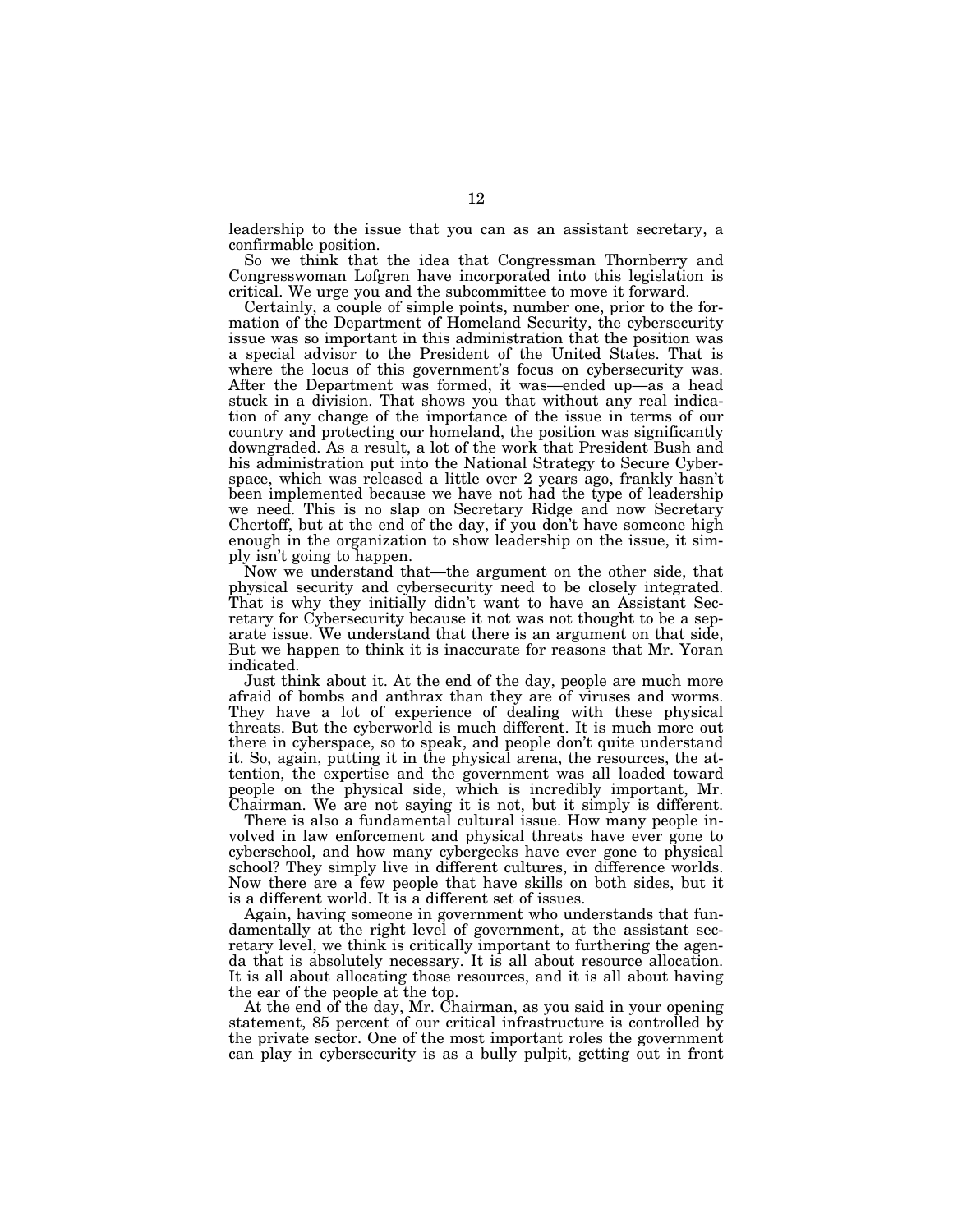leadership to the issue that you can as an assistant secretary, a confirmable position.

So we think that the idea that Congressman Thornberry and Congresswoman Lofgren have incorporated into this legislation is critical. We urge you and the subcommittee to move it forward.

Certainly, a couple of simple points, number one, prior to the formation of the Department of Homeland Security, the cybersecurity issue was so important in this administration that the position was a special advisor to the President of the United States. That is where the locus of this government's focus on cybersecurity was. After the Department was formed, it was—ended up—as a head stuck in a division. That shows you that without any real indication of any change of the importance of the issue in terms of our country and protecting our homeland, the position was significantly downgraded. As a result, a lot of the work that President Bush and his administration put into the National Strategy to Secure Cyberspace, which was released a little over 2 years ago, frankly hasn't been implemented because we have not had the type of leadership we need. This is no slap on Secretary Ridge and now Secretary Chertoff, but at the end of the day, if you don't have someone high enough in the organization to show leadership on the issue, it simply isn't going to happen.

Now we understand that—the argument on the other side, that physical security and cybersecurity need to be closely integrated. That is why they initially didn't want to have an Assistant Secretary for Cybersecurity because it not was not thought to be a separate issue. We understand that there is an argument on that side, But we happen to think it is inaccurate for reasons that Mr. Yoran indicated.

Just think about it. At the end of the day, people are much more afraid of bombs and anthrax than they are of viruses and worms. They have a lot of experience of dealing with these physical threats. But the cyberworld is much different. It is much more out there in cyberspace, so to speak, and people don't quite understand it. So, again, putting it in the physical arena, the resources, the attention, the expertise and the government was all loaded toward people on the physical side, which is incredibly important, Mr. Chairman. We are not saying it is not, but it simply is different.

There is also a fundamental cultural issue. How many people involved in law enforcement and physical threats have ever gone to cyberschool, and how many cybergeeks have ever gone to physical school? They simply live in different cultures, in difference worlds. Now there are a few people that have skills on both sides, but it is a different world. It is a different set of issues.

Again, having someone in government who understands that fundamentally at the right level of government, at the assistant secretary level, we think is critically important to furthering the agenda that is absolutely necessary. It is all about resource allocation. It is all about allocating those resources, and it is all about having the ear of the people at the top.

At the end of the day, Mr. Chairman, as you said in your opening statement, 85 percent of our critical infrastructure is controlled by the private sector. One of the most important roles the government can play in cybersecurity is as a bully pulpit, getting out in front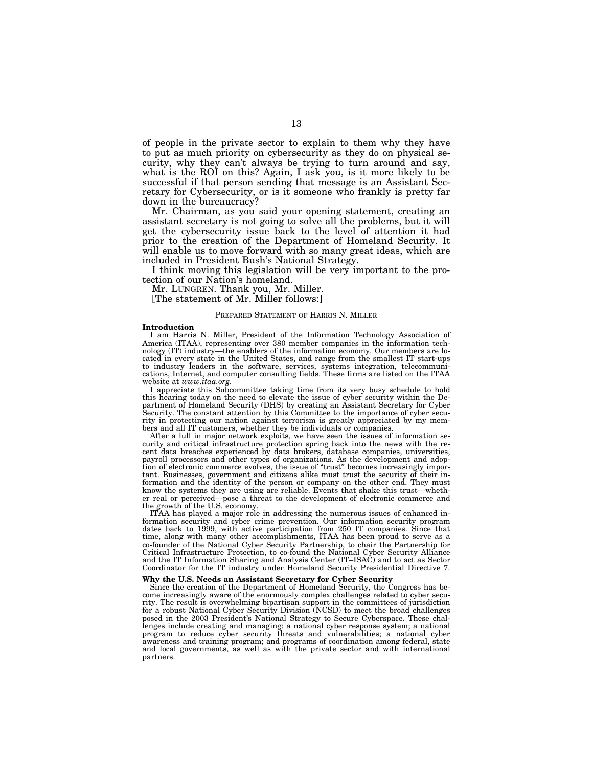of people in the private sector to explain to them why they have to put as much priority on cybersecurity as they do on physical security, why they can't always be trying to turn around and say, what is the ROI on this? Again, I ask you, is it more likely to be successful if that person sending that message is an Assistant Secretary for Cybersecurity, or is it someone who frankly is pretty far down in the bureaucracy?

Mr. Chairman, as you said your opening statement, creating an assistant secretary is not going to solve all the problems, but it will get the cybersecurity issue back to the level of attention it had prior to the creation of the Department of Homeland Security. It will enable us to move forward with so many great ideas, which are included in President Bush's National Strategy.

I think moving this legislation will be very important to the protection of our Nation's homeland.

Mr. LUNGREN. Thank you, Mr. Miller.

[The statement of Mr. Miller follows:]

PREPARED STATEMENT OF HARRIS N. MILLER

**Introduction**

I am Harris N. Miller, President of the Information Technology Association of America (ITAA), representing over 380 member companies in the information technology (IT) industry—the enablers of the information economy. Our members are located in every state in the United States, and range from the smallest IT start-ups to industry leaders in the software, services, systems integration, telecommunications, Internet, and computer consulting fields. These firms are listed on the ITAA website at *www.itaa.org*.

I appreciate this Subcommittee taking time from its very busy schedule to hold this hearing today on the need to elevate the issue of cyber security within the Department of Homeland Security (DHS) by creating an Assistant Secretary for Cyber Security. The constant attention by this Committee to the importance of cyber security in protecting our nation against terrorism is greatly appreciated by my members and all IT customers, whether they be individuals or companies.

After a lull in major network exploits, we have seen the issues of information security and critical infrastructure protection spring back into the news with the recent data breaches experienced by data brokers, database companies, universities, payroll processors and other types of organizations. As the development and adoption of electronic commerce evolves, the issue of "trust" becomes increasingly important. Businesses, government and citizens alike must trust the security of their information and the identity of the person or company on the other end. They must know the systems they are using are reliable. Events that shake this trust—whether real or perceived—pose a threat to the development of electronic commerce and the growth of the U.S. economy.

ITAA has played a major role in addressing the numerous issues of enhanced information security and cyber crime prevention. Our information security program dates back to 1999, with active participation from 250 IT companies. Since that time, along with many other accomplishments, ITAA has been proud to serve as a co-founder of the National Cyber Security Partnership, to chair the Partnership for Critical Infrastructure Protection, to co-found the National Cyber Security Alliance and the IT Information Sharing and Analysis Center (IT–ISAC) and to act as Sector Coordinator for the IT industry under Homeland Security Presidential Directive 7.

**Why the U.S. Needs an Assistant Secretary for Cyber Security**

Since the creation of the Department of Homeland Security, the Congress has become increasingly aware of the enormously complex challenges related to cyber security. The result is overwhelming bipartisan support in the committees of jurisdiction for a robust National Cyber Security Division (NCSD) to meet the broad challenges posed in the 2003 President's National Strategy to Secure Cyberspace. These challenges include creating and managing: a national cyber response system; a national program to reduce cyber security threats and vulnerabilities; a national cyber awareness and training program; and programs of coordination among federal, state and local governments, as well as with the private sector and with international partners.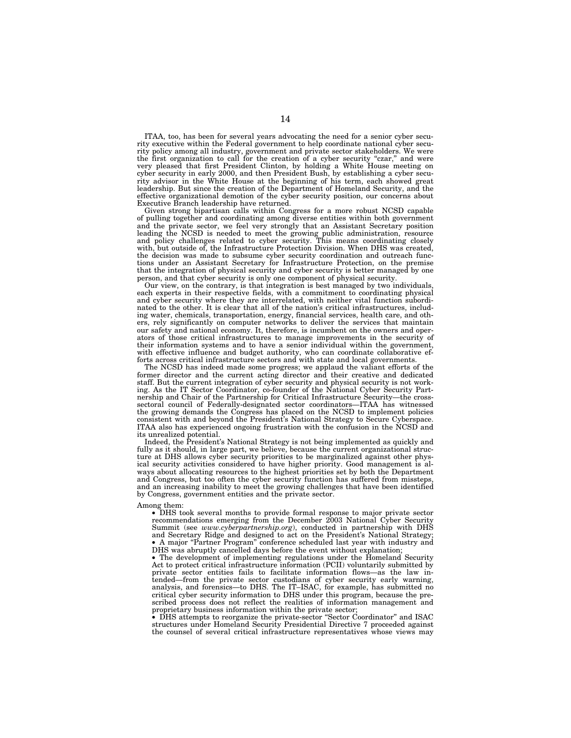ITAA, too, has been for several years advocating the need for a senior cyber security executive within the Federal government to help coordinate national cyber security policy among all industry, government and private sector stakeholders. We were the first organization to call for the creation of a cyber security "czar," and were very pleased that first President Clinton, by holding a White House meeting on cyber security in early 2000, and then President Bush, by establishing a cyber security advisor in the White House at the beginning of his term, each showed great leadership. But since the creation of the Department of Homeland Security, and the effective organizational demotion of the cyber security position, our concerns about Executive Branch leadership have returned.

Given strong bipartisan calls within Congress for a more robust NCSD capable of pulling together and coordinating among diverse entities within both government and the private sector, we feel very strongly that an Assistant Secretary position leading the NCSD is needed to meet the growing public administration, resource and policy challenges related to cyber security. This means coordinating closely with, but outside of, the Infrastructure Protection Division. When DHS was created, the decision was made to subsume cyber security coordination and outreach functions under an Assistant Secretary for Infrastructure Protection, on the premise that the integration of physical security and cyber security is better managed by one person, and that cyber security is only one component of physical security.

Our view, on the contrary, is that integration is best managed by two individuals, each experts in their respective fields, with a commitment to coordinating physical and cyber security where they are interrelated, with neither vital function subordinated to the other. It is clear that all of the nation's critical infrastructures, including water, chemicals, transportation, energy, financial services, health care, and others, rely significantly on computer networks to deliver the services that maintain our safety and national economy. It, therefore, is incumbent on the owners and operators of those critical infrastructures to manage improvements in the security of their information systems and to have a senior individual within the government, with effective influence and budget authority, who can coordinate collaborative efforts across critical infrastructure sectors and with state and local governments.

The NCSD has indeed made some progress; we applaud the valiant efforts of the former director and the current acting director and their creative and dedicated staff. But the current integration of cyber security and physical security is not working. As the IT Sector Coordinator, co-founder of the National Cyber Security Partnership and Chair of the Partnership for Critical Infrastructure Security—the cross-sectoral council of Federally-designated sector coordinators—ITAA has witnessed the growing demands the Congress has placed on the NCSD to implement policies consistent with and beyond the President's National Strategy to Secure Cyberspace. ITAA also has experienced ongoing frustration with the confusion in the NCSD and its unrealized potential.

Indeed, the President's National Strategy is not being implemented as quickly and fully as it should, in large part, we believe, because the current organizational structure at DHS allows cyber security priorities to be marginalized against other physical security activities considered to have higher priority. Good management is always about allocating resources to the highest priorities set by both the Department and Congress, but too often the cyber security function has suffered from missteps, and an increasing inability to meet the growing challenges that have been identified by Congress, government entities and the private sector.

Among them:

- DHS took several months to provide formal response to major private sector recommendations emerging from the December 2003 National Cyber Security Summit (see *www.cyberpartnership.org*), conducted in partnership with DHS and Secretary Ridge and designed to act on the President's National Strategy;
- A major "Partner Program" conference scheduled last year with industry and DHS was abruptly cancelled days before the event without explanation;
- The development of implementing regulations under the Homeland Security Act to protect critical infrastructure information (PCII) voluntarily submitted by private sector entities fails to facilitate information flows—as the law intended—from the private sector custodians of cyber security early warning, analysis, and forensics—to DHS. The IT–ISAC, for example, has submitted no critical cyber security information to DHS under this program, because the prescribed process does not reflect the realities of information management and proprietary business information within the private sector;
- DHS attempts to reorganize the private-sector "Sector Coordinator" and ISAC structures under Homeland Security Presidential Directive 7 proceeded against the counsel of several critical infrastructure representatives whose views may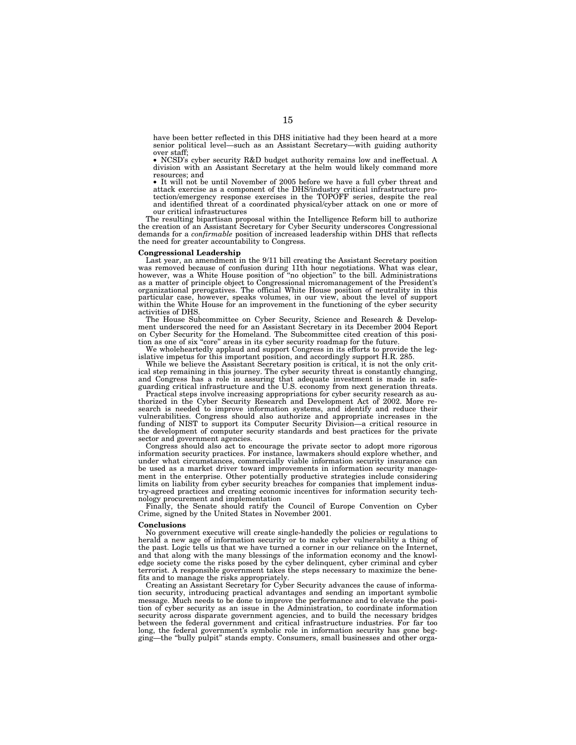have been better reflected in this DHS initiative had they been heard at a more senior political level—such as an Assistant Secretary—with guiding authority over staff;

- NCSD's cyber security R&D budget authority remains low and ineffectual. A division with an Assistant Secretary at the helm would likely command more resources; and
- It will not be until November of 2005 before we have a full cyber threat and attack exercise as a component of the DHS/industry critical infrastructure protection/emergency response exercises in the TOPOFF series, despite the real and identified threat of a coordinated physical/cyber attack on one or more of our critical infrastructures

The resulting bipartisan proposal within the Intelligence Reform bill to authorize the creation of an Assistant Secretary for Cyber Security underscores Congressional demands for a *confirmable* position of increased leadership within DHS that reflects the need for greater accountability to Congress.

**Congressional Leadership**

Last year, an amendment in the 9/11 bill creating the Assistant Secretary position was removed because of confusion during 11th hour negotiations. What was clear, however, was a White House position of "no objection" to the bill. Administrations as a matter of principle object to Congressional micromanagement of the President's organizational prerogatives. The official White House position of neutrality in this particular case, however, speaks volumes, in our view, about the level of support within the White House for an improvement in the functioning of the cyber security activities of DHS.

The House Subcommittee on Cyber Security, Science and Research & Development underscored the need for an Assistant Secretary in its December 2004 Report on Cyber Security for the Homeland. The Subcommittee cited creation of this position as one of six "core" areas in its cyber security roadmap for the future.

We wholeheartedly applaud and support Congress in its efforts to provide the legislative impetus for this important position, and accordingly support H.R. 285.

While we believe the Assistant Secretary position is critical, it is not the only critical step remaining in this journey. The cyber security threat is constantly changing, and Congress has a role in assuring that adequate investment is made in safeguarding critical infrastructure and the U.S. economy from next generation threats.

Practical steps involve increasing appropriations for cyber security research as authorized in the Cyber Security Research and Development Act of 2002. More research is needed to improve information systems, and identify and reduce their vulnerabilities. Congress should also authorize and appropriate increases in the funding of NIST to support its Computer Security Division—a critical resource in the development of computer security standards and best practices for the private sector and government agencies.

Congress should also act to encourage the private sector to adopt more rigorous information security practices. For instance, lawmakers should explore whether, and under what circumstances, commercially viable information security insurance can be used as a market driver toward improvements in information security management in the enterprise. Other potentially productive strategies include considering limits on liability from cyber security breaches for companies that implement industry-agreed practices and creating economic incentives for information security technology procurement and implementation

Finally, the Senate should ratify the Council of Europe Convention on Cyber Crime, signed by the United States in November 2001.

**Conclusions**

No government executive will create single-handedly the policies or regulations to herald a new age of information security or to make cyber vulnerability a thing of the past. Logic tells us that we have turned a corner in our reliance on the Internet, and that along with the many blessings of the information economy and the knowledge society come the risks posed by the cyber delinquent, cyber criminal and cyber terrorist. A responsible government takes the steps necessary to maximize the benefits and to manage the risks appropriately.

Creating an Assistant Secretary for Cyber Security advances the cause of information security, introducing practical advantages and sending an important symbolic message. Much needs to be done to improve the performance and to elevate the position of cyber security as an issue in the Administration, to coordinate information security across disparate government agencies, and to build the necessary bridges between the federal government and critical infrastructure industries. For far too long, the federal government's symbolic role in information security has gone begging—the "bully pulpit" stands empty. Consumers, small businesses and other orga-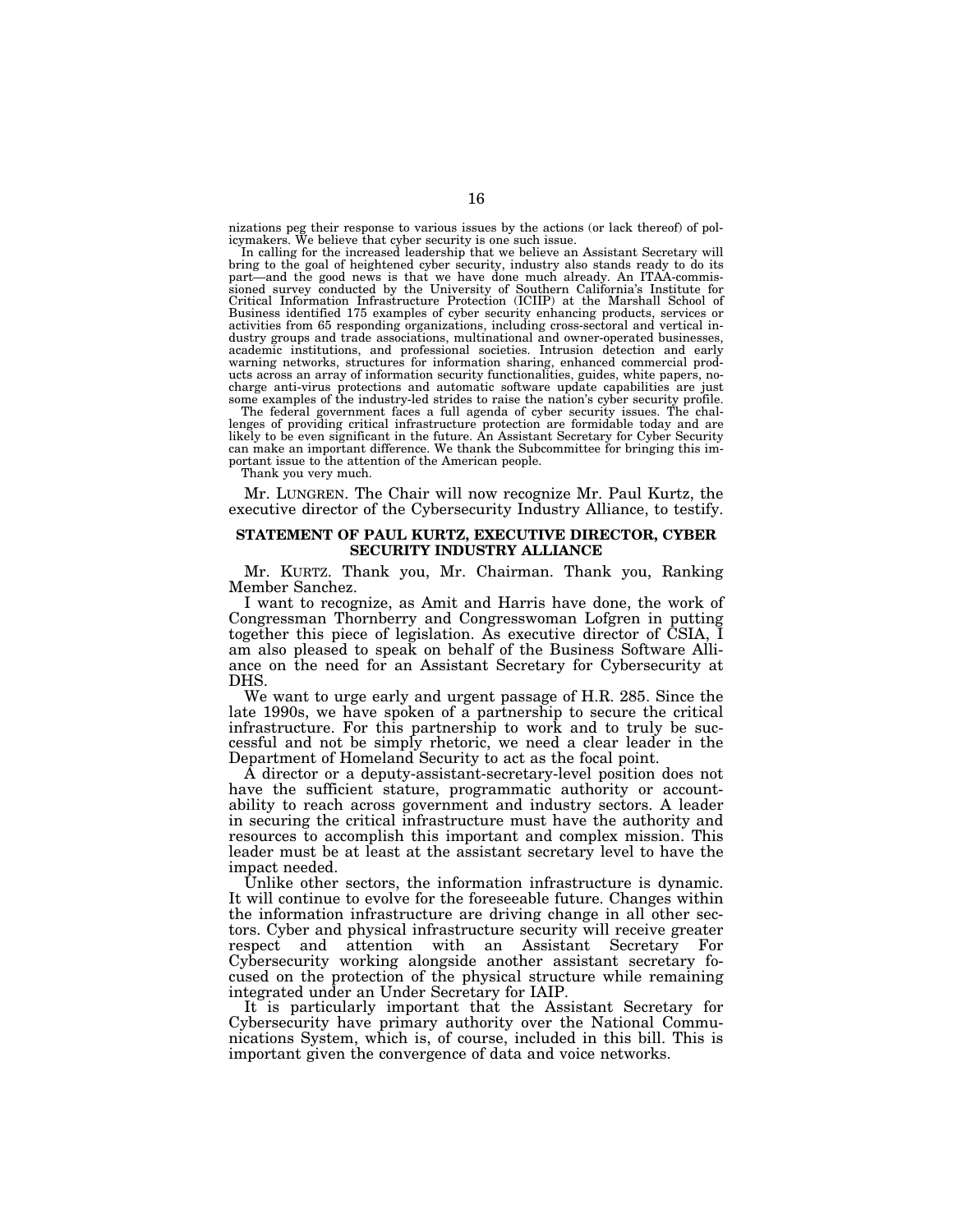nizations peg their response to various issues by the actions (or lack thereof) of policymakers. We believe that cyber security is one such issue.

In calling for the increased leadership that we believe an Assistant Secretary will bring to the goal of heightened cyber security, industry also stands ready to do its part—and the good news is that we have done much already. An ITAA-commissioned survey conducted by the University of Southern California's Institute for Critical Information Infrastructure Protection (ICIIP) at the Marshall School of Business identified 175 examples of cyber security enhancing products, services or activities from 65 responding organizations, including cross-sectoral and vertical industry groups and trade associations, multinational and owner-operated businesses, academic institutions, and professional societies. Intrusion detection and early warning networks, structures for information sharing, enhanced commercial products across an array of information security functionalities, guides, white papers, no-charge anti-virus protections and automatic software update capabilities are just some examples of the industry-led strides to raise the nation's cyber security profile.

The federal government faces a full agenda of cyber security issues. The challenges of providing critical infrastructure protection are formidable today and are likely to be even significant in the future. An Assistant Secretary for Cyber Security can make an important difference. We thank the Subcommittee for bringing this important issue to the attention of the American people.

Thank you very much.

Mr. LUNGREN. The Chair will now recognize Mr. Paul Kurtz, the executive director of the Cybersecurity Industry Alliance, to testify.

## STATEMENT OF PAUL KURTZ, EXECUTIVE DIRECTOR, CYBER SECURITY INDUSTRY ALLIANCE

Mr. KURTZ. Thank you, Mr. Chairman. Thank you, Ranking Member Sanchez.

I want to recognize, as Amit and Harris have done, the work of Congressman Thornberry and Congresswoman Lofgren in putting together this piece of legislation. As executive director of CSIA, I am also pleased to speak on behalf of the Business Software Alliance on the need for an Assistant Secretary for Cybersecurity at DHS.

We want to urge early and urgent passage of H.R. 285. Since the late 1990s, we have spoken of a partnership to secure the critical infrastructure. For this partnership to work and to truly be successful and not be simply rhetoric, we need a clear leader in the Department of Homeland Security to act as the focal point.

A director or a deputy-assistant-secretary-level position does not have the sufficient stature, programmatic authority or accountability to reach across government and industry sectors. A leader in securing the critical infrastructure must have the authority and resources to accomplish this important and complex mission. This leader must be at least at the assistant secretary level to have the impact needed.

Unlike other sectors, the information infrastructure is dynamic. It will continue to evolve for the foreseeable future. Changes within the information infrastructure are driving change in all other sectors. Cyber and physical infrastructure security will receive greater respect and attention with an Assistant Secretary For Cybersecurity working alongside another assistant secretary focused on the protection of the physical structure while remaining integrated under an Under Secretary for IAIP.

It is particularly important that the Assistant Secretary for Cybersecurity have primary authority over the National Communications System, which is, of course, included in this bill. This is important given the convergence of data and voice networks.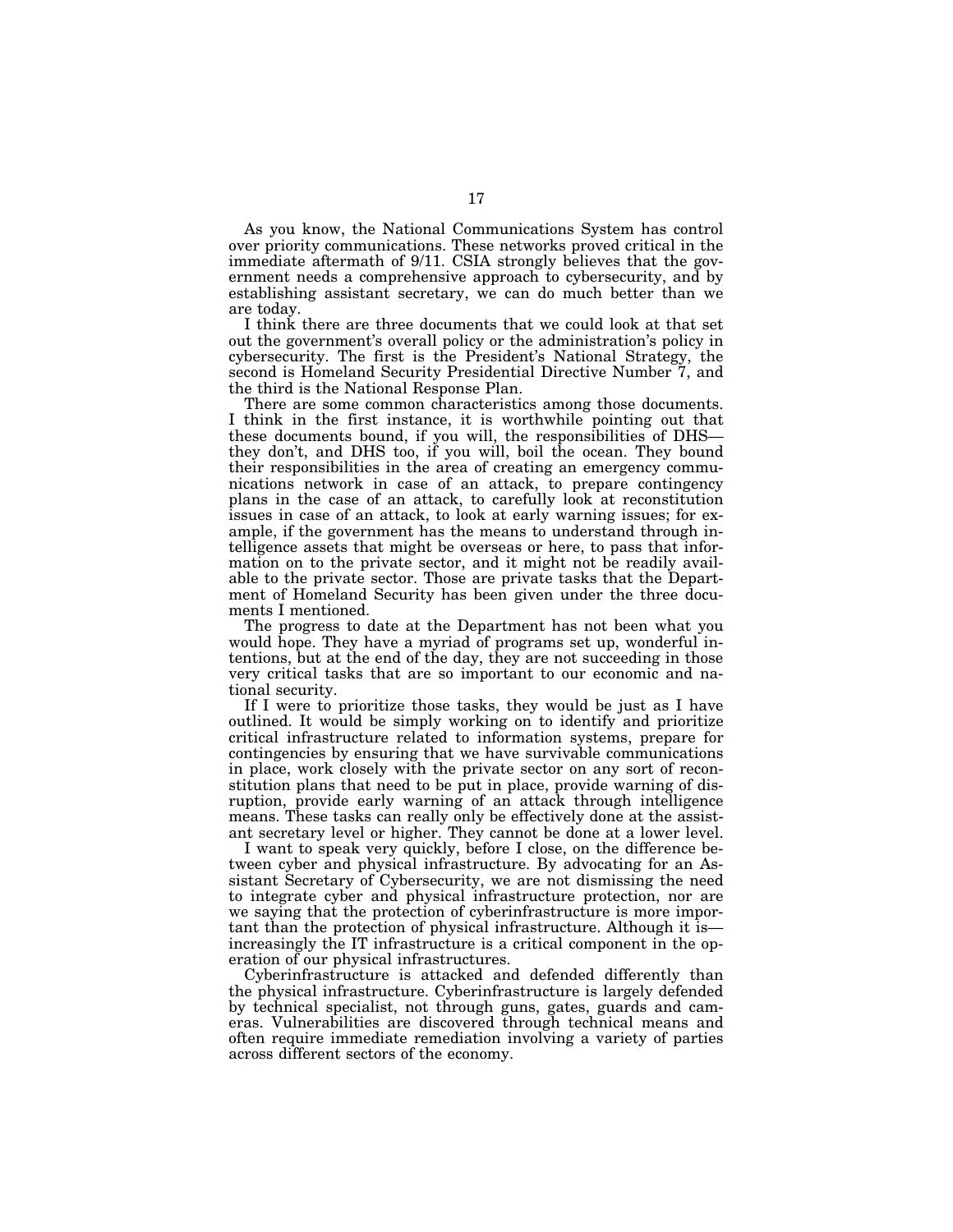As you know, the National Communications System has control over priority communications. These networks proved critical in the immediate aftermath of 9/11. CSIA strongly believes that the government needs a comprehensive approach to cybersecurity, and by establishing assistant secretary, we can do much better than we are today.

I think there are three documents that we could look at that set out the government's overall policy or the administration's policy in cybersecurity. The first is the President's National Strategy, the second is Homeland Security Presidential Directive Number 7, and the third is the National Response Plan.

There are some common characteristics among those documents. I think in the first instance, it is worthwhile pointing out that these documents bound, if you will, the responsibilities of DHS—they don't, and DHS too, if you will, boil the ocean. They bound their responsibilities in the area of creating an emergency communications network in case of an attack, to prepare contingency plans in the case of an attack, to carefully look at reconstitution issues in case of an attack, to look at early warning issues; for example, if the government has the means to understand through intelligence assets that might be overseas or here, to pass that information on to the private sector, and it might not be readily available to the private sector. Those are private tasks that the Department of Homeland Security has been given under the three documents I mentioned.

The progress to date at the Department has not been what you would hope. They have a myriad of programs set up, wonderful intentions, but at the end of the day, they are not succeeding in those very critical tasks that are so important to our economic and national security.

If I were to prioritize those tasks, they would be just as I have outlined. It would be simply working on to identify and prioritize critical infrastructure related to information systems, prepare for contingencies by ensuring that we have survivable communications in place, work closely with the private sector on any sort of reconstitution plans that need to be put in place, provide warning of disruption, provide early warning of an attack through intelligence means. These tasks can really only be effectively done at the assistant secretary level or higher. They cannot be done at a lower level.

I want to speak very quickly, before I close, on the difference between cyber and physical infrastructure. By advocating for an Assistant Secretary of Cybersecurity, we are not dismissing the need to integrate cyber and physical infrastructure protection, nor are we saying that the protection of cyberinfrastructure is more important than the protection of physical infrastructure. Although it is—increasingly the IT infrastructure is a critical component in the operation of our physical infrastructures.

Cyberinfrastructure is attacked and defended differently than the physical infrastructure. Cyberinfrastructure is largely defended by technical specialist, not through guns, gates, guards and cameras. Vulnerabilities are discovered through technical means and often require immediate remediation involving a variety of parties across different sectors of the economy.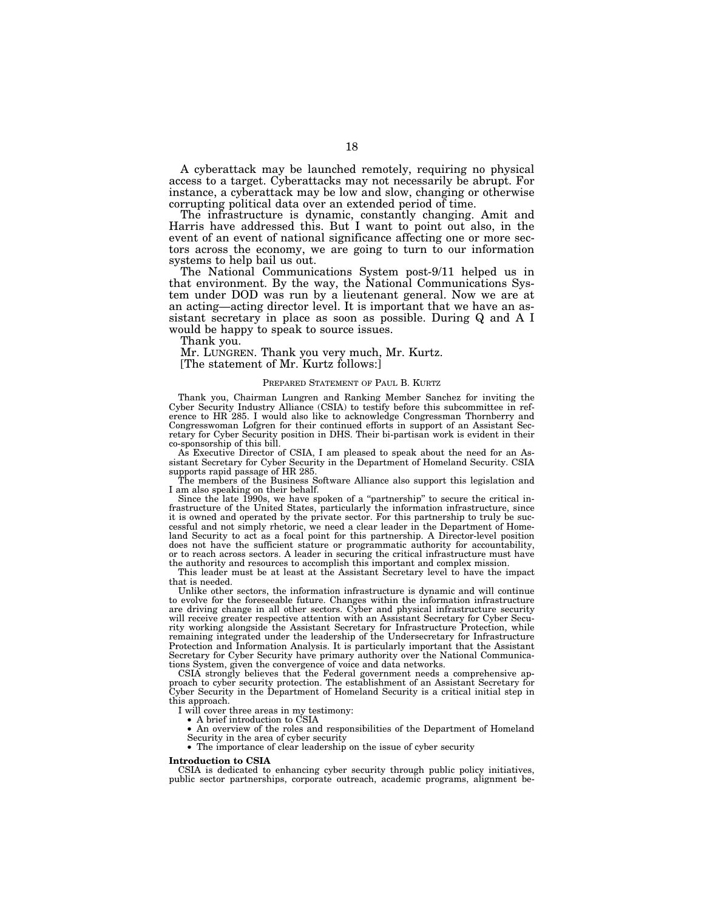A cyberattack may be launched remotely, requiring no physical access to a target. Cyberattacks may not necessarily be abrupt. For instance, a cyberattack may be low and slow, changing or otherwise corrupting political data over an extended period of time.

The infrastructure is dynamic, constantly changing. Amit and Harris have addressed this. But I want to point out also, in the event of an event of national significance affecting one or more sectors across the economy, we are going to turn to our information systems to help bail us out.

The National Communications System post-9/11 helped us in that environment. By the way, the National Communications System under DOD was run by a lieutenant general. Now we are at an acting—acting director level. It is important that we have an assistant secretary in place as soon as possible. During Q and A I would be happy to speak to source issues.

Thank you.

Mr. LUNGREN. Thank you very much, Mr. Kurtz.

[The statement of Mr. Kurtz follows:]

PREPARED STATEMENT OF PAUL B. KURTZ

Thank you, Chairman Lungren and Ranking Member Sanchez for inviting the Cyber Security Industry Alliance (CSIA) to testify before this subcommittee in reference to HR 285. I would also like to acknowledge Congressman Thornberry and Congresswoman Lofgren for their continued efforts in support of an Assistant Secretary for Cyber Security position in DHS. Their bi-partisan work is evident in their co-sponsorship of this bill.

As Executive Director of CSIA, I am pleased to speak about the need for an Assistant Secretary for Cyber Security in the Department of Homeland Security. CSIA supports rapid passage of HR 285.

The members of the Business Software Alliance also support this legislation and I am also speaking on their behalf.

Since the late 1990s, we have spoken of a "partnership" to secure the critical infrastructure of the United States, particularly the information infrastructure, since it is owned and operated by the private sector. For this partnership to truly be successful and not simply rhetoric, we need a clear leader in the Department of Homeland Security to act as a focal point for this partnership. A Director-level position does not have the sufficient stature or programmatic authority for accountability, or to reach across sectors. A leader in securing the critical infrastructure must have the authority and resources to accomplish this important and complex mission.

This leader must be at least at the Assistant Secretary level to have the impact that is needed.

Unlike other sectors, the information infrastructure is dynamic and will continue to evolve for the foreseeable future. Changes within the information infrastructure are driving change in all other sectors. Cyber and physical infrastructure security will receive greater respective attention with an Assistant Secretary for Cyber Security working alongside the Assistant Secretary for Infrastructure Protection, while remaining integrated under the leadership of the Undersecretary for Infrastructure Protection and Information Analysis. It is particularly important that the Assistant Secretary for Cyber Security have primary authority over the National Communications System, given the convergence of voice and data networks.

CSIA strongly believes that the Federal government needs a comprehensive approach to cyber security protection. The establishment of an Assistant Secretary for Cyber Security in the Department of Homeland Security is a critical initial step in this approach.

I will cover three areas in my testimony:

- A brief introduction to CSIA
- An overview of the roles and responsibilities of the Department of Homeland Security in the area of cyber security
- The importance of clear leadership on the issue of cyber security

**Introduction to CSIA**

CSIA is dedicated to enhancing cyber security through public policy initiatives, public sector partnerships, corporate outreach, academic programs, alignment be-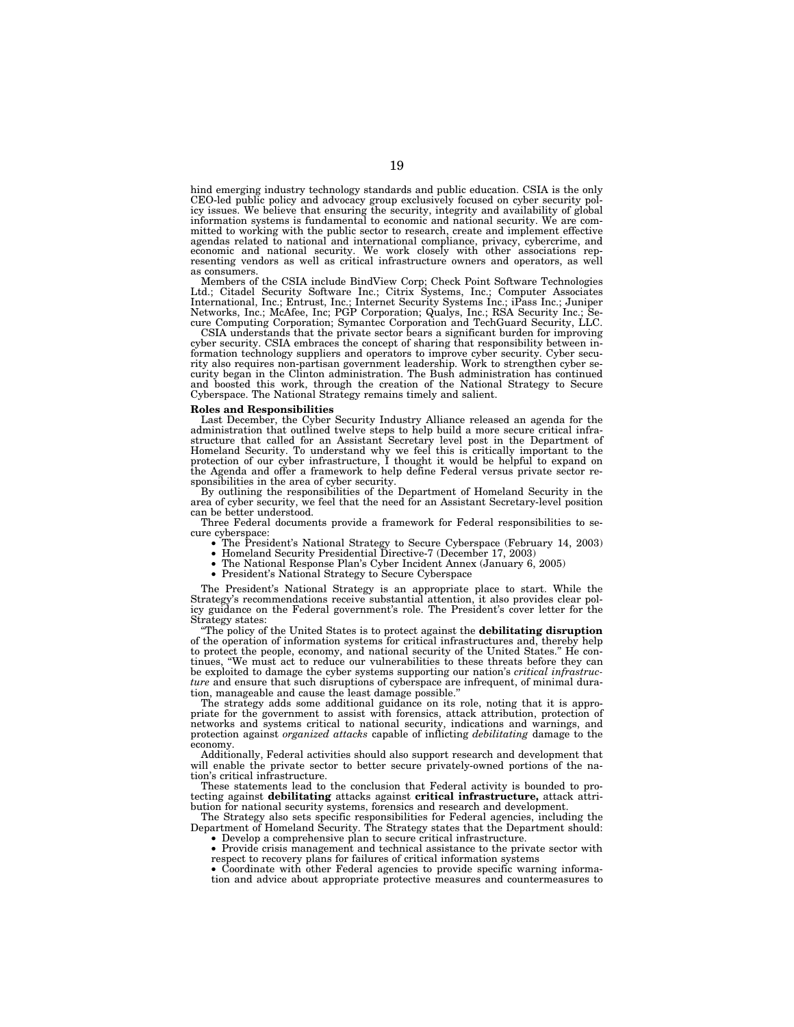hind emerging industry technology standards and public education. CSIA is the only CEO-led public policy and advocacy group exclusively focused on cyber security policy issues. We believe that ensuring the security, integrity and availability of global information systems is fundamental to economic and national security. We are committed to working with the public sector to research, create and implement effective agendas related to national and international compliance, privacy, cybercrime, and economic and national security. We work closely with other associations representing vendors as well as critical infrastructure owners and operators, as well as consumers.

Members of the CSIA include BindView Corp; Check Point Software Technologies Ltd.; Citadel Security Software Inc.; Citrix Systems, Inc.; Computer Associates International, Inc.; Entrust, Inc.; Internet Security Systems Inc.; iPass Inc.; Juniper Networks, Inc.; McAfee, Inc; PGP Corporation; Qualys, Inc.; RSA Security Inc.; Secure Computing Corporation; Symantec Corporation and TechGuard Security, LLC.

CSIA understands that the private sector bears a significant burden for improving cyber security. CSIA embraces the concept of sharing that responsibility between information technology suppliers and operators to improve cyber security. Cyber security also requires non-partisan government leadership. Work to strengthen cyber security began in the Clinton administration. The Bush administration has continued and boosted this work, through the creation of the National Strategy to Secure Cyberspace. The National Strategy remains timely and salient.

**Roles and Responsibilities**

Last December, the Cyber Security Industry Alliance released an agenda for the administration that outlined twelve steps to help build a more secure critical infrastructure that called for an Assistant Secretary level post in the Department of Homeland Security. To understand why we feel this is critically important to the protection of our cyber infrastructure, I thought it would be helpful to expand on the Agenda and offer a framework to help define Federal versus private sector responsibilities in the area of cyber security.

By outlining the responsibilities of the Department of Homeland Security in the area of cyber security, we feel that the need for an Assistant Secretary-level position can be better understood.

Three Federal documents provide a framework for Federal responsibilities to secure cyberspace:

- The President's National Strategy to Secure Cyberspace (February 14, 2003)
- Homeland Security Presidential Directive-7 (December 17, 2003)
- The National Response Plan's Cyber Incident Annex (January 6, 2005)
- President's National Strategy to Secure Cyberspace

The President's National Strategy is an appropriate place to start. While the Strategy's recommendations receive substantial attention, it also provides clear policy guidance on the Federal government's role. The President's cover letter for the Strategy states:

"The policy of the United States is to protect against the **debilitating disruption** of the operation of information systems for critical infrastructures and, thereby help to protect the people, economy, and national security of the United States." He continues, "We must act to reduce our vulnerabilities to these threats before they can be exploited to damage the cyber systems supporting our nation's *critical infrastructure* and ensure that such disruptions of cyberspace are infrequent, of minimal duration, manageable and cause the least damage possible."

The strategy adds some additional guidance on its role, noting that it is appropriate for the government to assist with forensics, attack attribution, protection of networks and systems critical to national security, indications and warnings, and protection against *organized attacks* capable of inflicting *debilitating* damage to the economy.

Additionally, Federal activities should also support research and development that will enable the private sector to better secure privately-owned portions of the nation's critical infrastructure.

These statements lead to the conclusion that Federal activity is bounded to protecting against **debilitating** attacks against **critical infrastructure,** attack attribution for national security systems, forensics and research and development.

The Strategy also sets specific responsibilities for Federal agencies, including the Department of Homeland Security. The Strategy states that the Department should:

- Develop a comprehensive plan to secure critical infrastructure.
- Provide crisis management and technical assistance to the private sector with respect to recovery plans for failures of critical information systems
- Coordinate with other Federal agencies to provide specific warning information and advice about appropriate protective measures and countermeasures to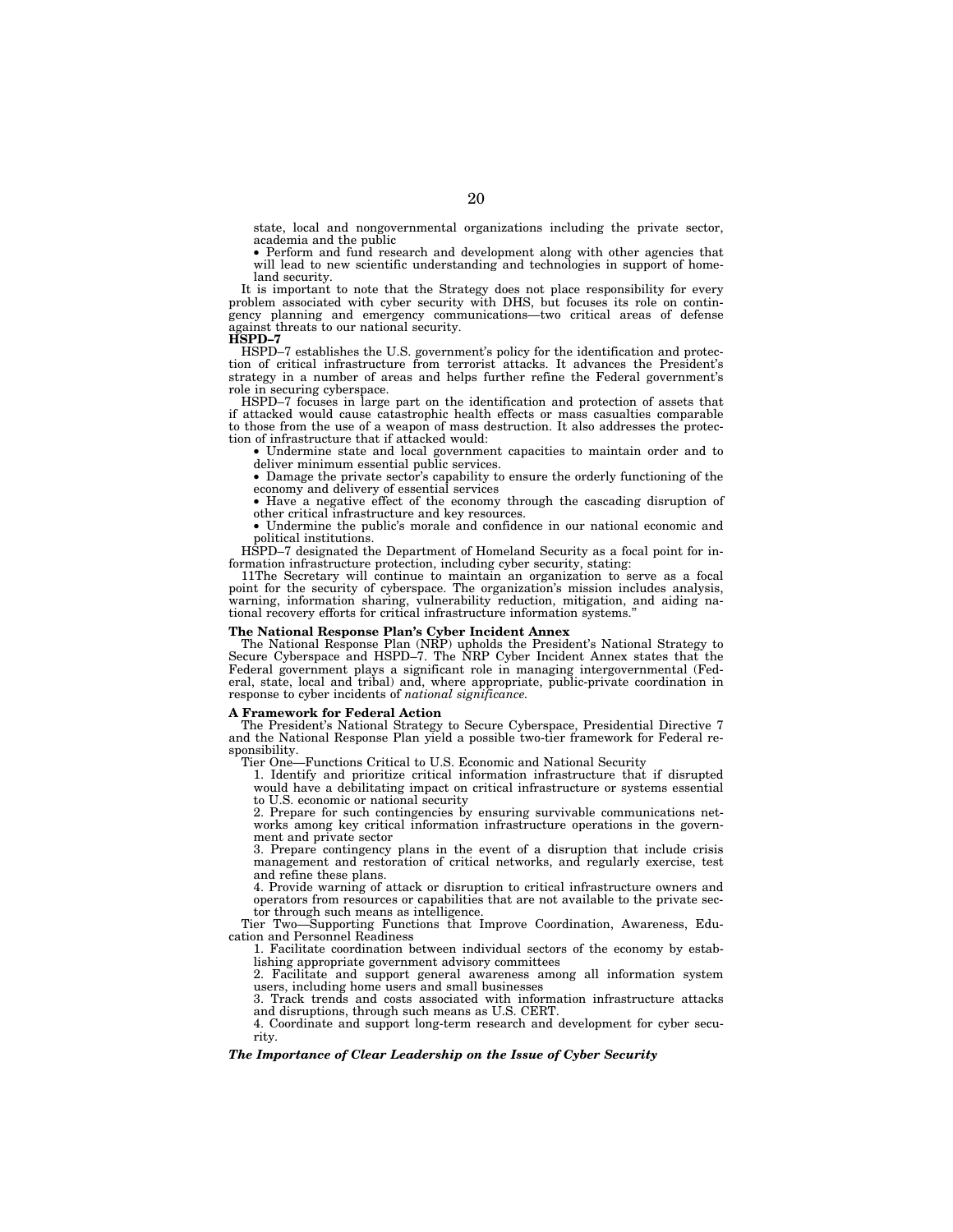state, local and nongovernmental organizations including the private sector, academia and the public

- Perform and fund research and development along with other agencies that will lead to new scientific understanding and technologies in support of homeland security.

It is important to note that the Strategy does not place responsibility for every problem associated with cyber security with DHS, but focuses its role on contingency planning and emergency communications—two critical areas of defense against threats to our national security.

**HSPD–7**

HSPD–7 establishes the U.S. government's policy for the identification and protection of critical infrastructure from terrorist attacks. It advances the President's strategy in a number of areas and helps further refine the Federal government's role in securing cyberspace.

HSPD–7 focuses in large part on the identification and protection of assets that if attacked would cause catastrophic health effects or mass casualties comparable to those from the use of a weapon of mass destruction. It also addresses the protection of infrastructure that if attacked would:

- Undermine state and local government capacities to maintain order and to deliver minimum essential public services.
- Damage the private sector's capability to ensure the orderly functioning of the economy and delivery of essential services
- Have a negative effect of the economy through the cascading disruption of other critical infrastructure and key resources.
- Undermine the public's morale and confidence in our national economic and political institutions.

HSPD–7 designated the Department of Homeland Security as a focal point for information infrastructure protection, including cyber security, stating:

11The Secretary will continue to maintain an organization to serve as a focal point for the security of cyberspace. The organization's mission includes analysis, warning, information sharing, vulnerability reduction, mitigation, and aiding national recovery efforts for critical infrastructure information systems."

**The National Response Plan's Cyber Incident Annex**

The National Response Plan (NRP) upholds the President's National Strategy to Secure Cyberspace and HSPD–7. The NRP Cyber Incident Annex states that the Federal government plays a significant role in managing intergovernmental (Federal, state, local and tribal) and, where appropriate, public-private coordination in response to cyber incidents of *national significance.*

**A Framework for Federal Action**

The President's National Strategy to Secure Cyberspace, Presidential Directive 7 and the National Response Plan yield a possible two-tier framework for Federal responsibility.

Tier One—Functions Critical to U.S. Economic and National Security

1. Identify and prioritize critical information infrastructure that if disrupted would have a debilitating impact on critical infrastructure or systems essential to U.S. economic or national security
2. Prepare for such contingencies by ensuring survivable communications networks among key critical information infrastructure operations in the government and private sector
3. Prepare contingency plans in the event of a disruption that include crisis management and restoration of critical networks, and regularly exercise, test and refine these plans.
4. Provide warning of attack or disruption to critical infrastructure owners and operators from resources or capabilities that are not available to the private sector through such means as intelligence.

Tier Two—Supporting Functions that Improve Coordination, Awareness, Education and Personnel Readiness

1. Facilitate coordination between individual sectors of the economy by establishing appropriate government advisory committees
2. Facilitate and support general awareness among all information system users, including home users and small businesses
3. Track trends and costs associated with information infrastructure attacks and disruptions, through such means as U.S. CERT.
4. Coordinate and support long-term research and development for cyber security.

***The Importance of Clear Leadership on the Issue of Cyber Security***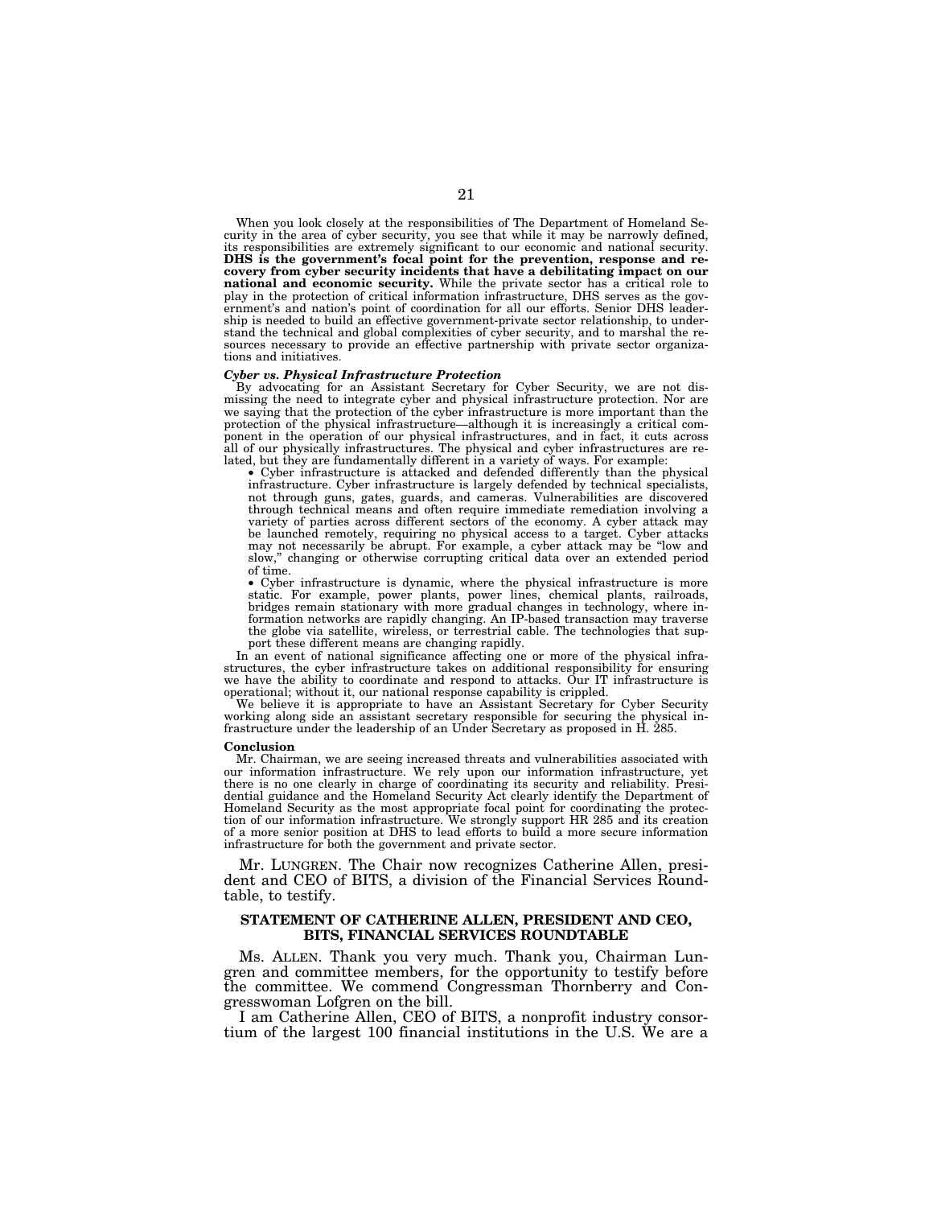When you look closely at the responsibilities of The Department of Homeland Security in the area of cyber security, you see that while it may be narrowly defined, its responsibilities are extremely significant to our economic and national security. **DHS is the government's focal point for the prevention, response and recovery from cyber security incidents that have a debilitating impact on our national and economic security.** While the private sector has a critical role to play in the protection of critical information infrastructure, DHS serves as the government's and nation's point of coordination for all our efforts. Senior DHS leadership is needed to build an effective government-private sector relationship, to understand the technical and global complexities of cyber security, and to marshal the resources necessary to provide an effective partnership with private sector organizations and initiatives.

***Cyber vs. Physical Infrastructure Protection***

By advocating for an Assistant Secretary for Cyber Security, we are not dismissing the need to integrate cyber and physical infrastructure protection. Nor are we saying that the protection of the cyber infrastructure is more important than the protection of the physical infrastructure—although it is increasingly a critical component in the operation of our physical infrastructures, and in fact, it cuts across all of our physically infrastructures. The physical and cyber infrastructures are related, but they are fundamentally different in a variety of ways. For example:

- Cyber infrastructure is attacked and defended differently than the physical infrastructure. Cyber infrastructure is largely defended by technical specialists, not through guns, gates, guards, and cameras. Vulnerabilities are discovered through technical means and often require immediate remediation involving a variety of parties across different sectors of the economy. A cyber attack may be launched remotely, requiring no physical access to a target. Cyber attacks may not necessarily be abrupt. For example, a cyber attack may be "low and slow," changing or otherwise corrupting critical data over an extended period of time.
- Cyber infrastructure is dynamic, where the physical infrastructure is more static. For example, power plants, power lines, chemical plants, railroads, bridges remain stationary with more gradual changes in technology, where information networks are rapidly changing. An IP-based transaction may traverse the globe via satellite, wireless, or terrestrial cable. The technologies that support these different means are changing rapidly.

In an event of national significance affecting one or more of the physical infrastructures, the cyber infrastructure takes on additional responsibility for ensuring we have the ability to coordinate and respond to attacks. Our IT infrastructure is operational; without it, our national response capability is crippled.

We believe it is appropriate to have an Assistant Secretary for Cyber Security working along side an assistant secretary responsible for securing the physical infrastructure under the leadership of an Under Secretary as proposed in H. 285.

**Conclusion**

Mr. Chairman, we are seeing increased threats and vulnerabilities associated with our information infrastructure. We rely upon our information infrastructure, yet there is no one clearly in charge of coordinating its security and reliability. Presidential guidance and the Homeland Security Act clearly identify the Department of Homeland Security as the most appropriate focal point for coordinating the protection of our information infrastructure. We strongly support HR 285 and its creation of a more senior position at DHS to lead efforts to build a more secure information infrastructure for both the government and private sector.

Mr. LUNGREN. The Chair now recognizes Catherine Allen, president and CEO of BITS, a division of the Financial Services Roundtable, to testify.

**STATEMENT OF CATHERINE ALLEN, PRESIDENT AND CEO, BITS, FINANCIAL SERVICES ROUNDTABLE**

Ms. ALLEN. Thank you very much. Thank you, Chairman Lungren and committee members, for the opportunity to testify before the committee. We commend Congressman Thornberry and Congresswoman Lofgren on the bill.

I am Catherine Allen, CEO of BITS, a nonprofit industry consortium of the largest 100 financial institutions in the U.S. We are a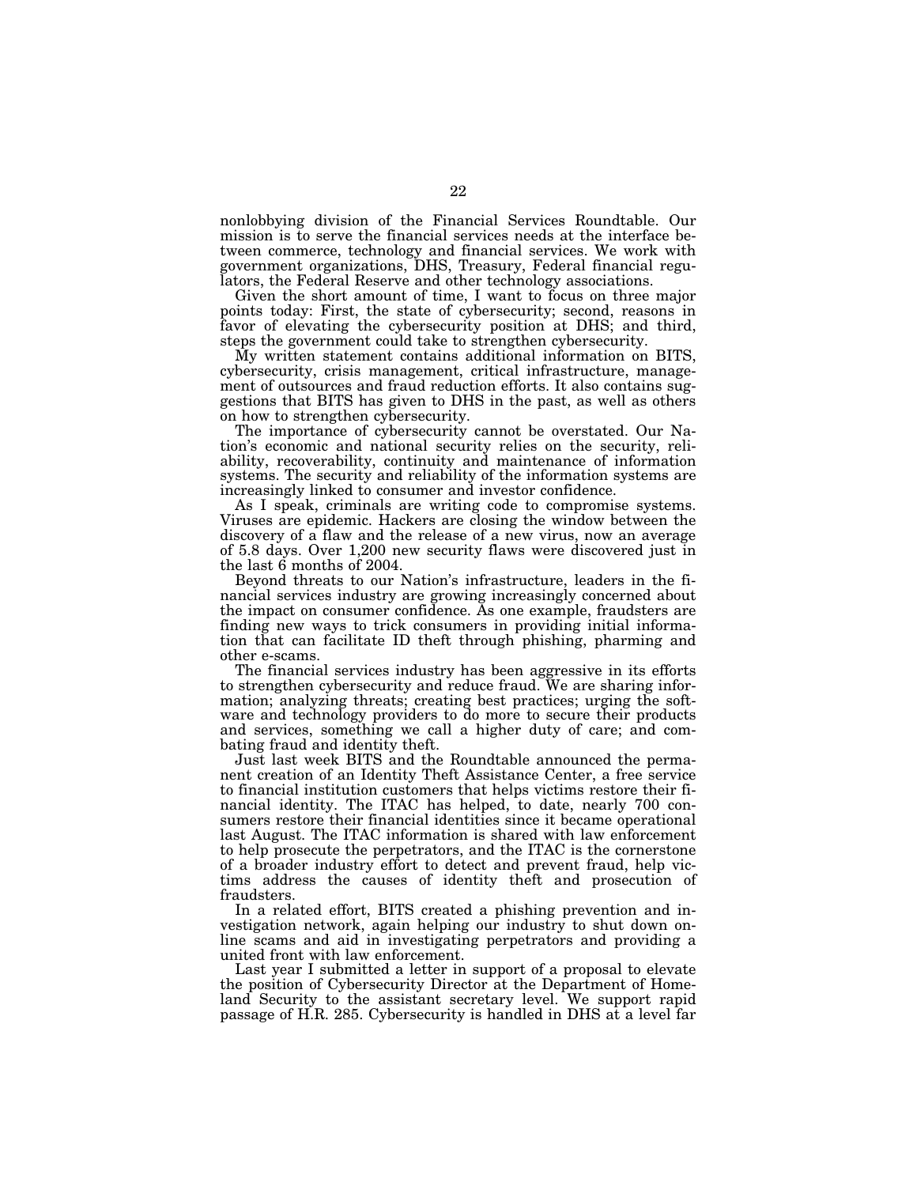nonlobbying division of the Financial Services Roundtable. Our mission is to serve the financial services needs at the interface between commerce, technology and financial services. We work with government organizations, DHS, Treasury, Federal financial regulators, the Federal Reserve and other technology associations.

Given the short amount of time, I want to focus on three major points today: First, the state of cybersecurity; second, reasons in favor of elevating the cybersecurity position at DHS; and third, steps the government could take to strengthen cybersecurity.

My written statement contains additional information on BITS, cybersecurity, crisis management, critical infrastructure, management of outsources and fraud reduction efforts. It also contains suggestions that BITS has given to DHS in the past, as well as others on how to strengthen cybersecurity.

The importance of cybersecurity cannot be overstated. Our Nation's economic and national security relies on the security, reliability, recoverability, continuity and maintenance of information systems. The security and reliability of the information systems are increasingly linked to consumer and investor confidence.

As I speak, criminals are writing code to compromise systems. Viruses are epidemic. Hackers are closing the window between the discovery of a flaw and the release of a new virus, now an average of 5.8 days. Over 1,200 new security flaws were discovered just in the last 6 months of 2004.

Beyond threats to our Nation's infrastructure, leaders in the financial services industry are growing increasingly concerned about the impact on consumer confidence. As one example, fraudsters are finding new ways to trick consumers in providing initial information that can facilitate ID theft through phishing, pharming and other e-scams.

The financial services industry has been aggressive in its efforts to strengthen cybersecurity and reduce fraud. We are sharing information; analyzing threats; creating best practices; urging the software and technology providers to do more to secure their products and services, something we call a higher duty of care; and combating fraud and identity theft.

Just last week BITS and the Roundtable announced the permanent creation of an Identity Theft Assistance Center, a free service to financial institution customers that helps victims restore their financial identity. The ITAC has helped, to date, nearly 700 consumers restore their financial identities since it became operational last August. The ITAC information is shared with law enforcement to help prosecute the perpetrators, and the ITAC is the cornerstone of a broader industry effort to detect and prevent fraud, help victims address the causes of identity theft and prosecution of fraudsters.

In a related effort, BITS created a phishing prevention and investigation network, again helping our industry to shut down online scams and aid in investigating perpetrators and providing a united front with law enforcement.

Last year I submitted a letter in support of a proposal to elevate the position of Cybersecurity Director at the Department of Homeland Security to the assistant secretary level. We support rapid passage of H.R. 285. Cybersecurity is handled in DHS at a level far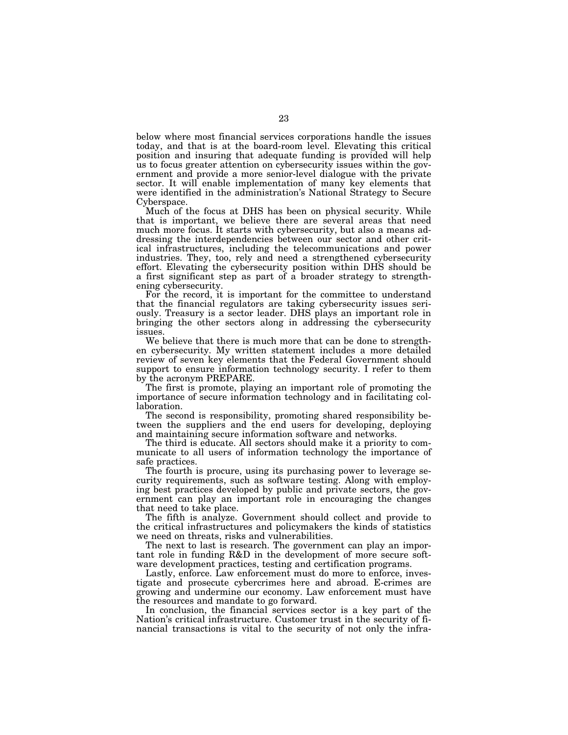below where most financial services corporations handle the issues today, and that is at the board-room level. Elevating this critical position and insuring that adequate funding is provided will help us to focus greater attention on cybersecurity issues within the government and provide a more senior-level dialogue with the private sector. It will enable implementation of many key elements that were identified in the administration's National Strategy to Secure Cyberspace.

Much of the focus at DHS has been on physical security. While that is important, we believe there are several areas that need much more focus. It starts with cybersecurity, but also a means addressing the interdependencies between our sector and other critical infrastructures, including the telecommunications and power industries. They, too, rely and need a strengthened cybersecurity effort. Elevating the cybersecurity position within DHS should be a first significant step as part of a broader strategy to strengthening cybersecurity.

For the record, it is important for the committee to understand that the financial regulators are taking cybersecurity issues seriously. Treasury is a sector leader. DHS plays an important role in bringing the other sectors along in addressing the cybersecurity issues.

We believe that there is much more that can be done to strengthen cybersecurity. My written statement includes a more detailed review of seven key elements that the Federal Government should support to ensure information technology security. I refer to them by the acronym PREPARE.

The first is promote, playing an important role of promoting the importance of secure information technology and in facilitating collaboration.

The second is responsibility, promoting shared responsibility between the suppliers and the end users for developing, deploying and maintaining secure information software and networks.

The third is educate. All sectors should make it a priority to communicate to all users of information technology the importance of safe practices.

The fourth is procure, using its purchasing power to leverage security requirements, such as software testing. Along with employing best practices developed by public and private sectors, the government can play an important role in encouraging the changes that need to take place.

The fifth is analyze. Government should collect and provide to the critical infrastructures and policymakers the kinds of statistics we need on threats, risks and vulnerabilities.

The next to last is research. The government can play an important role in funding R&D in the development of more secure software development practices, testing and certification programs.

Lastly, enforce. Law enforcement must do more to enforce, investigate and prosecute cybercrimes here and abroad. E-crimes are growing and undermine our economy. Law enforcement must have the resources and mandate to go forward.

In conclusion, the financial services sector is a key part of the Nation's critical infrastructure. Customer trust in the security of financial transactions is vital to the security of not only the infra-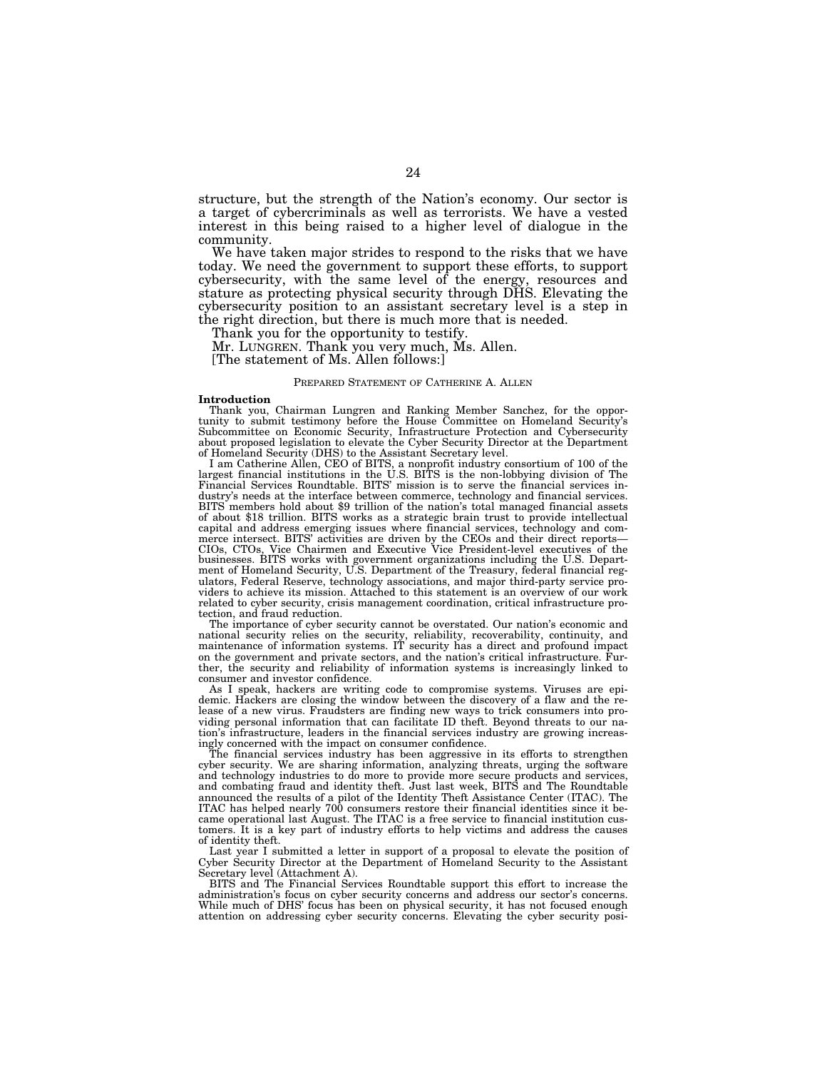structure, but the strength of the Nation's economy. Our sector is a target of cybercriminals as well as terrorists. We have a vested interest in this being raised to a higher level of dialogue in the community.

We have taken major strides to respond to the risks that we have today. We need the government to support these efforts, to support cybersecurity, with the same level of the energy, resources and stature as protecting physical security through DHS. Elevating the cybersecurity position to an assistant secretary level is a step in the right direction, but there is much more that is needed.

Thank you for the opportunity to testify.

Mr. LUNGREN. Thank you very much, Ms. Allen.

[The statement of Ms. Allen follows:]

PREPARED STATEMENT OF CATHERINE A. ALLEN

**Introduction**

Thank you, Chairman Lungren and Ranking Member Sanchez, for the opportunity to submit testimony before the House Committee on Homeland Security's Subcommittee on Economic Security, Infrastructure Protection and Cybersecurity about proposed legislation to elevate the Cyber Security Director at the Department of Homeland Security (DHS) to the Assistant Secretary level.

I am Catherine Allen, CEO of BITS, a nonprofit industry consortium of 100 of the largest financial institutions in the U.S. BITS is the non-lobbying division of The Financial Services Roundtable. BITS' mission is to serve the financial services industry's needs at the interface between commerce, technology and financial services. BITS members hold about $9 trillion of the nation's total managed financial assets of about $18 trillion. BITS works as a strategic brain trust to provide intellectual capital and address emerging issues where financial services, technology and commerce intersect. BITS' activities are driven by the CEOs and their direct reports—CIOs, CTOs, Vice Chairmen and Executive Vice President-level executives of the businesses. BITS works with government organizations including the U.S. Department of Homeland Security, U.S. Department of the Treasury, federal financial regulators, Federal Reserve, technology associations, and major third-party service providers to achieve its mission. Attached to this statement is an overview of our work related to cyber security, crisis management coordination, critical infrastructure protection, and fraud reduction.

The importance of cyber security cannot be overstated. Our nation's economic and national security relies on the security, reliability, recoverability, continuity, and maintenance of information systems. IT security has a direct and profound impact on the government and private sectors, and the nation's critical infrastructure. Further, the security and reliability of information systems is increasingly linked to consumer and investor confidence.

As I speak, hackers are writing code to compromise systems. Viruses are epidemic. Hackers are closing the window between the discovery of a flaw and the release of a new virus. Fraudsters are finding new ways to trick consumers into providing personal information that can facilitate ID theft. Beyond threats to our nation's infrastructure, leaders in the financial services industry are growing increasingly concerned with the impact on consumer confidence.

The financial services industry has been aggressive in its efforts to strengthen cyber security. We are sharing information, analyzing threats, urging the software and technology industries to do more to provide more secure products and services, and combating fraud and identity theft. Just last week, BITS and The Roundtable announced the results of a pilot of the Identity Theft Assistance Center (ITAC). The ITAC has helped nearly 700 consumers restore their financial identities since it became operational last August. The ITAC is a free service to financial institution customers. It is a key part of industry efforts to help victims and address the causes of identity theft.

Last year I submitted a letter in support of a proposal to elevate the position of Cyber Security Director at the Department of Homeland Security to the Assistant Secretary level (Attachment A).

BITS and The Financial Services Roundtable support this effort to increase the administration's focus on cyber security concerns and address our sector's concerns. While much of DHS' focus has been on physical security, it has not focused enough attention on addressing cyber security concerns. Elevating the cyber security posi-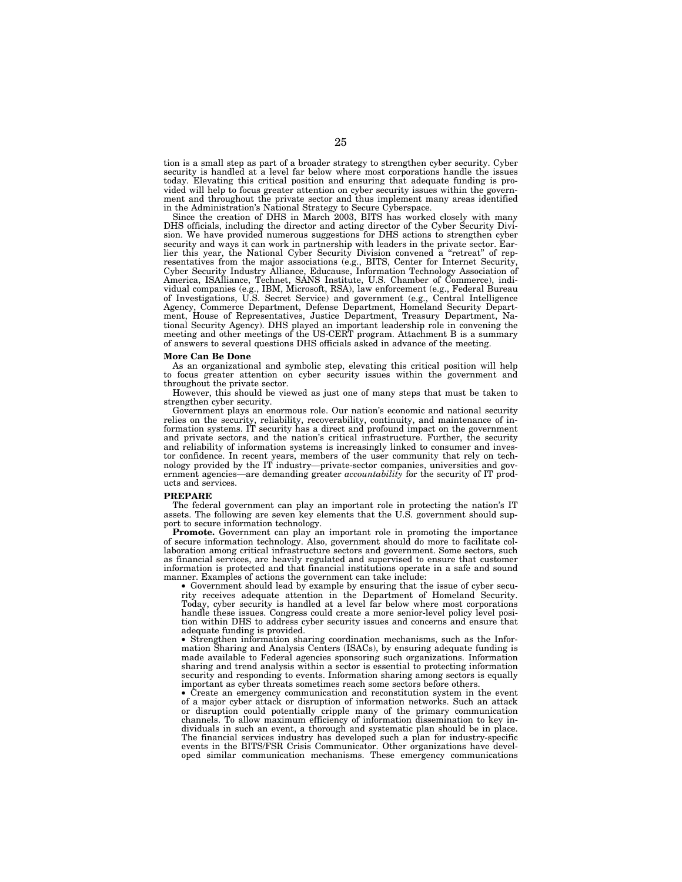tion is a small step as part of a broader strategy to strengthen cyber security. Cyber security is handled at a level far below where most corporations handle the issues today. Elevating this critical position and ensuring that adequate funding is provided will help to focus greater attention on cyber security issues within the government and throughout the private sector and thus implement many areas identified in the Administration's National Strategy to Secure Cyberspace.

Since the creation of DHS in March 2003, BITS has worked closely with many DHS officials, including the director and acting director of the Cyber Security Division. We have provided numerous suggestions for DHS actions to strengthen cyber security and ways it can work in partnership with leaders in the private sector. Earlier this year, the National Cyber Security Division convened a "retreat" of representatives from the major associations (e.g., BITS, Center for Internet Security, Cyber Security Industry Alliance, Educause, Information Technology Association of America, ISAlliance, Technet, SANS Institute, U.S. Chamber of Commerce), individual companies (e.g., IBM, Microsoft, RSA), law enforcement (e.g., Federal Bureau of Investigations, U.S. Secret Service) and government (e.g., Central Intelligence Agency, Commerce Department, Defense Department, Homeland Security Department, House of Representatives, Justice Department, Treasury Department, National Security Agency). DHS played an important leadership role in convening the meeting and other meetings of the US-CERT program. Attachment B is a summary of answers to several questions DHS officials asked in advance of the meeting.

**More Can Be Done**

As an organizational and symbolic step, elevating this critical position will help to focus greater attention on cyber security issues within the government and throughout the private sector.

However, this should be viewed as just one of many steps that must be taken to strengthen cyber security.

Government plays an enormous role. Our nation's economic and national security relies on the security, reliability, recoverability, continuity, and maintenance of information systems. IT security has a direct and profound impact on the government and private sectors, and the nation's critical infrastructure. Further, the security and reliability of information systems is increasingly linked to consumer and investor confidence. In recent years, members of the user community that rely on technology provided by the IT industry—private-sector companies, universities and government agencies—are demanding greater *accountability* for the security of IT products and services.

**PREPARE**

The federal government can play an important role in protecting the nation's IT assets. The following are seven key elements that the U.S. government should support to secure information technology.

**Promote.** Government can play an important role in promoting the importance of secure information technology. Also, government should do more to facilitate collaboration among critical infrastructure sectors and government. Some sectors, such as financial services, are heavily regulated and supervised to ensure that customer information is protected and that financial institutions operate in a safe and sound manner. Examples of actions the government can take include:

- Government should lead by example by ensuring that the issue of cyber security receives adequate attention in the Department of Homeland Security. Today, cyber security is handled at a level far below where most corporations handle these issues. Congress could create a more senior-level policy level position within DHS to address cyber security issues and concerns and ensure that adequate funding is provided.
- Strengthen information sharing coordination mechanisms, such as the Information Sharing and Analysis Centers (ISACs), by ensuring adequate funding is made available to Federal agencies sponsoring such organizations. Information sharing and trend analysis within a sector is essential to protecting information security and responding to events. Information sharing among sectors is equally important as cyber threats sometimes reach some sectors before others.
- Create an emergency communication and reconstitution system in the event of a major cyber attack or disruption of information networks. Such an attack or disruption could potentially cripple many of the primary communication channels. To allow maximum efficiency of information dissemination to key individuals in such an event, a thorough and systematic plan should be in place. The financial services industry has developed such a plan for industry-specific events in the BITS/FSR Crisis Communicator. Other organizations have developed similar communication mechanisms. These emergency communications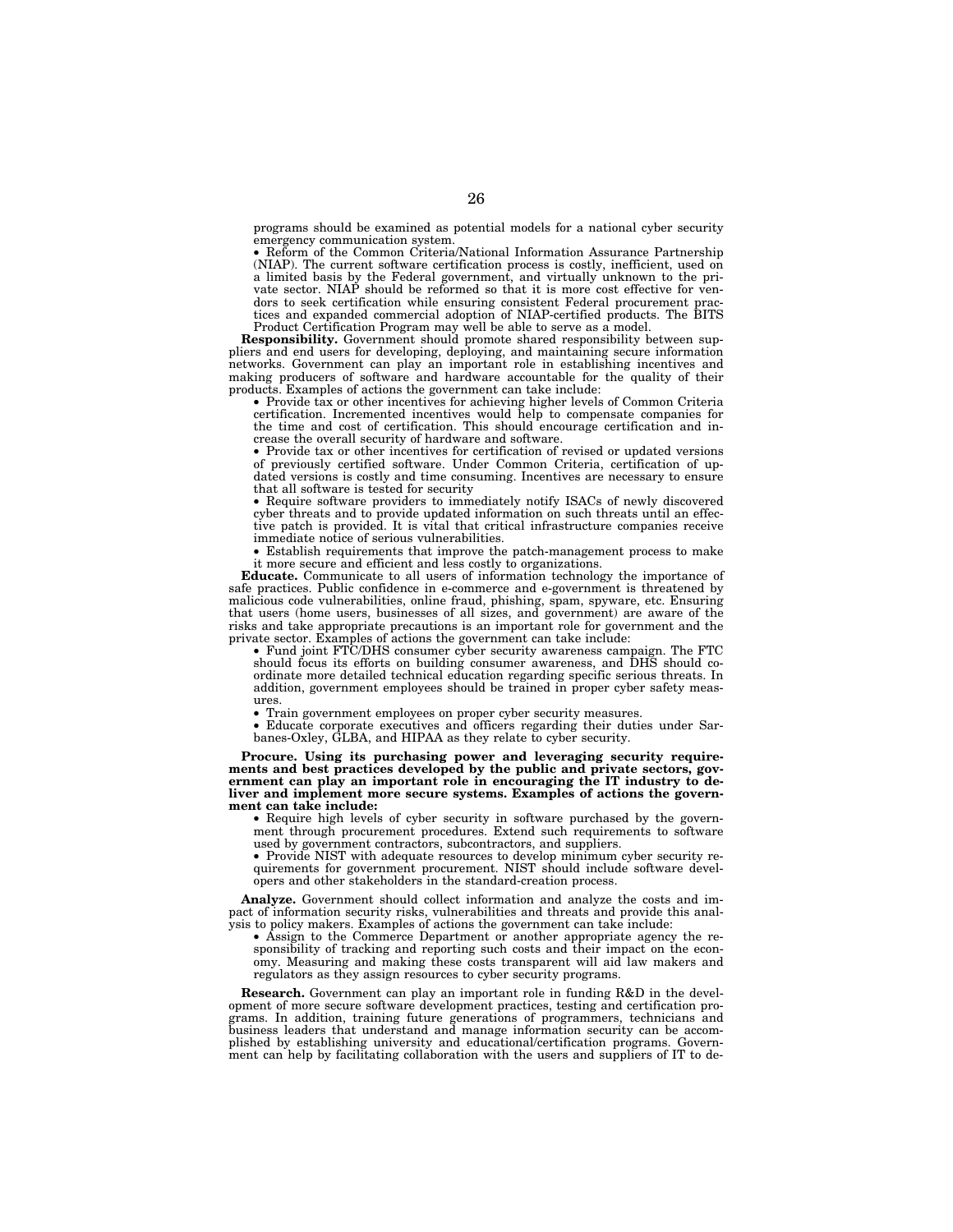programs should be examined as potential models for a national cyber security emergency communication system.

- Reform of the Common Criteria/National Information Assurance Partnership (NIAP). The current software certification process is costly, inefficient, used on a limited basis by the Federal government, and virtually unknown to the private sector. NIAP should be reformed so that it is more cost effective for vendors to seek certification while ensuring consistent Federal procurement practices and expanded commercial adoption of NIAP-certified products. The BITS Product Certification Program may well be able to serve as a model.

**Responsibility.** Government should promote shared responsibility between suppliers and end users for developing, deploying, and maintaining secure information networks. Government can play an important role in establishing incentives and making producers of software and hardware accountable for the quality of their products. Examples of actions the government can take include:

- Provide tax or other incentives for achieving higher levels of Common Criteria certification. Incremented incentives would help to compensate companies for the time and cost of certification. This should encourage certification and increase the overall security of hardware and software.
- Provide tax or other incentives for certification of revised or updated versions of previously certified software. Under Common Criteria, certification of updated versions is costly and time consuming. Incentives are necessary to ensure that all software is tested for security
- Require software providers to immediately notify ISACs of newly discovered cyber threats and to provide updated information on such threats until an effective patch is provided. It is vital that critical infrastructure companies receive immediate notice of serious vulnerabilities.
- Establish requirements that improve the patch-management process to make it more secure and efficient and less costly to organizations.

**Educate.** Communicate to all users of information technology the importance of safe practices. Public confidence in e-commerce and e-government is threatened by malicious code vulnerabilities, online fraud, phishing, spam, spyware, etc. Ensuring that users (home users, businesses of all sizes, and government) are aware of the risks and take appropriate precautions is an important role for government and the private sector. Examples of actions the government can take include:

- Fund joint FTC/DHS consumer cyber security awareness campaign. The FTC should focus its efforts on building consumer awareness, and DHS should coordinate more detailed technical education regarding specific serious threats. In addition, government employees should be trained in proper cyber safety measures.
- Train government employees on proper cyber security measures.
- Educate corporate executives and officers regarding their duties under Sarbanes-Oxley, GLBA, and HIPAA as they relate to cyber security.

**Procure. Using its purchasing power and leveraging security requirements and best practices developed by the public and private sectors, government can play an important role in encouraging the IT industry to deliver and implement more secure systems. Examples of actions the government can take include:**

- Require high levels of cyber security in software purchased by the government through procurement procedures. Extend such requirements to software used by government contractors, subcontractors, and suppliers.
- Provide NIST with adequate resources to develop minimum cyber security requirements for government procurement. NIST should include software developers and other stakeholders in the standard-creation process.

**Analyze.** Government should collect information and analyze the costs and impact of information security risks, vulnerabilities and threats and provide this analysis to policy makers. Examples of actions the government can take include:

- Assign to the Commerce Department or another appropriate agency the responsibility of tracking and reporting such costs and their impact on the economy. Measuring and making these costs transparent will aid law makers and regulators as they assign resources to cyber security programs.

**Research.** Government can play an important role in funding R&D in the development of more secure software development practices, testing and certification programs. In addition, training future generations of programmers, technicians and business leaders that understand and manage information security can be accomplished by establishing university and educational/certification programs. Government can help by facilitating collaboration with the users and suppliers of IT to de-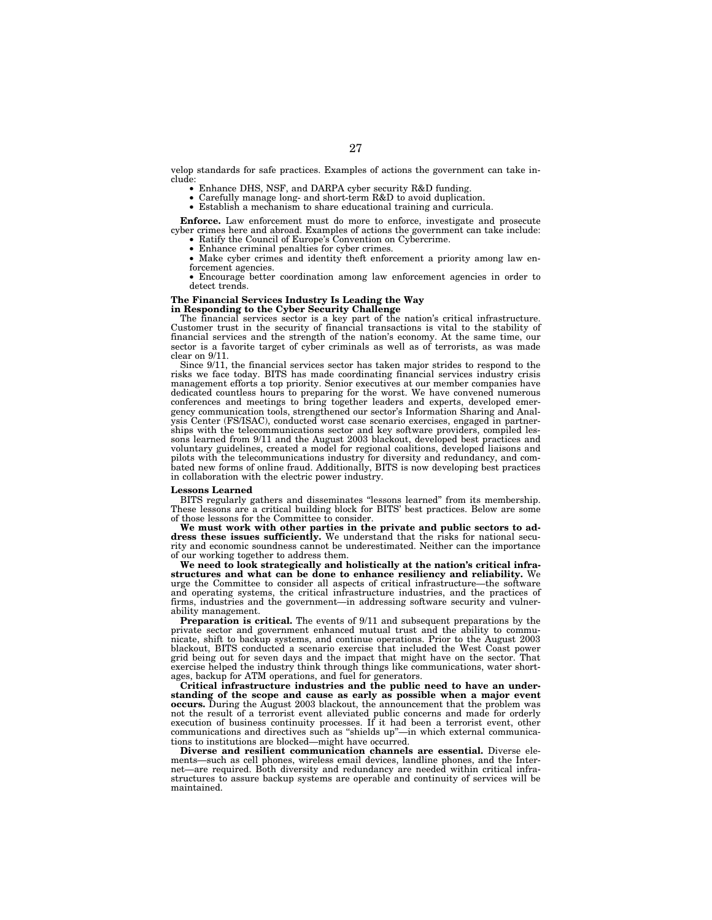velop standards for safe practices. Examples of actions the government can take include:

- Enhance DHS, NSF, and DARPA cyber security R&D funding.
- Carefully manage long- and short-term R&D to avoid duplication.
- Establish a mechanism to share educational training and curricula.

**Enforce.** Law enforcement must do more to enforce, investigate and prosecute cyber crimes here and abroad. Examples of actions the government can take include:

- Ratify the Council of Europe's Convention on Cybercrime.
- Enhance criminal penalties for cyber crimes.
- Make cyber crimes and identity theft enforcement a priority among law enforcement agencies.
- Encourage better coordination among law enforcement agencies in order to detect trends.

**The Financial Services Industry Is Leading the Way in Responding to the Cyber Security Challenge**

The financial services sector is a key part of the nation's critical infrastructure. Customer trust in the security of financial transactions is vital to the stability of financial services and the strength of the nation's economy. At the same time, our sector is a favorite target of cyber criminals as well as of terrorists, as was made clear on 9/11.

Since 9/11, the financial services sector has taken major strides to respond to the risks we face today. BITS has made coordinating financial services industry crisis management efforts a top priority. Senior executives at our member companies have dedicated countless hours to preparing for the worst. We have convened numerous conferences and meetings to bring together leaders and experts, developed emergency communication tools, strengthened our sector's Information Sharing and Analysis Center (FS/ISAC), conducted worst case scenario exercises, engaged in partnerships with the telecommunications sector and key software providers, compiled lessons learned from 9/11 and the August 2003 blackout, developed best practices and voluntary guidelines, created a model for regional coalitions, developed liaisons and pilots with the telecommunications industry for diversity and redundancy, and combated new forms of online fraud. Additionally, BITS is now developing best practices in collaboration with the electric power industry.

**Lessons Learned**

BITS regularly gathers and disseminates "lessons learned" from its membership. These lessons are a critical building block for BITS' best practices. Below are some of those lessons for the Committee to consider.

**We must work with other parties in the private and public sectors to address these issues sufficiently.** We understand that the risks for national security and economic soundness cannot be underestimated. Neither can the importance of our working together to address them.

**We need to look strategically and holistically at the nation's critical infrastructures and what can be done to enhance resiliency and reliability.** We urge the Committee to consider all aspects of critical infrastructure—the software and operating systems, the critical infrastructure industries, and the practices of firms, industries and the government—in addressing software security and vulnerability management.

**Preparation is critical.** The events of 9/11 and subsequent preparations by the private sector and government enhanced mutual trust and the ability to communicate, shift to backup systems, and continue operations. Prior to the August 2003 blackout, BITS conducted a scenario exercise that included the West Coast power grid being out for seven days and the impact that might have on the sector. That exercise helped the industry think through things like communications, water shortages, backup for ATM operations, and fuel for generators.

**Critical infrastructure industries and the public need to have an understanding of the scope and cause as early as possible when a major event occurs.** During the August 2003 blackout, the announcement that the problem was not the result of a terrorist event alleviated public concerns and made for orderly execution of business continuity processes. If it had been a terrorist event, other communications and directives such as "shields up"—in which external communications to institutions are blocked—might have occurred.

**Diverse and resilient communication channels are essential.** Diverse elements—such as cell phones, wireless email devices, landline phones, and the Internet—are required. Both diversity and redundancy are needed within critical infrastructures to assure backup systems are operable and continuity of services will be maintained.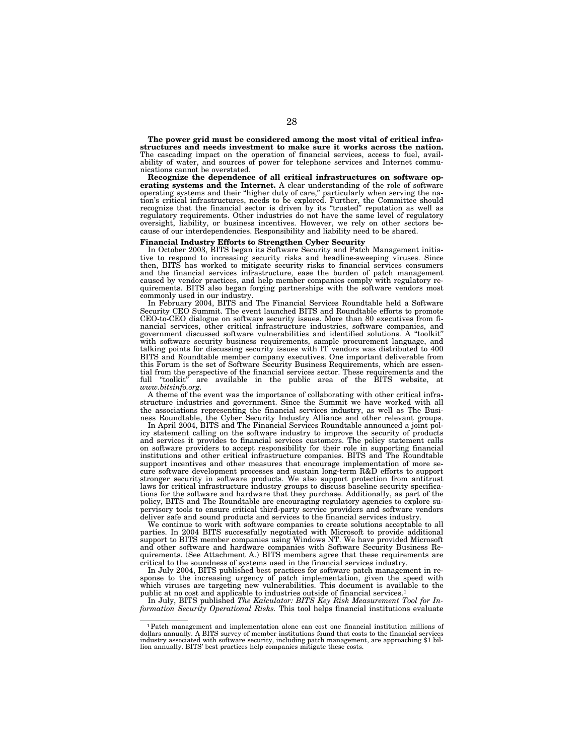**The power grid must be considered among the most vital of critical infrastructures and needs investment to make sure it works across the nation.** The cascading impact on the operation of financial services, access to fuel, availability of water, and sources of power for telephone services and Internet communications cannot be overstated.

**Recognize the dependence of all critical infrastructures on software operating systems and the Internet.** A clear understanding of the role of software operating systems and their "higher duty of care," particularly when serving the nation's critical infrastructures, needs to be explored. Further, the Committee should recognize that the financial sector is driven by its "trusted" reputation as well as regulatory requirements. Other industries do not have the same level of regulatory oversight, liability, or business incentives. However, we rely on other sectors because of our interdependencies. Responsibility and liability need to be shared.

**Financial Industry Efforts to Strengthen Cyber Security**

In October 2003, BITS began its Software Security and Patch Management initiative to respond to increasing security risks and headline-sweeping viruses. Since then, BITS has worked to mitigate security risks to financial services consumers and the financial services infrastructure, ease the burden of patch management caused by vendor practices, and help member companies comply with regulatory requirements. BITS also began forging partnerships with the software vendors most commonly used in our industry.

In February 2004, BITS and The Financial Services Roundtable held a Software Security CEO Summit. The event launched BITS and Roundtable efforts to promote CEO-to-CEO dialogue on software security issues. More than 80 executives from financial services, other critical infrastructure industries, software companies, and government discussed software vulnerabilities and identified solutions. A "toolkit" with software security business requirements, sample procurement language, and talking points for discussing security issues with IT vendors was distributed to 400 BITS and Roundtable member company executives. One important deliverable from this Forum is the set of Software Security Business Requirements, which are essential from the perspective of the financial services sector. These requirements and the full "toolkit" are available in the public area of the BITS website, at *www.bitsinfo.org*.

A theme of the event was the importance of collaborating with other critical infrastructure industries and government. Since the Summit we have worked with all the associations representing the financial services industry, as well as The Business Roundtable, the Cyber Security Industry Alliance and other relevant groups.

In April 2004, BITS and The Financial Services Roundtable announced a joint policy statement calling on the software industry to improve the security of products and services it provides to financial services customers. The policy statement calls on software providers to accept responsibility for their role in supporting financial institutions and other critical infrastructure companies. BITS and The Roundtable support incentives and other measures that encourage implementation of more secure software development processes and sustain long-term R&D efforts to support stronger security in software products. We also support protection from antitrust laws for critical infrastructure industry groups to discuss baseline security specifications for the software and hardware that they purchase. Additionally, as part of the policy, BITS and The Roundtable are encouraging regulatory agencies to explore supervisory tools to ensure critical third-party service providers and software vendors deliver safe and sound products and services to the financial services industry.

We continue to work with software companies to create solutions acceptable to all parties. In 2004 BITS successfully negotiated with Microsoft to provide additional support to BITS member companies using Windows NT. We have provided Microsoft and other software and hardware companies with Software Security Business Requirements. (See Attachment A.) BITS members agree that these requirements are critical to the soundness of systems used in the financial services industry.

In July 2004, BITS published best practices for software patch management in response to the increasing urgency of patch implementation, given the speed with which viruses are targeting new vulnerabilities. This document is available to the public at no cost and applicable to industries outside of financial services.[1]

In July, BITS published *The Kalculator: BITS Key Risk Measurement Tool for Information Security Operational Risks.* This tool helps financial institutions evaluate

[1] Patch management and implementation alone can cost one financial institution millions of dollars annually. A BITS survey of member institutions found that costs to the financial services industry associated with software security, including patch management, are approaching $1 billion annually. BITS' best practices help companies mitigate these costs.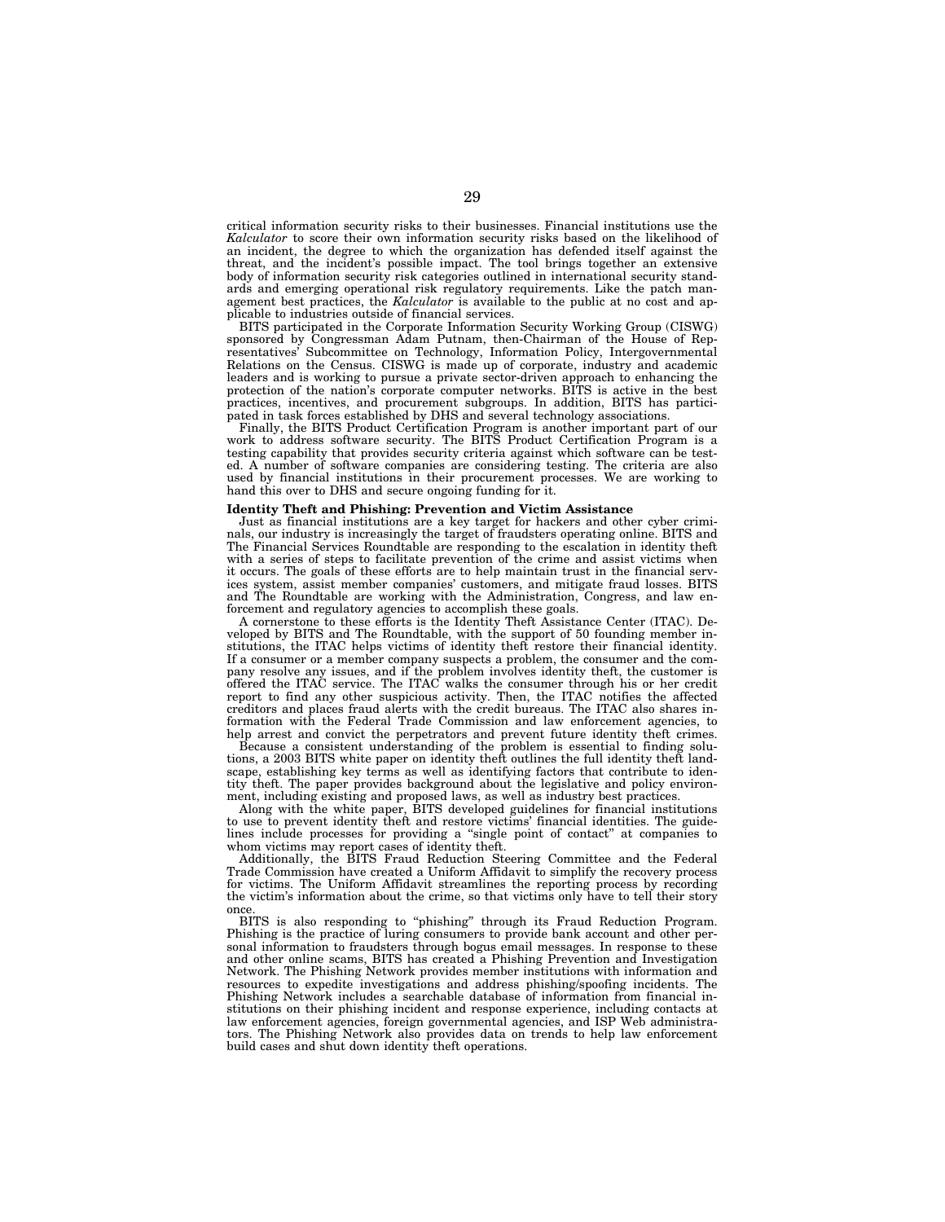critical information security risks to their businesses. Financial institutions use the *Kalculator* to score their own information security risks based on the likelihood of an incident, the degree to which the organization has defended itself against the threat, and the incident's possible impact. The tool brings together an extensive body of information security risk categories outlined in international security standards and emerging operational risk regulatory requirements. Like the patch management best practices, the *Kalculator* is available to the public at no cost and applicable to industries outside of financial services.

BITS participated in the Corporate Information Security Working Group (CISWG) sponsored by Congressman Adam Putnam, then-Chairman of the House of Representatives' Subcommittee on Technology, Information Policy, Intergovernmental Relations on the Census. CISWG is made up of corporate, industry and academic leaders and is working to pursue a private sector-driven approach to enhancing the protection of the nation's corporate computer networks. BITS is active in the best practices, incentives, and procurement subgroups. In addition, BITS has participated in task forces established by DHS and several technology associations.

Finally, the BITS Product Certification Program is another important part of our work to address software security. The BITS Product Certification Program is a testing capability that provides security criteria against which software can be tested. A number of software companies are considering testing. The criteria are also used by financial institutions in their procurement processes. We are working to hand this over to DHS and secure ongoing funding for it.

**Identity Theft and Phishing: Prevention and Victim Assistance**

Just as financial institutions are a key target for hackers and other cyber criminals, our industry is increasingly the target of fraudsters operating online. BITS and The Financial Services Roundtable are responding to the escalation in identity theft with a series of steps to facilitate prevention of the crime and assist victims when it occurs. The goals of these efforts are to help maintain trust in the financial services system, assist member companies' customers, and mitigate fraud losses. BITS and The Roundtable are working with the Administration, Congress, and law enforcement and regulatory agencies to accomplish these goals.

A cornerstone to these efforts is the Identity Theft Assistance Center (ITAC). Developed by BITS and The Roundtable, with the support of 50 founding member institutions, the ITAC helps victims of identity theft restore their financial identity. If a consumer or a member company suspects a problem, the consumer and the company resolve any issues, and if the problem involves identity theft, the customer is offered the ITAC service. The ITAC walks the consumer through his or her credit report to find any other suspicious activity. Then, the ITAC notifies the affected creditors and places fraud alerts with the credit bureaus. The ITAC also shares information with the Federal Trade Commission and law enforcement agencies, to help arrest and convict the perpetrators and prevent future identity theft crimes.

Because a consistent understanding of the problem is essential to finding solutions, a 2003 BITS white paper on identity theft outlines the full identity theft landscape, establishing key terms as well as identifying factors that contribute to identity theft. The paper provides background about the legislative and policy environment, including existing and proposed laws, as well as industry best practices.

Along with the white paper, BITS developed guidelines for financial institutions to use to prevent identity theft and restore victims' financial identities. The guidelines include processes for providing a "single point of contact" at companies to whom victims may report cases of identity theft.

Additionally, the BITS Fraud Reduction Steering Committee and the Federal Trade Commission have created a Uniform Affidavit to simplify the recovery process for victims. The Uniform Affidavit streamlines the reporting process by recording the victim's information about the crime, so that victims only have to tell their story once.

BITS is also responding to "phishing" through its Fraud Reduction Program. Phishing is the practice of luring consumers to provide bank account and other personal information to fraudsters through bogus email messages. In response to these and other online scams, BITS has created a Phishing Prevention and Investigation Network. The Phishing Network provides member institutions with information and resources to expedite investigations and address phishing/spoofing incidents. The Phishing Network includes a searchable database of information from financial institutions on their phishing incident and response experience, including contacts at law enforcement agencies, foreign governmental agencies, and ISP Web administrators. The Phishing Network also provides data on trends to help law enforcement build cases and shut down identity theft operations.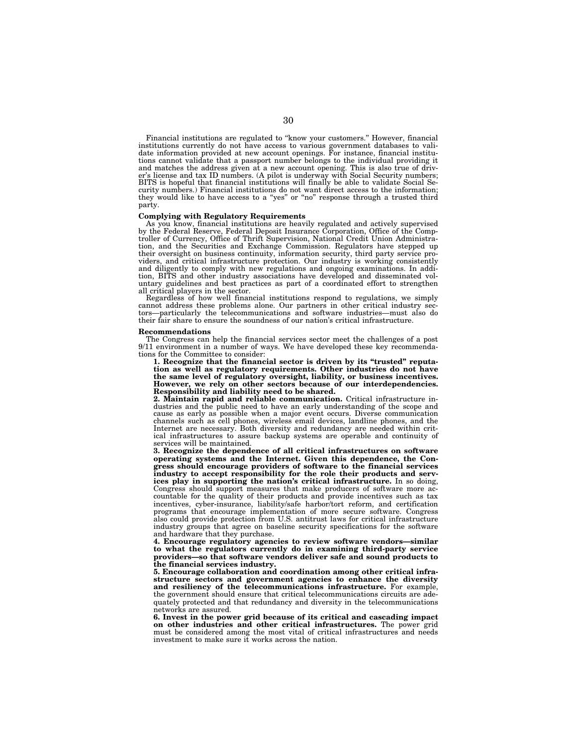Financial institutions are regulated to “know your customers.” However, financial institutions currently do not have access to various government databases to validate information provided at new account openings. For instance, financial institutions cannot validate that a passport number belongs to the individual providing it and matches the address given at a new account opening. This is also true of driver’s license and tax ID numbers. (A pilot is underway with Social Security numbers; BITS is hopeful that financial institutions will finally be able to validate Social Security numbers.) Financial institutions do not want direct access to the information; they would like to have access to a “yes” or “no” response through a trusted third party.

**Complying with Regulatory Requirements**

As you know, financial institutions are heavily regulated and actively supervised by the Federal Reserve, Federal Deposit Insurance Corporation, Office of the Comptroller of Currency, Office of Thrift Supervision, National Credit Union Administration, and the Securities and Exchange Commission. Regulators have stepped up their oversight on business continuity, information security, third party service providers, and critical infrastructure protection. Our industry is working consistently and diligently to comply with new regulations and ongoing examinations. In addition, BITS and other industry associations have developed and disseminated voluntary guidelines and best practices as part of a coordinated effort to strengthen all critical players in the sector.

Regardless of how well financial institutions respond to regulations, we simply cannot address these problems alone. Our partners in other critical industry sectors—particularly the telecommunications and software industries—must also do their fair share to ensure the soundness of our nation’s critical infrastructure.

**Recommendations**

The Congress can help the financial services sector meet the challenges of a post 9/11 environment in a number of ways. We have developed these key recommendations for the Committee to consider:

**1. Recognize that the financial sector is driven by its “trusted” reputation as well as regulatory requirements. Other industries do not have the same level of regulatory oversight, liability, or business incentives. However, we rely on other sectors because of our interdependencies. Responsibility and liability need to be shared.**

**2. Maintain rapid and reliable communication.** Critical infrastructure industries and the public need to have an early understanding of the scope and cause as early as possible when a major event occurs. Diverse communication channels such as cell phones, wireless email devices, landline phones, and the Internet are necessary. Both diversity and redundancy are needed within critical infrastructures to assure backup systems are operable and continuity of services will be maintained.

**3. Recognize the dependence of all critical infrastructures on software operating systems and the Internet. Given this dependence, the Congress should encourage providers of software to the financial services industry to accept responsibility for the role their products and services play in supporting the nation’s critical infrastructure.** In so doing, Congress should support measures that make producers of software more accountable for the quality of their products and provide incentives such as tax incentives, cyber-insurance, liability/safe harbor/tort reform, and certification programs that encourage implementation of more secure software. Congress also could provide protection from U.S. antitrust laws for critical infrastructure industry groups that agree on baseline security specifications for the software and hardware that they purchase.

**4. Encourage regulatory agencies to review software vendors—similar to what the regulators currently do in examining third-party service providers—so that software vendors deliver safe and sound products to the financial services industry.**

**5. Encourage collaboration and coordination among other critical infrastructure sectors and government agencies to enhance the diversity and resiliency of the telecommunications infrastructure.** For example, the government should ensure that critical telecommunications circuits are adequately protected and that redundancy and diversity in the telecommunications networks are assured.

**6. Invest in the power grid because of its critical and cascading impact on other industries and other critical infrastructures.** The power grid must be considered among the most vital of critical infrastructures and needs investment to make sure it works across the nation.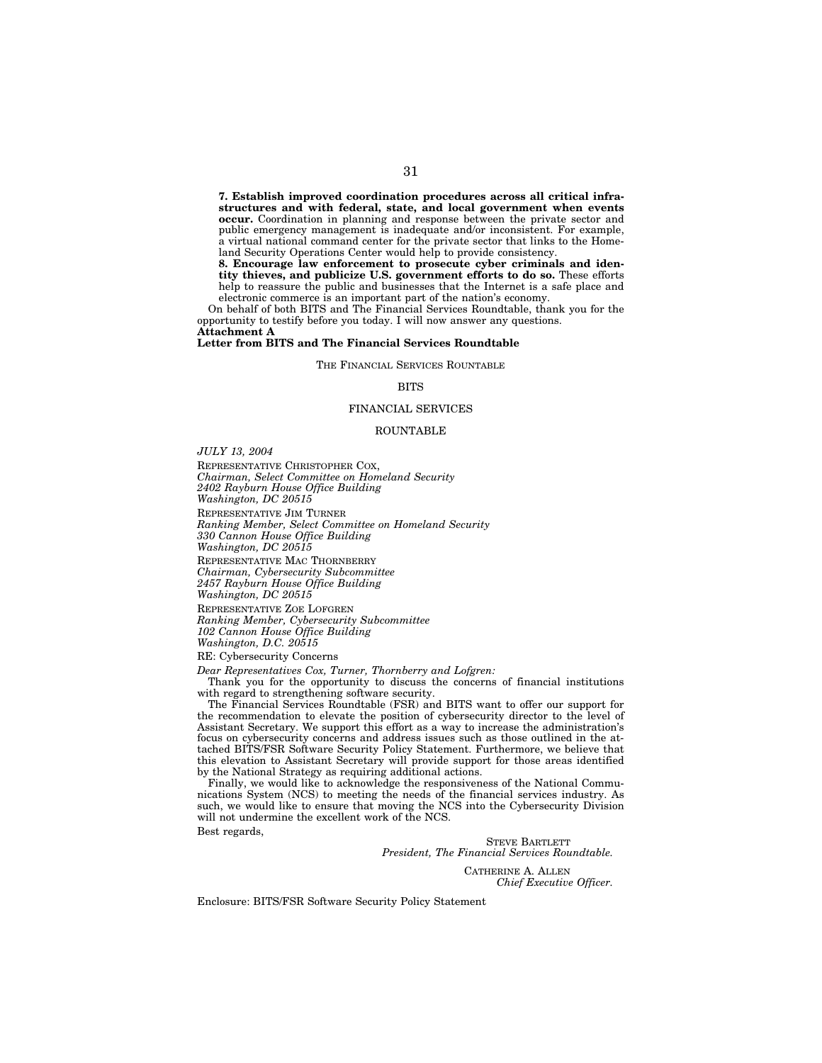**7. Establish improved coordination procedures across all critical infrastructures and with federal, state, and local government when events occur.** Coordination in planning and response between the private sector and public emergency management is inadequate and/or inconsistent. For example, a virtual national command center for the private sector that links to the Homeland Security Operations Center would help to provide consistency.

**8. Encourage law enforcement to prosecute cyber criminals and identity thieves, and publicize U.S. government efforts to do so.** These efforts help to reassure the public and businesses that the Internet is a safe place and electronic commerce is an important part of the nation's economy.

On behalf of both BITS and The Financial Services Roundtable, thank you for the opportunity to testify before you today. I will now answer any questions.

**Attachment A**

**Letter from BITS and The Financial Services Roundtable**

THE FINANCIAL SERVICES ROUNTABLE

BITS

FINANCIAL SERVICES

ROUNTABLE

*JULY 13, 2004*

REPRESENTATIVE CHRISTOPHER COX,
*Chairman, Select Committee on Homeland Security*
*2402 Rayburn House Office Building*
*Washington, DC 20515*

REPRESENTATIVE JIM TURNER
*Ranking Member, Select Committee on Homeland Security*
*330 Cannon House Office Building*
*Washington, DC 20515*

REPRESENTATIVE MAC THORNBERRY
*Chairman, Cybersecurity Subcommittee*
*2457 Rayburn House Office Building*
*Washington, DC 20515*

REPRESENTATIVE ZOE LOFGREN
*Ranking Member, Cybersecurity Subcommittee*
*102 Cannon House Office Building*
*Washington, D.C. 20515*

RE: Cybersecurity Concerns

*Dear Representatives Cox, Turner, Thornberry and Lofgren:*

Thank you for the opportunity to discuss the concerns of financial institutions with regard to strengthening software security.

The Financial Services Roundtable (FSR) and BITS want to offer our support for the recommendation to elevate the position of cybersecurity director to the level of Assistant Secretary. We support this effort as a way to increase the administration's focus on cybersecurity concerns and address issues such as those outlined in the attached BITS/FSR Software Security Policy Statement. Furthermore, we believe that this elevation to Assistant Secretary will provide support for those areas identified by the National Strategy as requiring additional actions.

Finally, we would like to acknowledge the responsiveness of the National Communications System (NCS) to meeting the needs of the financial services industry. As such, we would like to ensure that moving the NCS into the Cybersecurity Division will not undermine the excellent work of the NCS.

Best regards,

STEVE BARTLETT
*President, The Financial Services Roundtable.*

CATHERINE A. ALLEN
*Chief Executive Officer.*

Enclosure: BITS/FSR Software Security Policy Statement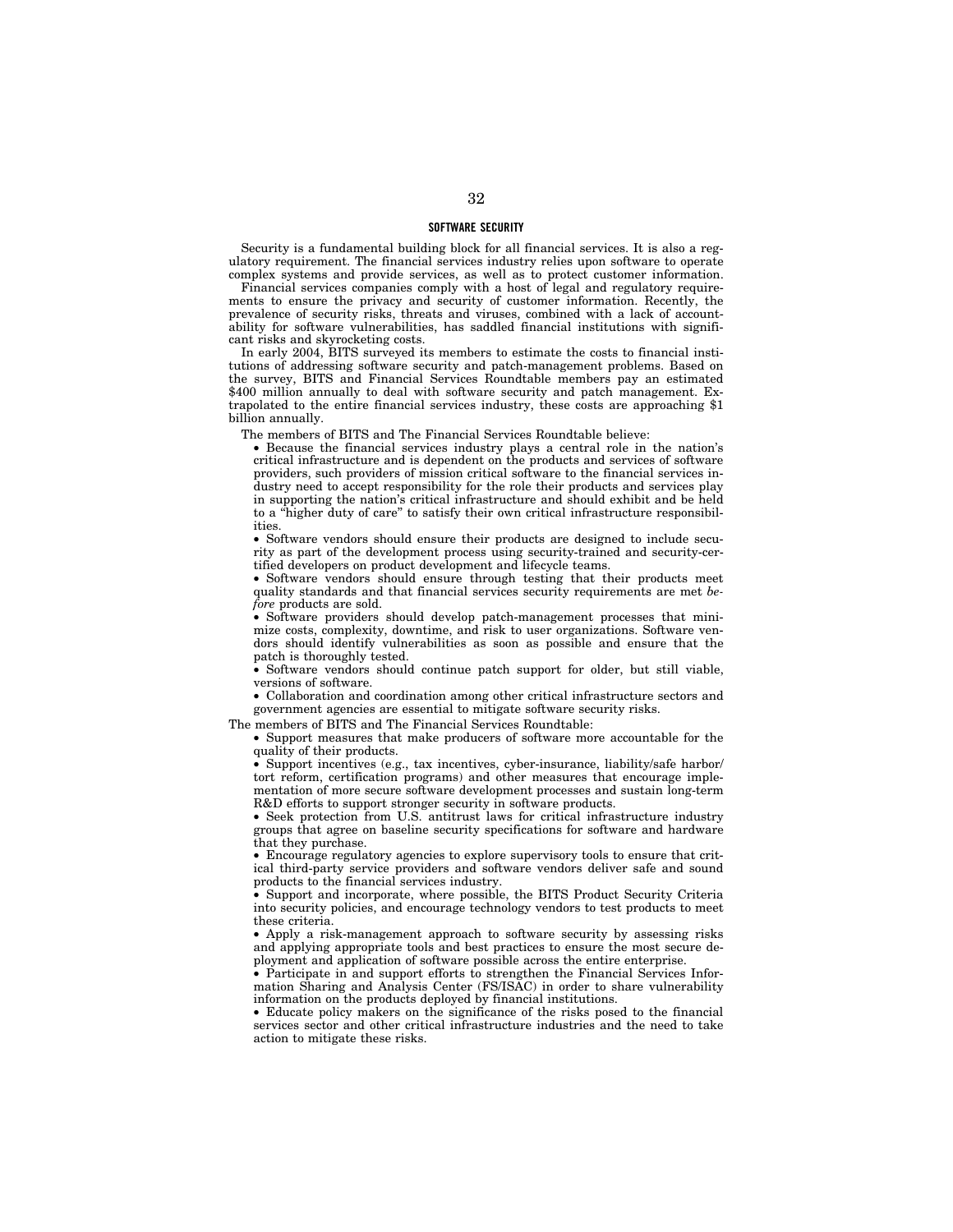## SOFTWARE SECURITY

Security is a fundamental building block for all financial services. It is also a regulatory requirement. The financial services industry relies upon software to operate complex systems and provide services, as well as to protect customer information.

Financial services companies comply with a host of legal and regulatory requirements to ensure the privacy and security of customer information. Recently, the prevalence of security risks, threats and viruses, combined with a lack of accountability for software vulnerabilities, has saddled financial institutions with significant risks and skyrocketing costs.

In early 2004, BITS surveyed its members to estimate the costs to financial institutions of addressing software security and patch-management problems. Based on the survey, BITS and Financial Services Roundtable members pay an estimated $400 million annually to deal with software security and patch management. Extrapolated to the entire financial services industry, these costs are approaching $1 billion annually.

The members of BITS and The Financial Services Roundtable believe:

- Because the financial services industry plays a central role in the nation's critical infrastructure and is dependent on the products and services of software providers, such providers of mission critical software to the financial services industry need to accept responsibility for the role their products and services play in supporting the nation's critical infrastructure and should exhibit and be held to a "higher duty of care" to satisfy their own critical infrastructure responsibilities.
- Software vendors should ensure their products are designed to include security as part of the development process using security-trained and security-certified developers on product development and lifecycle teams.
- Software vendors should ensure through testing that their products meet quality standards and that financial services security requirements are met *before* products are sold.
- Software providers should develop patch-management processes that minimize costs, complexity, downtime, and risk to user organizations. Software vendors should identify vulnerabilities as soon as possible and ensure that the patch is thoroughly tested.
- Software vendors should continue patch support for older, but still viable, versions of software.
- Collaboration and coordination among other critical infrastructure sectors and government agencies are essential to mitigate software security risks.

The members of BITS and The Financial Services Roundtable:

- Support measures that make producers of software more accountable for the quality of their products.
- Support incentives (e.g., tax incentives, cyber-insurance, liability/safe harbor/tort reform, certification programs) and other measures that encourage implementation of more secure software development processes and sustain long-term R&D efforts to support stronger security in software products.
- Seek protection from U.S. antitrust laws for critical infrastructure industry groups that agree on baseline security specifications for software and hardware that they purchase.
- Encourage regulatory agencies to explore supervisory tools to ensure that critical third-party service providers and software vendors deliver safe and sound products to the financial services industry.
- Support and incorporate, where possible, the BITS Product Security Criteria into security policies, and encourage technology vendors to test products to meet these criteria.
- Apply a risk-management approach to software security by assessing risks and applying appropriate tools and best practices to ensure the most secure deployment and application of software possible across the entire enterprise.
- Participate in and support efforts to strengthen the Financial Services Information Sharing and Analysis Center (FS/ISAC) in order to share vulnerability information on the products deployed by financial institutions.
- Educate policy makers on the significance of the risks posed to the financial services sector and other critical infrastructure industries and the need to take action to mitigate these risks.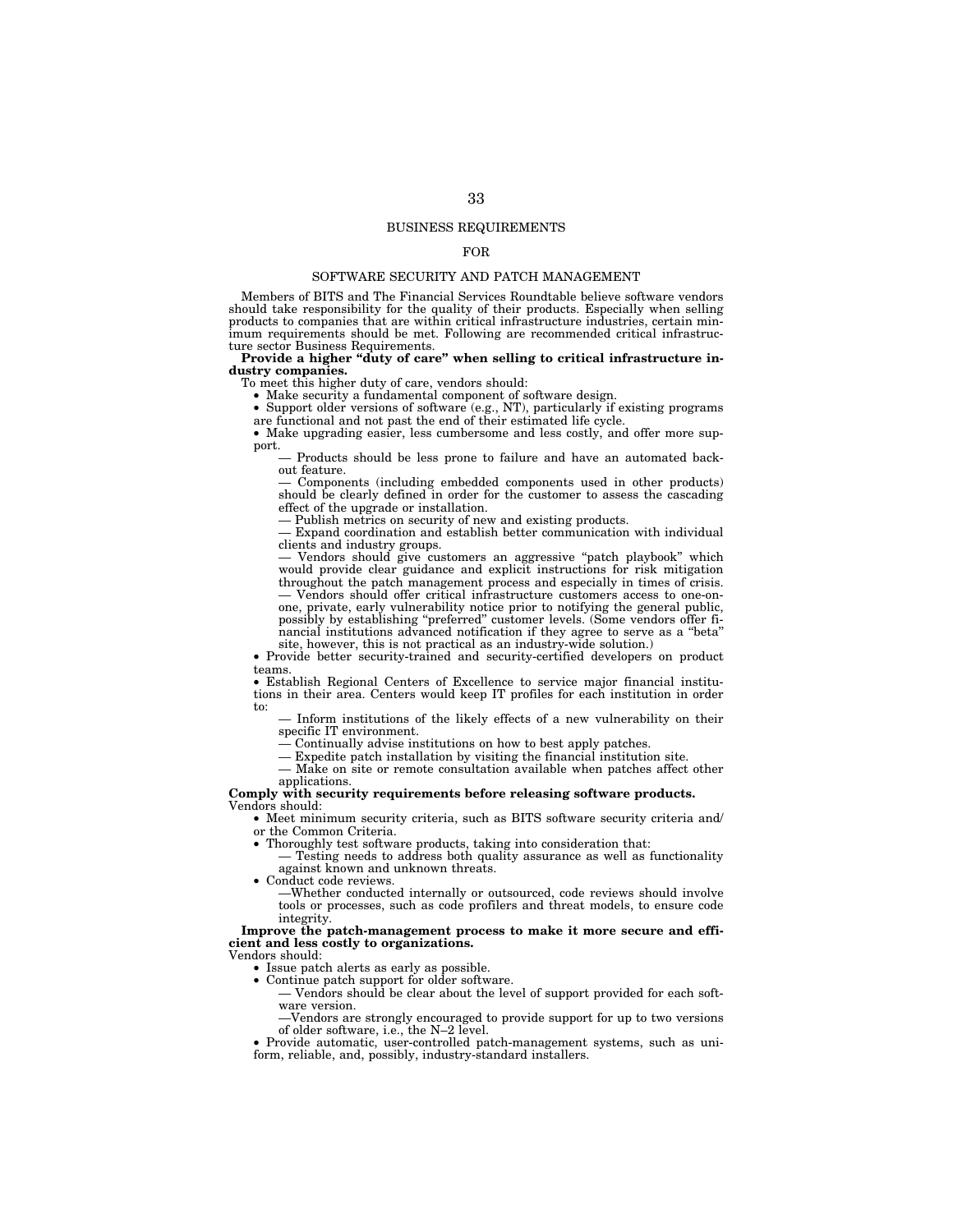# BUSINESS REQUIREMENTS

## FOR

## SOFTWARE SECURITY AND PATCH MANAGEMENT

Members of BITS and The Financial Services Roundtable believe software vendors should take responsibility for the quality of their products. Especially when selling products to companies that are within critical infrastructure industries, certain minimum requirements should be met. Following are recommended critical infrastructure sector Business Requirements.

**Provide a higher "duty of care" when selling to critical infrastructure industry companies.**

To meet this higher duty of care, vendors should:

- Make security a fundamental component of software design.
- Support older versions of software (e.g., NT), particularly if existing programs are functional and not past the end of their estimated life cycle.
- Make upgrading easier, less cumbersome and less costly, and offer more support.
  - — Products should be less prone to failure and have an automated backout feature.
  - — Components (including embedded components used in other products) should be clearly defined in order for the customer to assess the cascading effect of the upgrade or installation.
  - — Publish metrics on security of new and existing products.
  - — Expand coordination and establish better communication with individual clients and industry groups.
  - — Vendors should give customers an aggressive "patch playbook" which would provide clear guidance and explicit instructions for risk mitigation throughout the patch management process and especially in times of crisis.
  - — Vendors should offer critical infrastructure customers access to one-on-one, private, early vulnerability notice prior to notifying the general public, possibly by establishing "preferred" customer levels. (Some vendors offer financial institutions advanced notification if they agree to serve as a "beta" site, however, this is not practical as an industry-wide solution.)
- Provide better security-trained and security-certified developers on product teams.
- Establish Regional Centers of Excellence to service major financial institutions in their area. Centers would keep IT profiles for each institution in order to:
  - — Inform institutions of the likely effects of a new vulnerability on their specific IT environment.
  - — Continually advise institutions on how to best apply patches.
  - — Expedite patch installation by visiting the financial institution site.
  - — Make on site or remote consultation available when patches affect other applications.

**Comply with security requirements before releasing software products.**

Vendors should:

- Meet minimum security criteria, such as BITS software security criteria and/or the Common Criteria.
- Thoroughly test software products, taking into consideration that:
  - — Testing needs to address both quality assurance as well as functionality against known and unknown threats.
- Conduct code reviews.
  - —Whether conducted internally or outsourced, code reviews should involve tools or processes, such as code profilers and threat models, to ensure code integrity.

**Improve the patch-management process to make it more secure and efficient and less costly to organizations.**

Vendors should:

- Issue patch alerts as early as possible.
- Continue patch support for older software.
  - — Vendors should be clear about the level of support provided for each software version.
  - —Vendors are strongly encouraged to provide support for up to two versions of older software, i.e., the N–2 level.
- Provide automatic, user-controlled patch-management systems, such as uniform, reliable, and, possibly, industry-standard installers.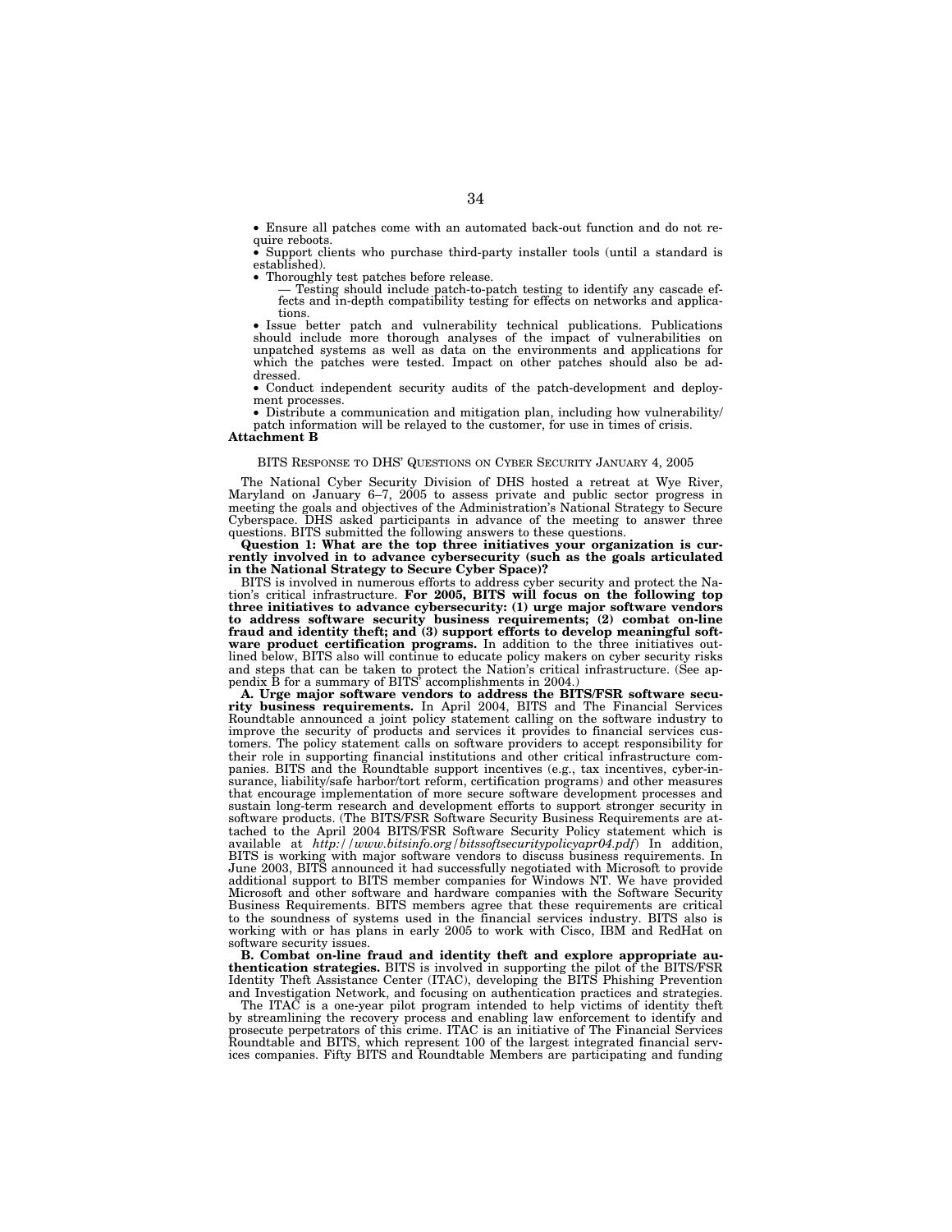- Ensure all patches come with an automated back-out function and do not require reboots.
- Support clients who purchase third-party installer tools (until a standard is established).
- Thoroughly test patches before release.
  - — Testing should include patch-to-patch testing to identify any cascade effects and in-depth compatibility testing for effects on networks and applications.
- Issue better patch and vulnerability technical publications. Publications should include more thorough analyses of the impact of vulnerabilities on unpatched systems as well as data on the environments and applications for which the patches were tested. Impact on other patches should also be addressed.
- Conduct independent security audits of the patch-development and deployment processes.
- Distribute a communication and mitigation plan, including how vulnerability/patch information will be relayed to the customer, for use in times of crisis.

**Attachment B**

BITS RESPONSE TO DHS' QUESTIONS ON CYBER SECURITY JANUARY 4, 2005

The National Cyber Security Division of DHS hosted a retreat at Wye River, Maryland on January 6–7, 2005 to assess private and public sector progress in meeting the goals and objectives of the Administration's National Strategy to Secure Cyberspace. DHS asked participants in advance of the meeting to answer three questions. BITS submitted the following answers to these questions.

**Question 1: What are the top three initiatives your organization is currently involved in to advance cybersecurity (such as the goals articulated in the National Strategy to Secure Cyber Space)?**

BITS is involved in numerous efforts to address cyber security and protect the Nation's critical infrastructure. **For 2005, BITS will focus on the following top three initiatives to advance cybersecurity: (1) urge major software vendors to address software security business requirements; (2) combat on-line fraud and identity theft; and (3) support efforts to develop meaningful software product certification programs.** In addition to the three initiatives outlined below, BITS also will continue to educate policy makers on cyber security risks and steps that can be taken to protect the Nation's critical infrastructure. (See appendix B for a summary of BITS' accomplishments in 2004.)

**A. Urge major software vendors to address the BITS/FSR software security business requirements.** In April 2004, BITS and The Financial Services Roundtable announced a joint policy statement calling on the software industry to improve the security of products and services it provides to financial services customers. The policy statement calls on software providers to accept responsibility for their role in supporting financial institutions and other critical infrastructure companies. BITS and the Roundtable support incentives (e.g., tax incentives, cyber-insurance, liability/safe harbor/tort reform, certification programs) and other measures that encourage implementation of more secure software development processes and sustain long-term research and development efforts to support stronger security in software products. (The BITS/FSR Software Security Business Requirements are attached to the April 2004 BITS/FSR Software Security Policy statement which is available at *http://www.bitsinfo.org/bitssoftsecuritypolicyapr04.pdf*) In addition, BITS is working with major software vendors to discuss business requirements. In June 2003, BITS announced it had successfully negotiated with Microsoft to provide additional support to BITS member companies for Windows NT. We have provided Microsoft and other software and hardware companies with the Software Security Business Requirements. BITS members agree that these requirements are critical to the soundness of systems used in the financial services industry. BITS also is working with or has plans in early 2005 to work with Cisco, IBM and RedHat on software security issues.

**B. Combat on-line fraud and identity theft and explore appropriate authentication strategies.** BITS is involved in supporting the pilot of the BITS/FSR Identity Theft Assistance Center (ITAC), developing the BITS Phishing Prevention and Investigation Network, and focusing on authentication practices and strategies.

The ITAC is a one-year pilot program intended to help victims of identity theft by streamlining the recovery process and enabling law enforcement to identify and prosecute perpetrators of this crime. ITAC is an initiative of The Financial Services Roundtable and BITS, which represent 100 of the largest integrated financial services companies. Fifty BITS and Roundtable Members are participating and funding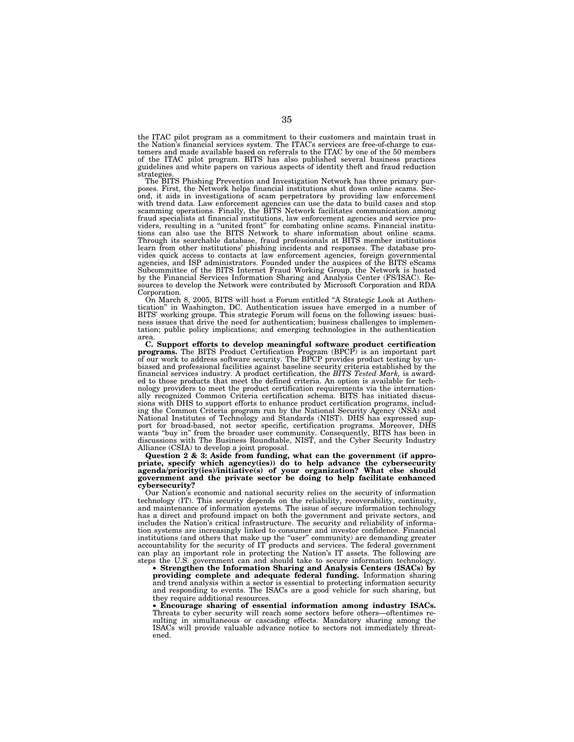the ITAC pilot program as a commitment to their customers and maintain trust in the Nation's financial services system. The ITAC's services are free-of-charge to customers and made available based on referrals to the ITAC by one of the 50 members of the ITAC pilot program. BITS has also published several business practices guidelines and white papers on various aspects of identity theft and fraud reduction strategies.

The BITS Phishing Prevention and Investigation Network has three primary purposes. First, the Network helps financial institutions shut down online scams. Second, it aids in investigations of scam perpetrators by providing law enforcement with trend data. Law enforcement agencies can use the data to build cases and stop scamming operations. Finally, the BITS Network facilitates communication among fraud specialists at financial institutions, law enforcement agencies and service providers, resulting in a "united front" for combating online scams. Financial institutions can also use the BITS Network to share information about online scams. Through its searchable database, fraud professionals at BITS member institutions learn from other institutions' phishing incidents and responses. The database provides quick access to contacts at law enforcement agencies, foreign governmental agencies, and ISP administrators. Founded under the auspices of the BITS eScams Subcommittee of the BITS Internet Fraud Working Group, the Network is hosted by the Financial Services Information Sharing and Analysis Center (FS/ISAC). Resources to develop the Network were contributed by Microsoft Corporation and RDA Corporation.

On March 8, 2005, BITS will host a Forum entitled "A Strategic Look at Authentication" in Washington, DC. Authentication issues have emerged in a number of BITS' working groups. This strategic Forum will focus on the following issues: business issues that drive the need for authentication; business challenges to implementation; public policy implications; and emerging technologies in the authentication area.

**C. Support efforts to develop meaningful software product certification programs.** The BITS Product Certification Program (BPCP) is an important part of our work to address software security. The BPCP provides product testing by unbiased and professional facilities against baseline security criteria established by the financial services industry. A product certification, the *BITS Tested Mark,* is awarded to those products that meet the defined criteria. An option is available for technology providers to meet the product certification requirements via the internationally recognized Common Criteria certification schema. BITS has initiated discussions with DHS to support efforts to enhance product certification programs, including the Common Criteria program run by the National Security Agency (NSA) and National Institutes of Technology and Standards (NIST). DHS has expressed support for broad-based, not sector specific, certification programs. Moreover, DHS wants "buy in" from the broader user community. Consequently, BITS has been in discussions with The Business Roundtable, NIST, and the Cyber Security Industry Alliance (CSIA) to develop a joint proposal.

**Question 2 & 3: Aside from funding, what can the government (if appropriate, specify which agency(ies)) do to help advance the cybersecurity agenda/priority(ies)/initiative(s) of your organization? What else should government and the private sector be doing to help facilitate enhanced cybersecurity?**

Our Nation's economic and national security relies on the security of information technology (IT). This security depends on the reliability, recoverability, continuity, and maintenance of information systems. The issue of secure information technology has a direct and profound impact on both the government and private sectors, and includes the Nation's critical infrastructure. The security and reliability of information systems are increasingly linked to consumer and investor confidence. Financial institutions (and others that make up the "user" community) are demanding greater accountability for the security of IT products and services. The federal government can play an important role in protecting the Nation's IT assets. The following are steps the U.S. government can and should take to secure information technology.

- **Strengthen the Information Sharing and Analysis Centers (ISACs) by providing complete and adequate federal funding.** Information sharing and trend analysis within a sector is essential to protecting information security and responding to events. The ISACs are a good vehicle for such sharing, but they require additional resources.
- **Encourage sharing of essential information among industry ISACs.** Threats to cyber security will reach some sectors before others—oftentimes resulting in simultaneous or cascading effects. Mandatory sharing among the ISACs will provide valuable advance notice to sectors not immediately threatened.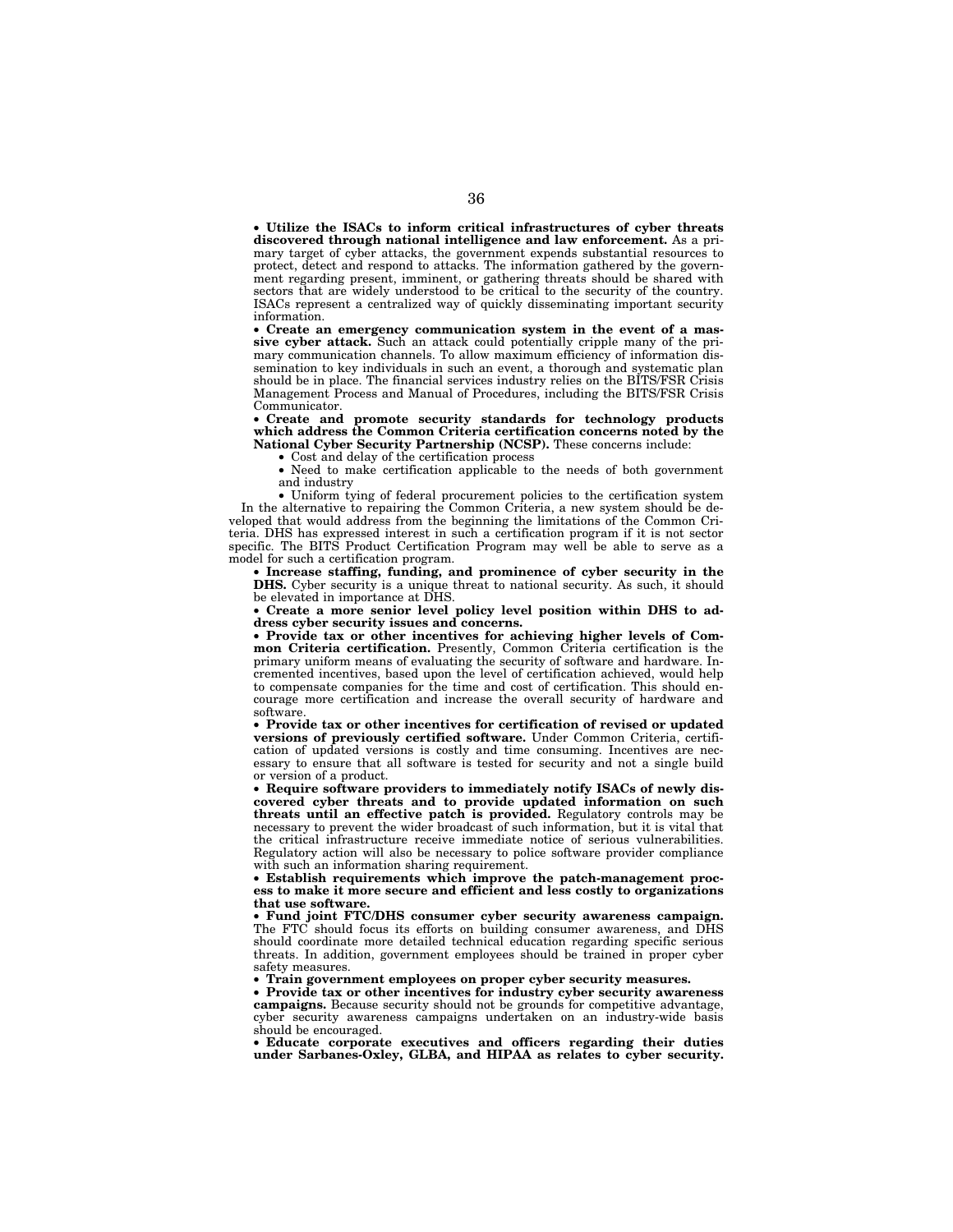- **Utilize the ISACs to inform critical infrastructures of cyber threats discovered through national intelligence and law enforcement.** As a primary target of cyber attacks, the government expends substantial resources to protect, detect and respond to attacks. The information gathered by the government regarding present, imminent, or gathering threats should be shared with sectors that are widely understood to be critical to the security of the country. ISACs represent a centralized way of quickly disseminating important security information.
- **Create an emergency communication system in the event of a massive cyber attack.** Such an attack could potentially cripple many of the primary communication channels. To allow maximum efficiency of information dissemination to key individuals in such an event, a thorough and systematic plan should be in place. The financial services industry relies on the BITS/FSR Crisis Management Process and Manual of Procedures, including the BITS/FSR Crisis Communicator.
- **Create and promote security standards for technology products which address the Common Criteria certification concerns noted by the National Cyber Security Partnership (NCSP).** These concerns include:
  - Cost and delay of the certification process
  - Need to make certification applicable to the needs of both government and industry
  - Uniform tying of federal procurement policies to the certification system

In the alternative to repairing the Common Criteria, a new system should be developed that would address from the beginning the limitations of the Common Criteria. DHS has expressed interest in such a certification program if it is not sector specific. The BITS Product Certification Program may well be able to serve as a model for such a certification program.

- **Increase staffing, funding, and prominence of cyber security in the DHS.** Cyber security is a unique threat to national security. As such, it should be elevated in importance at DHS.
- **Create a more senior level policy level position within DHS to address cyber security issues and concerns.**
- **Provide tax or other incentives for achieving higher levels of Common Criteria certification.** Presently, Common Criteria certification is the primary uniform means of evaluating the security of software and hardware. Incremented incentives, based upon the level of certification achieved, would help to compensate companies for the time and cost of certification. This should encourage more certification and increase the overall security of hardware and software.
- **Provide tax or other incentives for certification of revised or updated versions of previously certified software.** Under Common Criteria, certification of updated versions is costly and time consuming. Incentives are necessary to ensure that all software is tested for security and not a single build or version of a product.
- **Require software providers to immediately notify ISACs of newly discovered cyber threats and to provide updated information on such threats until an effective patch is provided.** Regulatory controls may be necessary to prevent the wider broadcast of such information, but it is vital that the critical infrastructure receive immediate notice of serious vulnerabilities. Regulatory action will also be necessary to police software provider compliance with such an information sharing requirement.
- **Establish requirements which improve the patch-management process to make it more secure and efficient and less costly to organizations that use software.**
- **Fund joint FTC/DHS consumer cyber security awareness campaign.** The FTC should focus its efforts on building consumer awareness, and DHS should coordinate more detailed technical education regarding specific serious threats. In addition, government employees should be trained in proper cyber safety measures.
- **Train government employees on proper cyber security measures.**
- **Provide tax or other incentives for industry cyber security awareness campaigns.** Because security should not be grounds for competitive advantage, cyber security awareness campaigns undertaken on an industry-wide basis should be encouraged.
- **Educate corporate executives and officers regarding their duties under Sarbanes-Oxley, GLBA, and HIPAA as relates to cyber security.**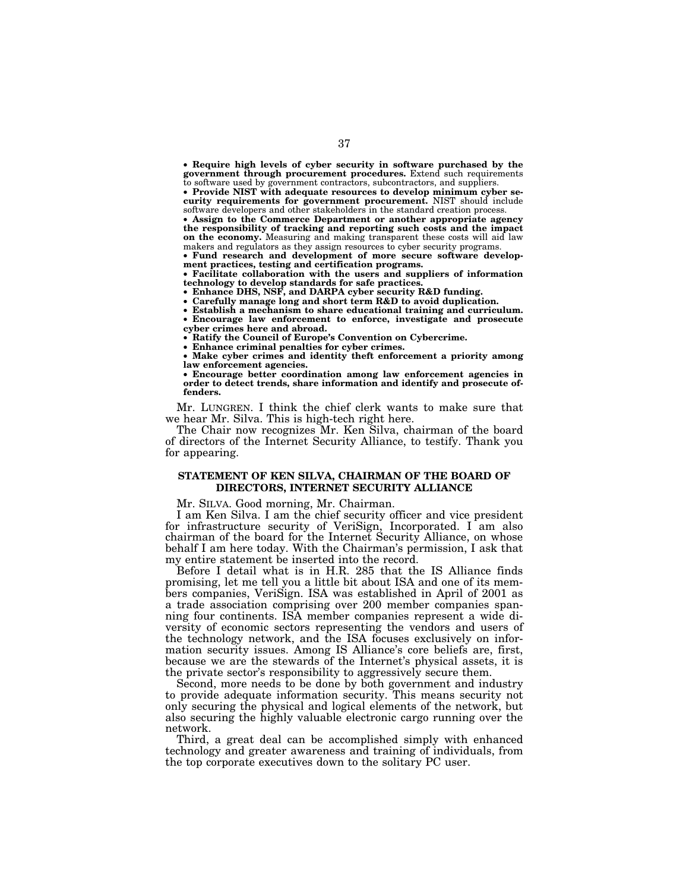- **Require high levels of cyber security in software purchased by the government through procurement procedures.** Extend such requirements to software used by government contractors, subcontractors, and suppliers.
- **Provide NIST with adequate resources to develop minimum cyber security requirements for government procurement.** NIST should include software developers and other stakeholders in the standard creation process.
- **Assign to the Commerce Department or another appropriate agency the responsibility of tracking and reporting such costs and the impact on the economy.** Measuring and making transparent these costs will aid law makers and regulators as they assign resources to cyber security programs.
- **Fund research and development of more secure software development practices, testing and certification programs.**
- **Facilitate collaboration with the users and suppliers of information technology to develop standards for safe practices.**
- **Enhance DHS, NSF, and DARPA cyber security R&D funding.**
- **Carefully manage long and short term R&D to avoid duplication.**
- **Establish a mechanism to share educational training and curriculum.**
- **Encourage law enforcement to enforce, investigate and prosecute cyber crimes here and abroad.**
- **Ratify the Council of Europe's Convention on Cybercrime.**
- **Enhance criminal penalties for cyber crimes.**
- **Make cyber crimes and identity theft enforcement a priority among law enforcement agencies.**
- **Encourage better coordination among law enforcement agencies in order to detect trends, share information and identify and prosecute offenders.**

Mr. LUNGREN. I think the chief clerk wants to make sure that we hear Mr. Silva. This is high-tech right here.

The Chair now recognizes Mr. Ken Silva, chairman of the board of directors of the Internet Security Alliance, to testify. Thank you for appearing.

## STATEMENT OF KEN SILVA, CHAIRMAN OF THE BOARD OF DIRECTORS, INTERNET SECURITY ALLIANCE

Mr. SILVA. Good morning, Mr. Chairman.

I am Ken Silva. I am the chief security officer and vice president for infrastructure security of VeriSign, Incorporated. I am also chairman of the board for the Internet Security Alliance, on whose behalf I am here today. With the Chairman's permission, I ask that my entire statement be inserted into the record.

Before I detail what is in H.R. 285 that the IS Alliance finds promising, let me tell you a little bit about ISA and one of its members companies, VeriSign. ISA was established in April of 2001 as a trade association comprising over 200 member companies spanning four continents. ISA member companies represent a wide diversity of economic sectors representing the vendors and users of the technology network, and the ISA focuses exclusively on information security issues. Among IS Alliance's core beliefs are, first, because we are the stewards of the Internet's physical assets, it is the private sector's responsibility to aggressively secure them.

Second, more needs to be done by both government and industry to provide adequate information security. This means security not only securing the physical and logical elements of the network, but also securing the highly valuable electronic cargo running over the network.

Third, a great deal can be accomplished simply with enhanced technology and greater awareness and training of individuals, from the top corporate executives down to the solitary PC user.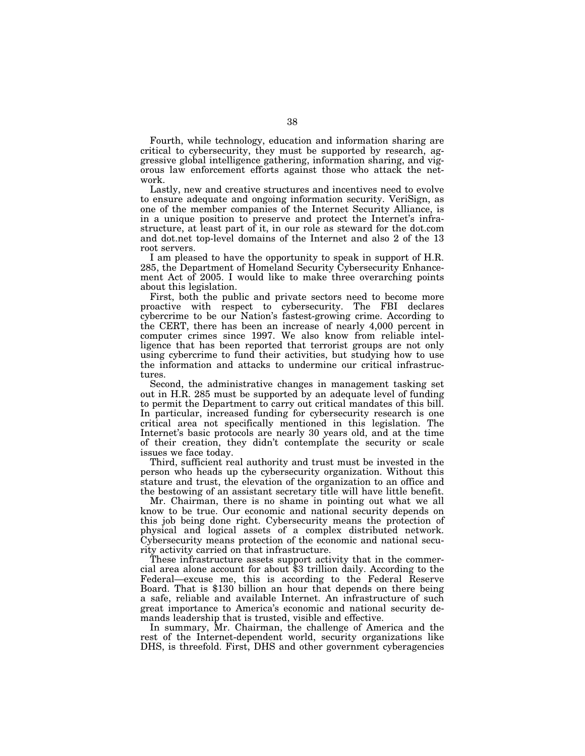Fourth, while technology, education and information sharing are critical to cybersecurity, they must be supported by research, aggressive global intelligence gathering, information sharing, and vigorous law enforcement efforts against those who attack the network.

Lastly, new and creative structures and incentives need to evolve to ensure adequate and ongoing information security. VeriSign, as one of the member companies of the Internet Security Alliance, is in a unique position to preserve and protect the Internet's infrastructure, at least part of it, in our role as steward for the dot.com and dot.net top-level domains of the Internet and also 2 of the 13 root servers.

I am pleased to have the opportunity to speak in support of H.R. 285, the Department of Homeland Security Cybersecurity Enhancement Act of 2005. I would like to make three overarching points about this legislation.

First, both the public and private sectors need to become more proactive with respect to cybersecurity. The FBI declares cybercrime to be our Nation's fastest-growing crime. According to the CERT, there has been an increase of nearly 4,000 percent in computer crimes since 1997. We also know from reliable intelligence that has been reported that terrorist groups are not only using cybercrime to fund their activities, but studying how to use the information and attacks to undermine our critical infrastructures.

Second, the administrative changes in management tasking set out in H.R. 285 must be supported by an adequate level of funding to permit the Department to carry out critical mandates of this bill. In particular, increased funding for cybersecurity research is one critical area not specifically mentioned in this legislation. The Internet's basic protocols are nearly 30 years old, and at the time of their creation, they didn't contemplate the security or scale issues we face today.

Third, sufficient real authority and trust must be invested in the person who heads up the cybersecurity organization. Without this stature and trust, the elevation of the organization to an office and the bestowing of an assistant secretary title will have little benefit.

Mr. Chairman, there is no shame in pointing out what we all know to be true. Our economic and national security depends on this job being done right. Cybersecurity means the protection of physical and logical assets of a complex distributed network. Cybersecurity means protection of the economic and national security activity carried on that infrastructure.

These infrastructure assets support activity that in the commercial area alone account for about $3 trillion daily. According to the Federal—excuse me, this is according to the Federal Reserve Board. That is $130 billion an hour that depends on there being a safe, reliable and available Internet. An infrastructure of such great importance to America's economic and national security demands leadership that is trusted, visible and effective.

In summary, Mr. Chairman, the challenge of America and the rest of the Internet-dependent world, security organizations like DHS, is threefold. First, DHS and other government cyberagencies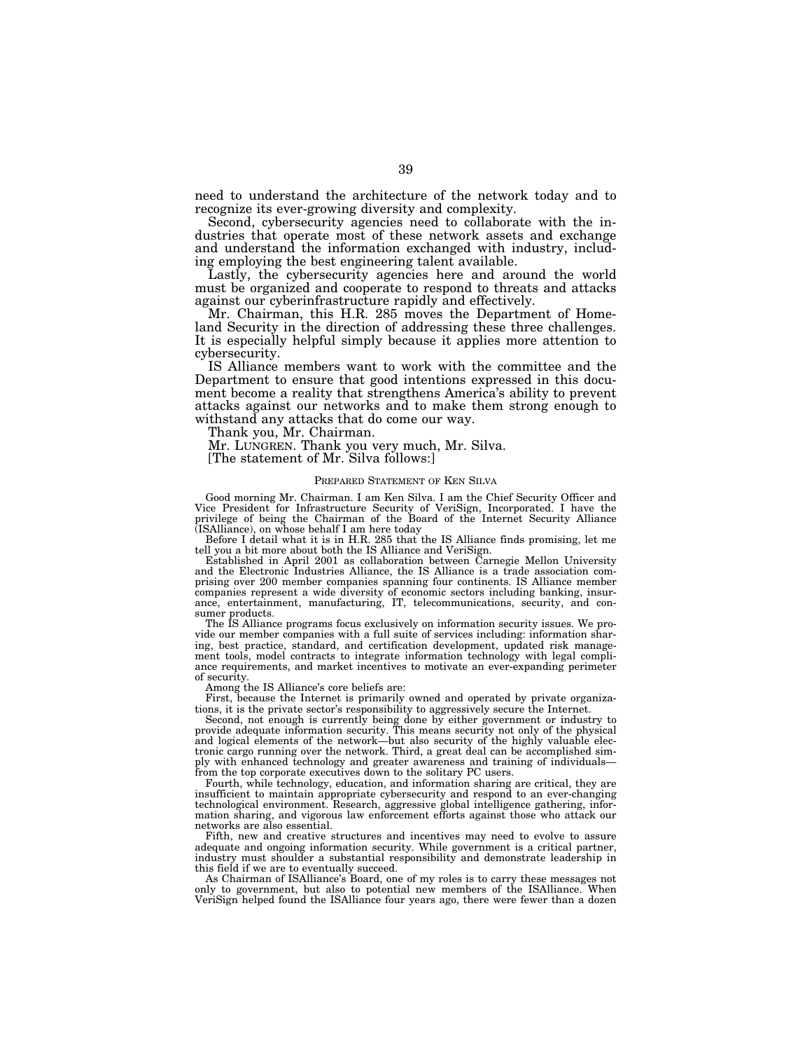need to understand the architecture of the network today and to recognize its ever-growing diversity and complexity.

Second, cybersecurity agencies need to collaborate with the industries that operate most of these network assets and exchange and understand the information exchanged with industry, including employing the best engineering talent available.

Lastly, the cybersecurity agencies here and around the world must be organized and cooperate to respond to threats and attacks against our cyberinfrastructure rapidly and effectively.

Mr. Chairman, this H.R. 285 moves the Department of Homeland Security in the direction of addressing these three challenges. It is especially helpful simply because it applies more attention to cybersecurity.

IS Alliance members want to work with the committee and the Department to ensure that good intentions expressed in this document become a reality that strengthens America's ability to prevent attacks against our networks and to make them strong enough to withstand any attacks that do come our way.

Thank you, Mr. Chairman.

Mr. LUNGREN. Thank you very much, Mr. Silva.

[The statement of Mr. Silva follows:]

PREPARED STATEMENT OF KEN SILVA

Good morning Mr. Chairman. I am Ken Silva. I am the Chief Security Officer and Vice President for Infrastructure Security of VeriSign, Incorporated. I have the privilege of being the Chairman of the Board of the Internet Security Alliance (ISAlliance), on whose behalf I am here today

Before I detail what it is in H.R. 285 that the IS Alliance finds promising, let me tell you a bit more about both the IS Alliance and VeriSign.

Established in April 2001 as collaboration between Carnegie Mellon University and the Electronic Industries Alliance, the IS Alliance is a trade association comprising over 200 member companies spanning four continents. IS Alliance member companies represent a wide diversity of economic sectors including banking, insurance, entertainment, manufacturing, IT, telecommunications, security, and consumer products.

The IS Alliance programs focus exclusively on information security issues. We provide our member companies with a full suite of services including: information sharing, best practice, standard, and certification development, updated risk management tools, model contracts to integrate information technology with legal compliance requirements, and market incentives to motivate an ever-expanding perimeter of security.

Among the IS Alliance's core beliefs are:

First, because the Internet is primarily owned and operated by private organizations, it is the private sector's responsibility to aggressively secure the Internet.

Second, not enough is currently being done by either government or industry to provide adequate information security. This means security not only of the physical and logical elements of the network—but also security of the highly valuable electronic cargo running over the network. Third, a great deal can be accomplished simply with enhanced technology and greater awareness and training of individuals—from the top corporate executives down to the solitary PC users.

Fourth, while technology, education, and information sharing are critical, they are insufficient to maintain appropriate cybersecurity and respond to an ever-changing technological environment. Research, aggressive global intelligence gathering, information sharing, and vigorous law enforcement efforts against those who attack our networks are also essential.

Fifth, new and creative structures and incentives may need to evolve to assure adequate and ongoing information security. While government is a critical partner, industry must shoulder a substantial responsibility and demonstrate leadership in this field if we are to eventually succeed.

As Chairman of ISAlliance's Board, one of my roles is to carry these messages not only to government, but also to potential new members of the ISAlliance. When VeriSign helped found the ISAlliance four years ago, there were fewer than a dozen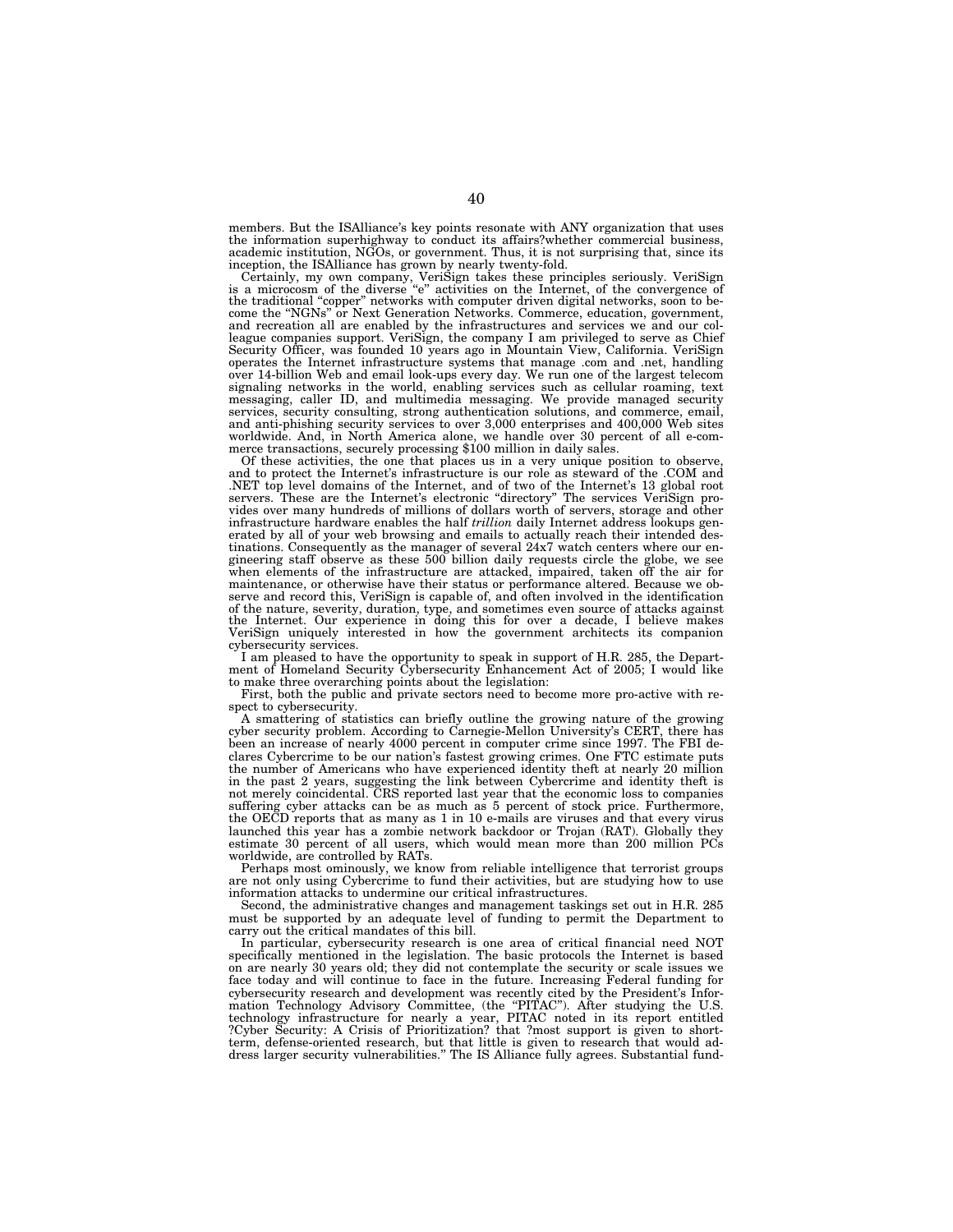members. But the ISAlliance's key points resonate with ANY organization that uses the information superhighway to conduct its affairs?whether commercial business, academic institution, NGOs, or government. Thus, it is not surprising that, since its inception, the ISAlliance has grown by nearly twenty-fold.

Certainly, my own company, VeriSign takes these principles seriously. VeriSign is a microcosm of the diverse "e" activities on the Internet, of the convergence of the traditional "copper" networks with computer driven digital networks, soon to become the "NGNs" or Next Generation Networks. Commerce, education, government, and recreation all are enabled by the infrastructures and services we and our colleague companies support. VeriSign, the company I am privileged to serve as Chief Security Officer, was founded 10 years ago in Mountain View, California. VeriSign operates the Internet infrastructure systems that manage .com and .net, handling over 14-billion Web and email look-ups every day. We run one of the largest telecom signaling networks in the world, enabling services such as cellular roaming, text messaging, caller ID, and multimedia messaging. We provide managed security services, security consulting, strong authentication solutions, and commerce, email, and anti-phishing security services to over 3,000 enterprises and 400,000 Web sites worldwide. And, in North America alone, we handle over 30 percent of all e-commerce transactions, securely processing $100 million in daily sales.

Of these activities, the one that places us in a very unique position to observe, and to protect the Internet's infrastructure is our role as steward of the .COM and .NET top level domains of the Internet, and of two of the Internet's 13 global root servers. These are the Internet's electronic "directory" The services VeriSign provides over many hundreds of millions of dollars worth of servers, storage and other infrastructure hardware enables the half *trillion* daily Internet address lookups generated by all of your web browsing and emails to actually reach their intended destinations. Consequently as the manager of several 24x7 watch centers where our engineering staff observe as these 500 billion daily requests circle the globe, we see when elements of the infrastructure are attacked, impaired, taken off the air for maintenance, or otherwise have their status or performance altered. Because we observe and record this, VeriSign is capable of, and often involved in the identification of the nature, severity, duration, type, and sometimes even source of attacks against the Internet. Our experience in doing this for over a decade, I believe makes VeriSign uniquely interested in how the government architects its companion cybersecurity services.

I am pleased to have the opportunity to speak in support of H.R. 285, the Department of Homeland Security Cybersecurity Enhancement Act of 2005; I would like to make three overarching points about the legislation:

First, both the public and private sectors need to become more pro-active with respect to cybersecurity.

A smattering of statistics can briefly outline the growing nature of the growing cyber security problem. According to Carnegie-Mellon University's CERT, there has been an increase of nearly 4000 percent in computer crime since 1997. The FBI declares Cybercrime to be our nation's fastest growing crimes. One FTC estimate puts the number of Americans who have experienced identity theft at nearly 20 million in the past 2 years, suggesting the link between Cybercrime and identity theft is not merely coincidental. CRS reported last year that the economic loss to companies suffering cyber attacks can be as much as 5 percent of stock price. Furthermore, the OECD reports that as many as 1 in 10 e-mails are viruses and that every virus launched this year has a zombie network backdoor or Trojan (RAT). Globally they estimate 30 percent of all users, which would mean more than 200 million PCs worldwide, are controlled by RATs.

Perhaps most ominously, we know from reliable intelligence that terrorist groups are not only using Cybercrime to fund their activities, but are studying how to use information attacks to undermine our critical infrastructures.

Second, the administrative changes and management taskings set out in H.R. 285 must be supported by an adequate level of funding to permit the Department to carry out the critical mandates of this bill.

In particular, cybersecurity research is one area of critical financial need NOT specifically mentioned in the legislation. The basic protocols the Internet is based on are nearly 30 years old; they did not contemplate the security or scale issues we face today and will continue to face in the future. Increasing Federal funding for cybersecurity research and development was recently cited by the President's Information Technology Advisory Committee, (the "PITAC"). After studying the U.S. technology infrastructure for nearly a year, PITAC noted in its report entitled ?Cyber Security: A Crisis of Prioritization? that ?most support is given to short-term, defense-oriented research, but that little is given to research that would address larger security vulnerabilities." The IS Alliance fully agrees. Substantial fund-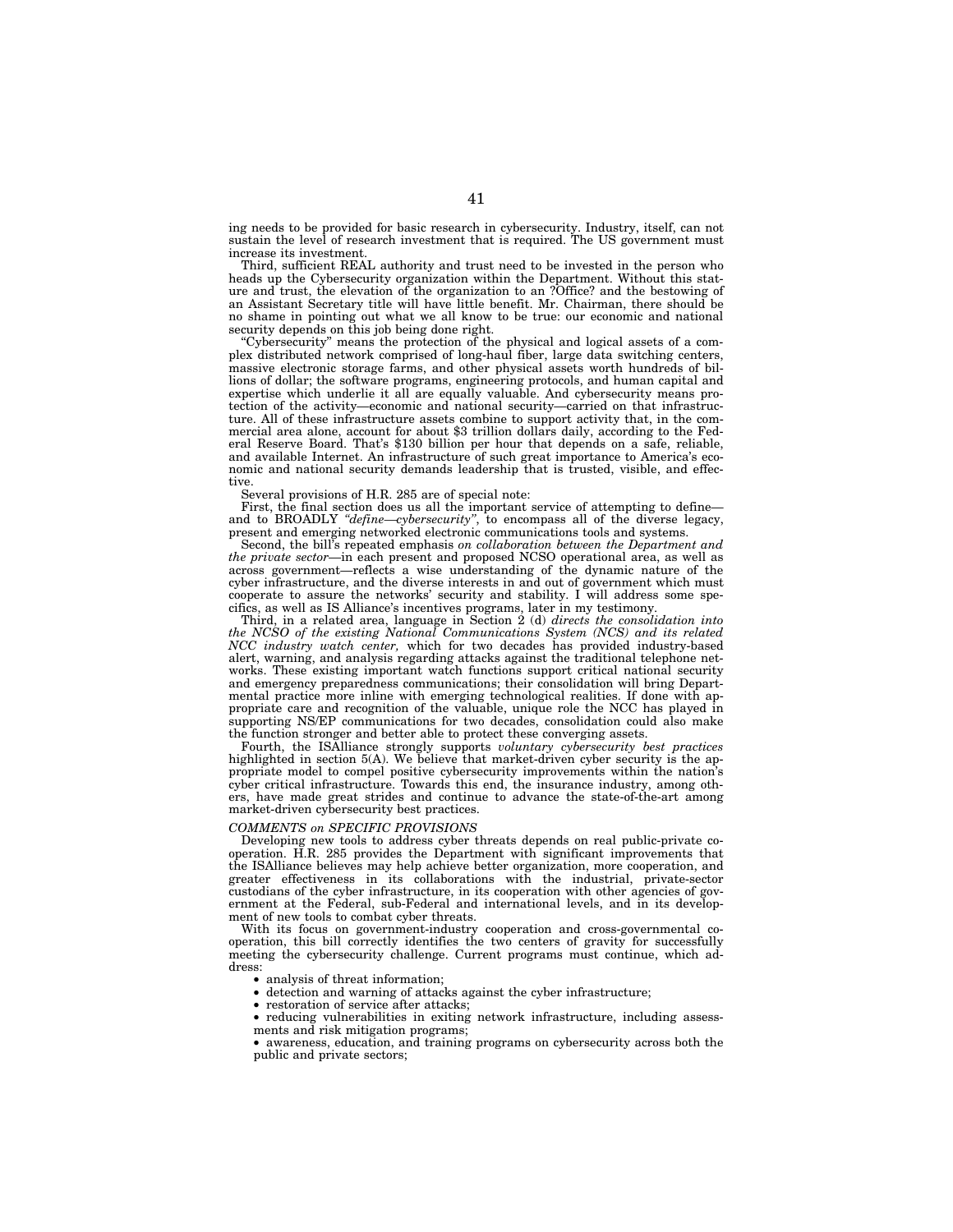ing needs to be provided for basic research in cybersecurity. Industry, itself, can not sustain the level of research investment that is required. The US government must increase its investment.

Third, sufficient REAL authority and trust need to be invested in the person who heads up the Cybersecurity organization within the Department. Without this stature and trust, the elevation of the organization to an ?Office? and the bestowing of an Assistant Secretary title will have little benefit. Mr. Chairman, there should be no shame in pointing out what we all know to be true: our economic and national security depends on this job being done right.

"Cybersecurity" means the protection of the physical and logical assets of a complex distributed network comprised of long-haul fiber, large data switching centers, massive electronic storage farms, and other physical assets worth hundreds of billions of dollar; the software programs, engineering protocols, and human capital and expertise which underlie it all are equally valuable. And cybersecurity means protection of the activity—economic and national security—carried on that infrastructure. All of these infrastructure assets combine to support activity that, in the commercial area alone, account for about $3 trillion dollars daily, according to the Federal Reserve Board. That's $130 billion per hour that depends on a safe, reliable, and available Internet. An infrastructure of such great importance to America's economic and national security demands leadership that is trusted, visible, and effective.

Several provisions of H.R. 285 are of special note:

First, the final section does us all the important service of attempting to define—and to BROADLY *"define—cybersecurity"*, to encompass all of the diverse legacy, present and emerging networked electronic communications tools and systems.

Second, the bill's repeated emphasis *on collaboration between the Department and the private sector*—in each present and proposed NCSO operational area, as well as across government—reflects a wise understanding of the dynamic nature of the cyber infrastructure, and the diverse interests in and out of government which must cooperate to assure the networks' security and stability. I will address some specifics, as well as IS Alliance's incentives programs, later in my testimony.

Third, in a related area, language in Section 2 (d) *directs the consolidation into the NCSO of the existing National Communications System (NCS) and its related NCC industry watch center,* which for two decades has provided industry-based alert, warning, and analysis regarding attacks against the traditional telephone networks. These existing important watch functions support critical national security and emergency preparedness communications; their consolidation will bring Departmental practice more inline with emerging technological realities. If done with appropriate care and recognition of the valuable, unique role the NCC has played in supporting NS/EP communications for two decades, consolidation could also make the function stronger and better able to protect these converging assets.

Fourth, the ISAlliance strongly supports *voluntary cybersecurity best practices* highlighted in section 5(A). We believe that market-driven cyber security is the appropriate model to compel positive cybersecurity improvements within the nation's cyber critical infrastructure. Towards this end, the insurance industry, among others, have made great strides and continue to advance the state-of-the-art among market-driven cybersecurity best practices.

*COMMENTS on SPECIFIC PROVISIONS*

Developing new tools to address cyber threats depends on real public-private cooperation. H.R. 285 provides the Department with significant improvements that the ISAlliance believes may help achieve better organization, more cooperation, and greater effectiveness in its collaborations with the industrial, private-sector custodians of the cyber infrastructure, in its cooperation with other agencies of government at the Federal, sub-Federal and international levels, and in its development of new tools to combat cyber threats.

With its focus on government-industry cooperation and cross-governmental cooperation, this bill correctly identifies the two centers of gravity for successfully meeting the cybersecurity challenge. Current programs must continue, which address:

- analysis of threat information;
- detection and warning of attacks against the cyber infrastructure;
- restoration of service after attacks;
- reducing vulnerabilities in exiting network infrastructure, including assessments and risk mitigation programs;
- awareness, education, and training programs on cybersecurity across both the public and private sectors;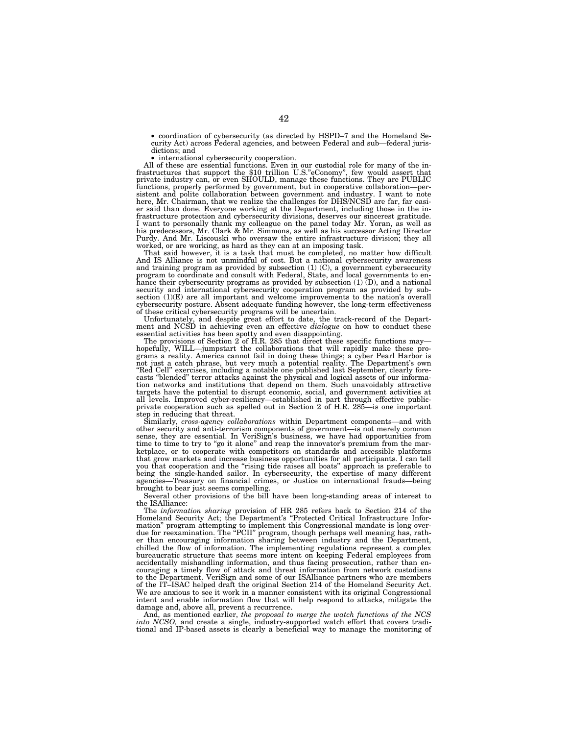- coordination of cybersecurity (as directed by HSPD–7 and the Homeland Security Act) across Federal agencies, and between Federal and sub—federal jurisdictions; and
- international cybersecurity cooperation.

All of these are essential functions. Even in our custodial role for many of the infrastructures that support the $10 trillion U.S."eConomy", few would assert that private industry can, or even SHOULD, manage these functions. They are PUBLIC functions, properly performed by government, but in cooperative collaboration—persistent and polite collaboration between government and industry. I want to note here, Mr. Chairman, that we realize the challenges for DHS/NCSD are far, far easier said than done. Everyone working at the Department, including those in the infrastructure protection and cybersecurity divisions, deserves our sincerest gratitude. I want to personally thank my colleague on the panel today Mr. Yoran, as well as his predecessors, Mr. Clark & Mr. Simmons, as well as his successor Acting Director Purdy. And Mr. Liscouski who oversaw the entire infrastructure division; they all worked, or are working, as hard as they can at an imposing task.

That said however, it is a task that must be completed, no matter how difficult And IS Alliance is not unmindful of cost. But a national cybersecurity awareness and training program as provided by subsection (1) (C), a government cybersecurity program to coordinate and consult with Federal, State, and local governments to enhance their cybersecurity programs as provided by subsection (1) (D), and a national security and international cybersecurity cooperation program as provided by subsection (1)(E) are all important and welcome improvements to the nation's overall cybersecurity posture. Absent adequate funding however, the long-term effectiveness of these critical cybersecurity programs will be uncertain.

Unfortunately, and despite great effort to date, the track-record of the Department and NCSD in achieving even an effective *dialogue* on how to conduct these essential activities has been spotty and even disappointing.

The provisions of Section 2 of H.R. 285 that direct these specific functions may—hopefully, WILL—jumpstart the collaborations that will rapidly make these programs a reality. America cannot fail in doing these things; a cyber Pearl Harbor is not just a catch phrase, but very much a potential reality. The Department's own "Red Cell" exercises, including a notable one published last September, clearly forecasts "blended" terror attacks against the physical and logical assets of our information networks and institutions that depend on them. Such unavoidably attractive targets have the potential to disrupt economic, social, and government activities at all levels. Improved cyber-resiliency—established in part through effective public-private cooperation such as spelled out in Section 2 of H.R. 285—is one important step in reducing that threat.

Similarly, *cross-agency collaborations* within Department components—and with other security and anti-terrorism components of government—is not merely common sense, they are essential. In VeriSign's business, we have had opportunities from time to time to try to "go it alone" and reap the innovator's premium from the marketplace, or to cooperate with competitors on standards and accessible platforms that grow markets and increase business opportunities for all participants. I can tell you that cooperation and the "rising tide raises all boats" approach is preferable to being the single-handed sailor. In cybersecurity, the expertise of many different agencies—Treasury on financial crimes, or Justice on international frauds—being brought to bear just seems compelling.

Several other provisions of the bill have been long-standing areas of interest to the ISAlliance:

The *information sharing* provision of HR 285 refers back to Section 214 of the Homeland Security Act; the Department's "Protected Critical Infrastructure Information" program attempting to implement this Congressional mandate is long overdue for reexamination. The "PCII" program, though perhaps well meaning has, rather than encouraging information sharing between industry and the Department, chilled the flow of information. The implementing regulations represent a complex bureaucratic structure that seems more intent on keeping Federal employees from accidentally mishandling information, and thus facing prosecution, rather than encouraging a timely flow of attack and threat information from network custodians to the Department. VeriSign and some of our ISAlliance partners who are members of the IT–ISAC helped draft the original Section 214 of the Homeland Security Act. We are anxious to see it work in a manner consistent with its original Congressional intent and enable information flow that will help respond to attacks, mitigate the damage and, above all, prevent a recurrence.

And, as mentioned earlier, *the proposal to merge the watch functions of the NCS into NCSO,* and create a single, industry-supported watch effort that covers traditional and IP-based assets is clearly a beneficial way to manage the monitoring of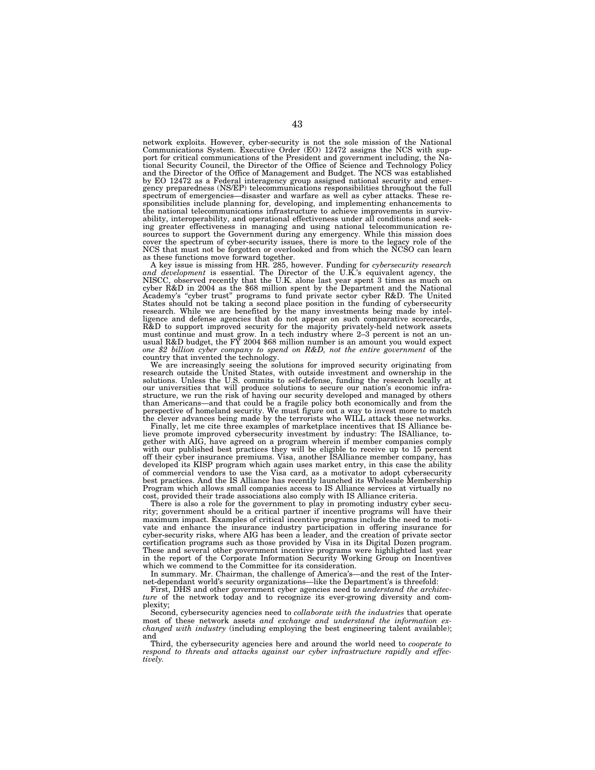network exploits. However, cyber-security is not the sole mission of the National Communications System. Executive Order (EO) 12472 assigns the NCS with support for critical communications of the President and government including, the National Security Council, the Director of the Office of Science and Technology Policy and the Director of the Office of Management and Budget. The NCS was established by EO 12472 as a Federal interagency group assigned national security and emergency preparedness (NS/EP) telecommunications responsibilities throughout the full spectrum of emergencies—disaster and warfare as well as cyber attacks. These responsibilities include planning for, developing, and implementing enhancements to the national telecommunications infrastructure to achieve improvements in survivability, interoperability, and operational effectiveness under all conditions and seeking greater effectiveness in managing and using national telecommunication resources to support the Government during any emergency. While this mission does cover the spectrum of cyber-security issues, there is more to the legacy role of the NCS that must not be forgotten or overlooked and from which the NCSO can learn as these functions move forward together.

A key issue is missing from HR. 285, however. Funding for *cybersecurity research and development* is essential. The Director of the U.K.'s equivalent agency, the NISCC, observed recently that the U.K. alone last year spent 3 times as much on cyber R&D in 2004 as the $68 million spent by the Department and the National Academy's "cyber trust" programs to fund private sector cyber R&D. The United States should not be taking a second place position in the funding of cybersecurity research. While we are benefited by the many investments being made by intelligence and defense agencies that do not appear on such comparative scorecards, R&D to support improved security for the majority privately-held network assets must continue and must grow. In a tech industry where 2–3 percent is not an unusual R&D budget, the FY 2004 $68 million number is an amount you would expect *one $2 billion cyber company to spend on R&D, not the entire government* of the country that invented the technology.

We are increasingly seeing the solutions for improved security originating from research outside the United States, with outside investment and ownership in the solutions. Unless the U.S. commits to self-defense, funding the research locally at our universities that will produce solutions to secure our nation's economic infrastructure, we run the risk of having our security developed and managed by others than Americans—and that could be a fragile policy both economically and from the perspective of homeland security. We must figure out a way to invest more to match the clever advances being made by the terrorists who WILL attack these networks.

Finally, let me cite three examples of marketplace incentives that IS Alliance believe promote improved cybersecurity investment by industry: The ISAlliance, together with AIG, have agreed on a program wherein if member companies comply with our published best practices they will be eligible to receive up to 15 percent off their cyber insurance premiums. Visa, another ISAlliance member company, has developed its KISP program which again uses market entry, in this case the ability of commercial vendors to use the Visa card, as a motivator to adopt cybersecurity best practices. And the IS Alliance has recently launched its Wholesale Membership Program which allows small companies access to IS Alliance services at virtually no cost, provided their trade associations also comply with IS Alliance criteria.

There is also a role for the government to play in promoting industry cyber security; government should be a critical partner if incentive programs will have their maximum impact. Examples of critical incentive programs include the need to motivate and enhance the insurance industry participation in offering insurance for cyber-security risks, where AIG has been a leader, and the creation of private sector certification programs such as those provided by Visa in its Digital Dozen program. These and several other government incentive programs were highlighted last year in the report of the Corporate Information Security Working Group on Incentives which we commend to the Committee for its consideration.

In summary. Mr. Chairman, the challenge of America's—and the rest of the Internet-dependant world's security organizations—like the Department's is threefold:

First, DHS and other government cyber agencies need to *understand the architecture* of the network today and to recognize its ever-growing diversity and complexity;

Second, cybersecurity agencies need to *collaborate with the industries* that operate most of these network assets *and exchange and understand the information exchanged with industry* (including employing the best engineering talent available); and

Third, the cybersecurity agencies here and around the world need to *cooperate to respond to threats and attacks against our cyber infrastructure rapidly and effectively.*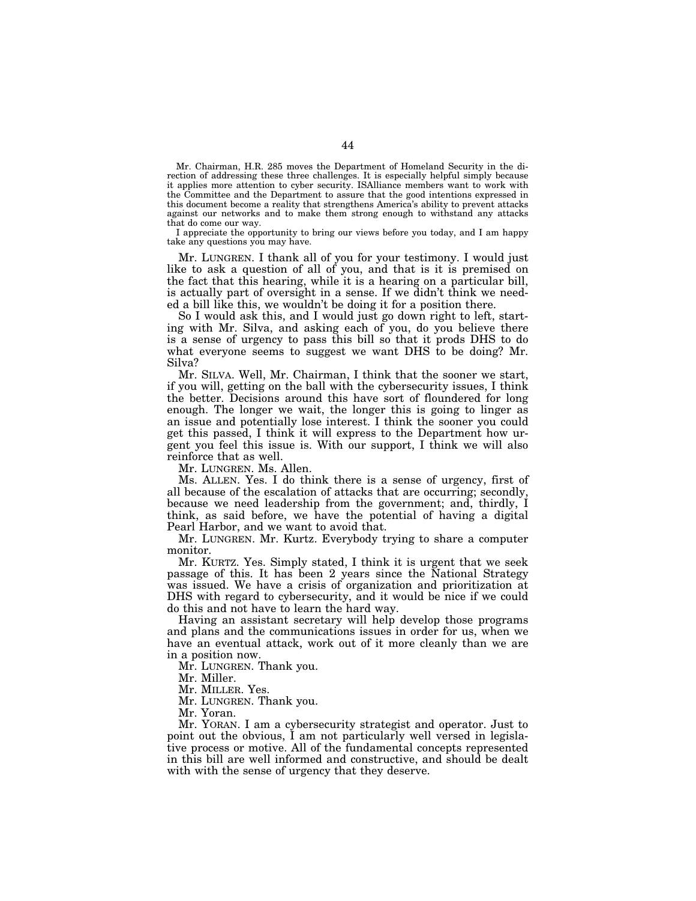Mr. Chairman, H.R. 285 moves the Department of Homeland Security in the direction of addressing these three challenges. It is especially helpful simply because it applies more attention to cyber security. ISAlliance members want to work with the Committee and the Department to assure that the good intentions expressed in this document become a reality that strengthens America's ability to prevent attacks against our networks and to make them strong enough to withstand any attacks that do come our way.

I appreciate the opportunity to bring our views before you today, and I am happy take any questions you may have.

Mr. LUNGREN. I thank all of you for your testimony. I would just like to ask a question of all of you, and that is it is premised on the fact that this hearing, while it is a hearing on a particular bill, is actually part of oversight in a sense. If we didn't think we needed a bill like this, we wouldn't be doing it for a position there.

So I would ask this, and I would just go down right to left, starting with Mr. Silva, and asking each of you, do you believe there is a sense of urgency to pass this bill so that it prods DHS to do what everyone seems to suggest we want DHS to be doing? Mr. Silva?

Mr. SILVA. Well, Mr. Chairman, I think that the sooner we start, if you will, getting on the ball with the cybersecurity issues, I think the better. Decisions around this have sort of floundered for long enough. The longer we wait, the longer this is going to linger as an issue and potentially lose interest. I think the sooner you could get this passed, I think it will express to the Department how urgent you feel this issue is. With our support, I think we will also reinforce that as well.

Mr. LUNGREN. Ms. Allen.

Ms. ALLEN. Yes. I do think there is a sense of urgency, first of all because of the escalation of attacks that are occurring; secondly, because we need leadership from the government; and, thirdly, I think, as said before, we have the potential of having a digital Pearl Harbor, and we want to avoid that.

Mr. LUNGREN. Mr. Kurtz. Everybody trying to share a computer monitor.

Mr. KURTZ. Yes. Simply stated, I think it is urgent that we seek passage of this. It has been 2 years since the National Strategy was issued. We have a crisis of organization and prioritization at DHS with regard to cybersecurity, and it would be nice if we could do this and not have to learn the hard way.

Having an assistant secretary will help develop those programs and plans and the communications issues in order for us, when we have an eventual attack, work out of it more cleanly than we are in a position now.

Mr. LUNGREN. Thank you.

Mr. Miller.

Mr. MILLER. Yes.

Mr. LUNGREN. Thank you.

Mr. Yoran.

Mr. YORAN. I am a cybersecurity strategist and operator. Just to point out the obvious, I am not particularly well versed in legislative process or motive. All of the fundamental concepts represented in this bill are well informed and constructive, and should be dealt with with the sense of urgency that they deserve.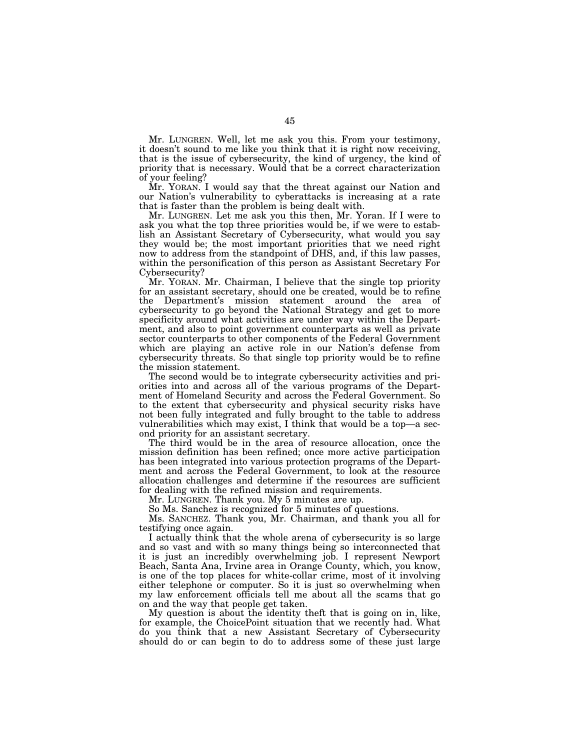Mr. LUNGREN. Well, let me ask you this. From your testimony, it doesn't sound to me like you think that it is right now receiving, that is the issue of cybersecurity, the kind of urgency, the kind of priority that is necessary. Would that be a correct characterization of your feeling?

Mr. YORAN. I would say that the threat against our Nation and our Nation's vulnerability to cyberattacks is increasing at a rate that is faster than the problem is being dealt with.

Mr. LUNGREN. Let me ask you this then, Mr. Yoran. If I were to ask you what the top three priorities would be, if we were to establish an Assistant Secretary of Cybersecurity, what would you say they would be; the most important priorities that we need right now to address from the standpoint of DHS, and, if this law passes, within the personification of this person as Assistant Secretary For Cybersecurity?

Mr. YORAN. Mr. Chairman, I believe that the single top priority for an assistant secretary, should one be created, would be to refine the Department's mission statement around the area of cybersecurity to go beyond the National Strategy and get to more specificity around what activities are under way within the Department, and also to point government counterparts as well as private sector counterparts to other components of the Federal Government which are playing an active role in our Nation's defense from cybersecurity threats. So that single top priority would be to refine the mission statement.

The second would be to integrate cybersecurity activities and priorities into and across all of the various programs of the Department of Homeland Security and across the Federal Government. So to the extent that cybersecurity and physical security risks have not been fully integrated and fully brought to the table to address vulnerabilities which may exist, I think that would be a top—a second priority for an assistant secretary.

The third would be in the area of resource allocation, once the mission definition has been refined; once more active participation has been integrated into various protection programs of the Department and across the Federal Government, to look at the resource allocation challenges and determine if the resources are sufficient for dealing with the refined mission and requirements.

Mr. LUNGREN. Thank you. My 5 minutes are up.

So Ms. Sanchez is recognized for 5 minutes of questions.

Ms. SANCHEZ. Thank you, Mr. Chairman, and thank you all for testifying once again.

I actually think that the whole arena of cybersecurity is so large and so vast and with so many things being so interconnected that it is just an incredibly overwhelming job. I represent Newport Beach, Santa Ana, Irvine area in Orange County, which, you know, is one of the top places for white-collar crime, most of it involving either telephone or computer. So it is just so overwhelming when my law enforcement officials tell me about all the scams that go on and the way that people get taken.

My question is about the identity theft that is going on in, like, for example, the ChoicePoint situation that we recently had. What do you think that a new Assistant Secretary of Cybersecurity should do or can begin to do to address some of these just large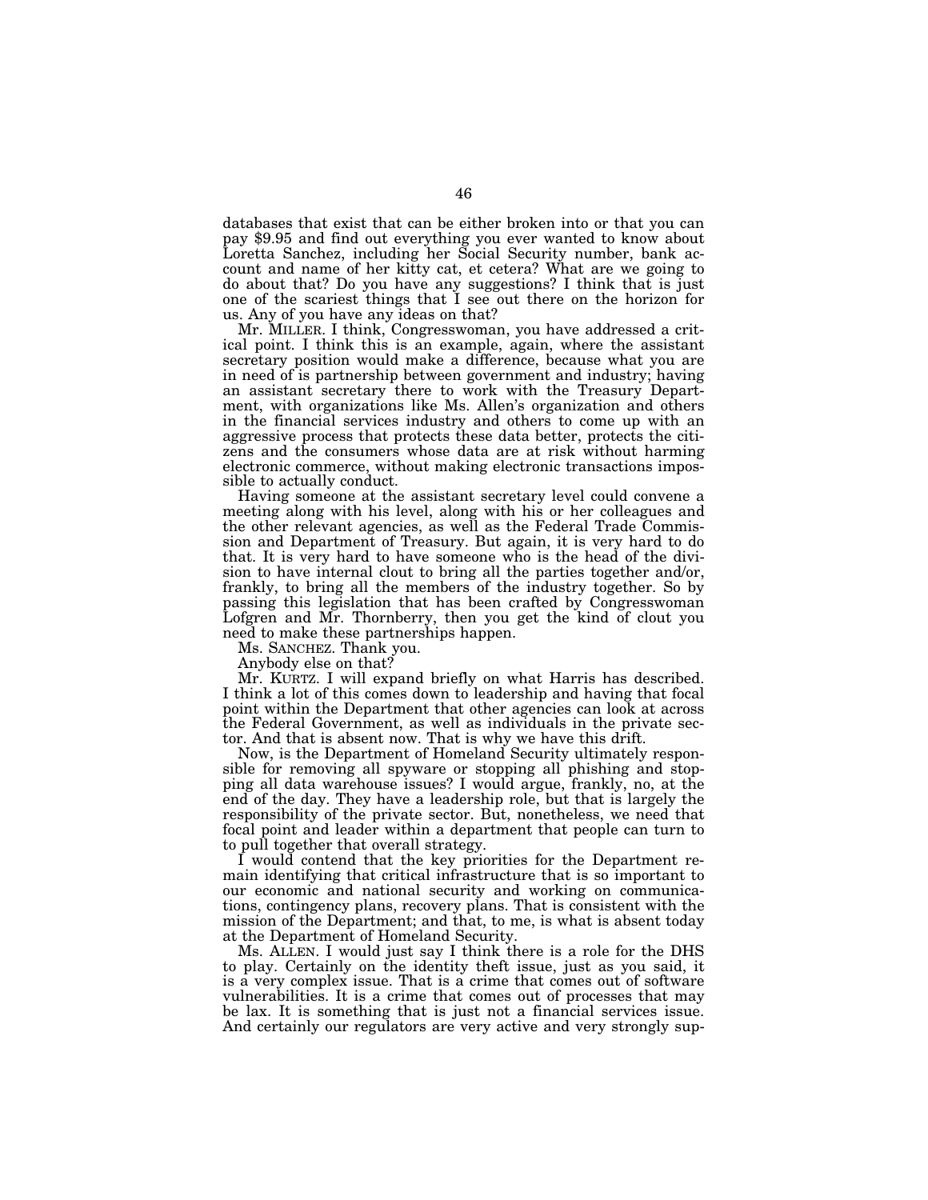databases that exist that can be either broken into or that you can pay $9.95 and find out everything you ever wanted to know about Loretta Sanchez, including her Social Security number, bank account and name of her kitty cat, et cetera? What are we going to do about that? Do you have any suggestions? I think that is just one of the scariest things that I see out there on the horizon for us. Any of you have any ideas on that?

Mr. MILLER. I think, Congresswoman, you have addressed a critical point. I think this is an example, again, where the assistant secretary position would make a difference, because what you are in need of is partnership between government and industry; having an assistant secretary there to work with the Treasury Department, with organizations like Ms. Allen's organization and others in the financial services industry and others to come up with an aggressive process that protects these data better, protects the citizens and the consumers whose data are at risk without harming electronic commerce, without making electronic transactions impossible to actually conduct.

Having someone at the assistant secretary level could convene a meeting along with his level, along with his or her colleagues and the other relevant agencies, as well as the Federal Trade Commission and Department of Treasury. But again, it is very hard to do that. It is very hard to have someone who is the head of the division to have internal clout to bring all the parties together and/or, frankly, to bring all the members of the industry together. So by passing this legislation that has been crafted by Congresswoman Lofgren and Mr. Thornberry, then you get the kind of clout you need to make these partnerships happen.

Ms. SANCHEZ. Thank you.

Anybody else on that?

Mr. KURTZ. I will expand briefly on what Harris has described. I think a lot of this comes down to leadership and having that focal point within the Department that other agencies can look at across the Federal Government, as well as individuals in the private sector. And that is absent now. That is why we have this drift.

Now, is the Department of Homeland Security ultimately responsible for removing all spyware or stopping all phishing and stopping all data warehouse issues? I would argue, frankly, no, at the end of the day. They have a leadership role, but that is largely the responsibility of the private sector. But, nonetheless, we need that focal point and leader within a department that people can turn to to pull together that overall strategy.

I would contend that the key priorities for the Department remain identifying that critical infrastructure that is so important to our economic and national security and working on communications, contingency plans, recovery plans. That is consistent with the mission of the Department; and that, to me, is what is absent today at the Department of Homeland Security.

Ms. ALLEN. I would just say I think there is a role for the DHS to play. Certainly on the identity theft issue, just as you said, it is a very complex issue. That is a crime that comes out of software vulnerabilities. It is a crime that comes out of processes that may be lax. It is something that is just not a financial services issue. And certainly our regulators are very active and very strongly sup-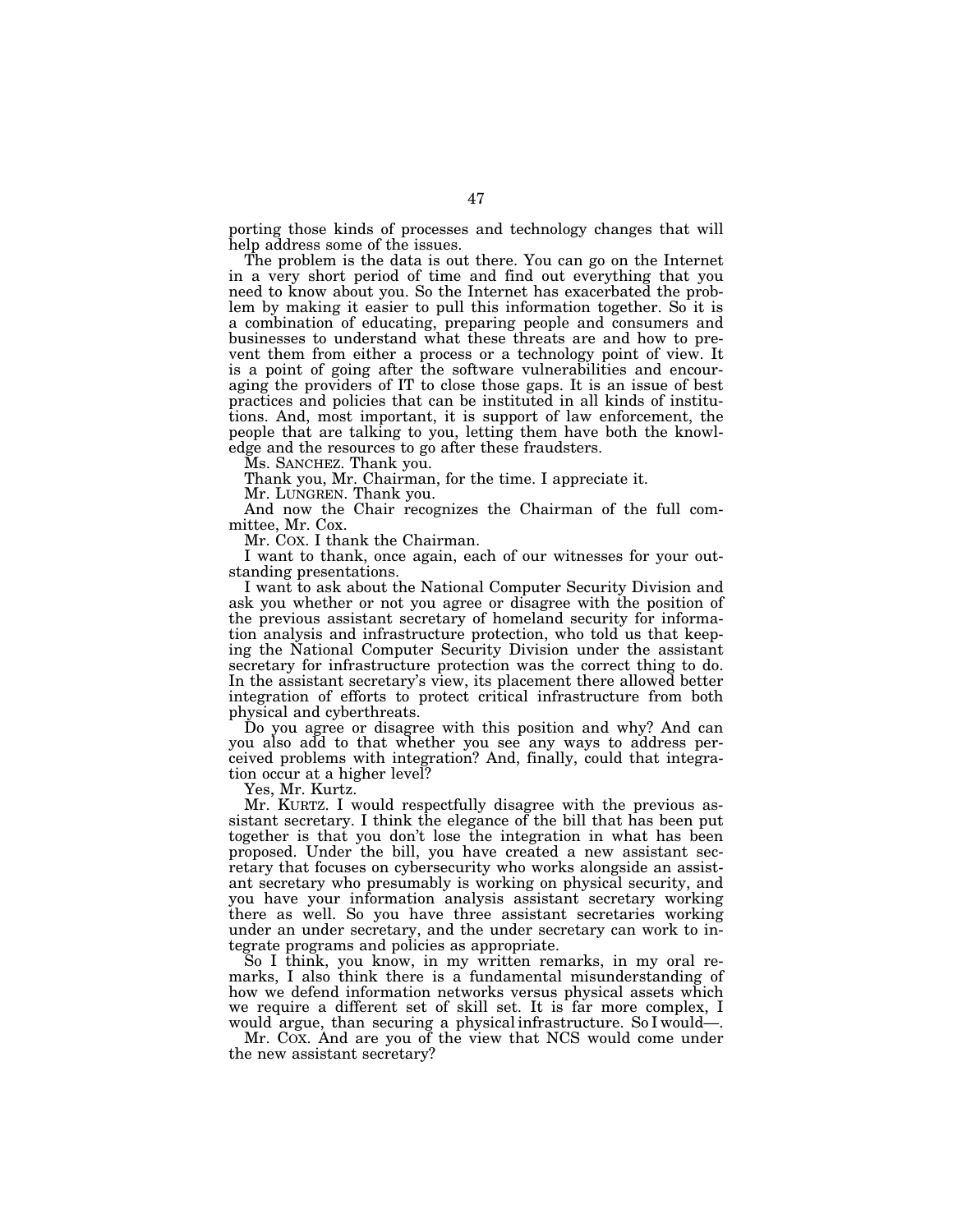porting those kinds of processes and technology changes that will help address some of the issues.

The problem is the data is out there. You can go on the Internet in a very short period of time and find out everything that you need to know about you. So the Internet has exacerbated the problem by making it easier to pull this information together. So it is a combination of educating, preparing people and consumers and businesses to understand what these threats are and how to prevent them from either a process or a technology point of view. It is a point of going after the software vulnerabilities and encouraging the providers of IT to close those gaps. It is an issue of best practices and policies that can be instituted in all kinds of institutions. And, most important, it is support of law enforcement, the people that are talking to you, letting them have both the knowledge and the resources to go after these fraudsters.

Ms. SANCHEZ. Thank you.

Thank you, Mr. Chairman, for the time. I appreciate it.

Mr. LUNGREN. Thank you.

And now the Chair recognizes the Chairman of the full committee, Mr. Cox.

Mr. COX. I thank the Chairman.

I want to thank, once again, each of our witnesses for your outstanding presentations.

I want to ask about the National Computer Security Division and ask you whether or not you agree or disagree with the position of the previous assistant secretary of homeland security for information analysis and infrastructure protection, who told us that keeping the National Computer Security Division under the assistant secretary for infrastructure protection was the correct thing to do. In the assistant secretary's view, its placement there allowed better integration of efforts to protect critical infrastructure from both physical and cyberthreats.

Do you agree or disagree with this position and why? And can you also add to that whether you see any ways to address perceived problems with integration? And, finally, could that integration occur at a higher level?

Yes, Mr. Kurtz.

Mr. KURTZ. I would respectfully disagree with the previous assistant secretary. I think the elegance of the bill that has been put together is that you don't lose the integration in what has been proposed. Under the bill, you have created a new assistant secretary that focuses on cybersecurity who works alongside an assistant secretary who presumably is working on physical security, and you have your information analysis assistant secretary working there as well. So you have three assistant secretaries working under an under secretary, and the under secretary can work to integrate programs and policies as appropriate.

So I think, you know, in my written remarks, in my oral remarks, I also think there is a fundamental misunderstanding of how we defend information networks versus physical assets which we require a different set of skill set. It is far more complex, I would argue, than securing a physical infrastructure. So I would—.

Mr. COX. And are you of the view that NCS would come under the new assistant secretary?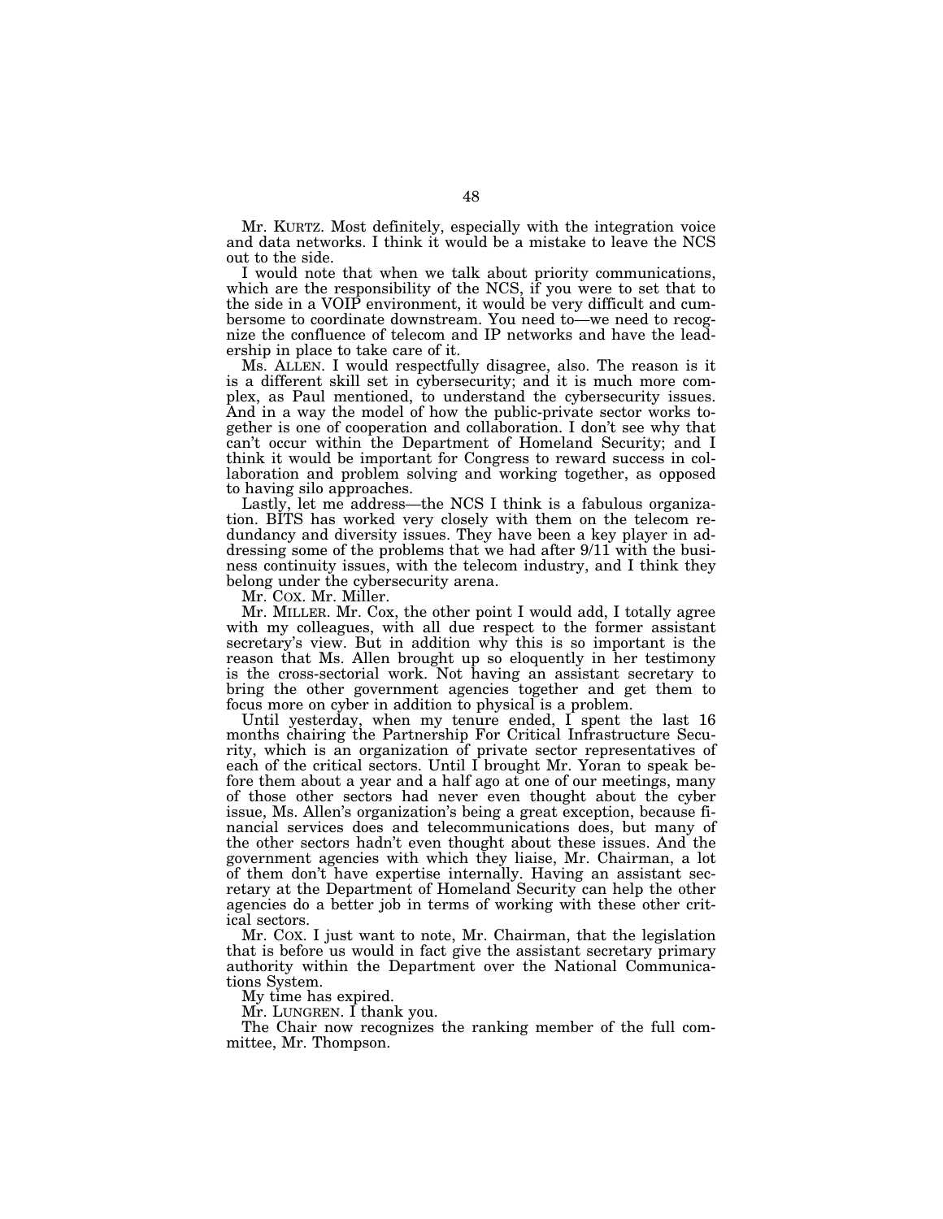Mr. KURTZ. Most definitely, especially with the integration voice and data networks. I think it would be a mistake to leave the NCS out to the side.

I would note that when we talk about priority communications, which are the responsibility of the NCS, if you were to set that to the side in a VOIP environment, it would be very difficult and cumbersome to coordinate downstream. You need to—we need to recognize the confluence of telecom and IP networks and have the leadership in place to take care of it.

Ms. ALLEN. I would respectfully disagree, also. The reason is it is a different skill set in cybersecurity; and it is much more complex, as Paul mentioned, to understand the cybersecurity issues. And in a way the model of how the public-private sector works together is one of cooperation and collaboration. I don't see why that can't occur within the Department of Homeland Security; and I think it would be important for Congress to reward success in collaboration and problem solving and working together, as opposed to having silo approaches.

Lastly, let me address—the NCS I think is a fabulous organization. BITS has worked very closely with them on the telecom redundancy and diversity issues. They have been a key player in addressing some of the problems that we had after 9/11 with the business continuity issues, with the telecom industry, and I think they belong under the cybersecurity arena.

Mr. COX. Mr. Miller.

Mr. MILLER. Mr. Cox, the other point I would add, I totally agree with my colleagues, with all due respect to the former assistant secretary's view. But in addition why this is so important is the reason that Ms. Allen brought up so eloquently in her testimony is the cross-sectorial work. Not having an assistant secretary to bring the other government agencies together and get them to focus more on cyber in addition to physical is a problem.

Until yesterday, when my tenure ended, I spent the last 16 months chairing the Partnership For Critical Infrastructure Security, which is an organization of private sector representatives of each of the critical sectors. Until I brought Mr. Yoran to speak before them about a year and a half ago at one of our meetings, many of those other sectors had never even thought about the cyber issue, Ms. Allen's organization's being a great exception, because financial services does and telecommunications does, but many of the other sectors hadn't even thought about these issues. And the government agencies with which they liaise, Mr. Chairman, a lot of them don't have expertise internally. Having an assistant secretary at the Department of Homeland Security can help the other agencies do a better job in terms of working with these other critical sectors.

Mr. COX. I just want to note, Mr. Chairman, that the legislation that is before us would in fact give the assistant secretary primary authority within the Department over the National Communications System.

My time has expired.

Mr. LUNGREN. I thank you.

The Chair now recognizes the ranking member of the full committee, Mr. Thompson.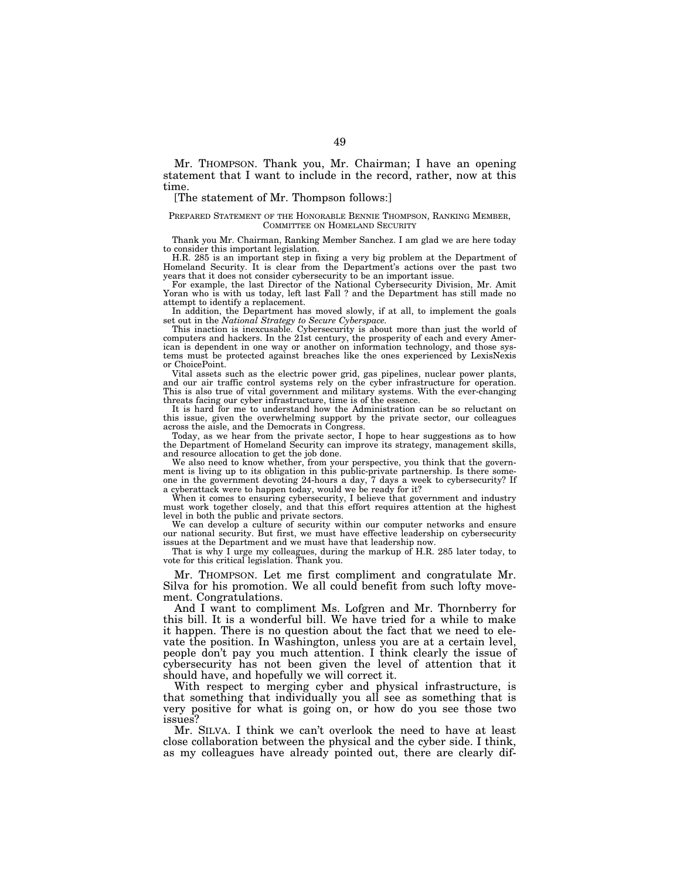Mr. THOMPSON. Thank you, Mr. Chairman; I have an opening statement that I want to include in the record, rather, now at this time.

[The statement of Mr. Thompson follows:]

PREPARED STATEMENT OF THE HONORABLE BENNIE THOMPSON, RANKING MEMBER, COMMITTEE ON HOMELAND SECURITY

Thank you Mr. Chairman, Ranking Member Sanchez. I am glad we are here today to consider this important legislation.

H.R. 285 is an important step in fixing a very big problem at the Department of Homeland Security. It is clear from the Department's actions over the past two years that it does not consider cybersecurity to be an important issue.

For example, the last Director of the National Cybersecurity Division, Mr. Amit Yoran who is with us today, left last Fall ? and the Department has still made no attempt to identify a replacement.

In addition, the Department has moved slowly, if at all, to implement the goals set out in the *National Strategy to Secure Cyberspace.*

This inaction is inexcusable. Cybersecurity is about more than just the world of computers and hackers. In the 21st century, the prosperity of each and every American is dependent in one way or another on information technology, and those systems must be protected against breaches like the ones experienced by LexisNexis or ChoicePoint.

Vital assets such as the electric power grid, gas pipelines, nuclear power plants, and our air traffic control systems rely on the cyber infrastructure for operation. This is also true of vital government and military systems. With the ever-changing threats facing our cyber infrastructure, time is of the essence.

It is hard for me to understand how the Administration can be so reluctant on this issue, given the overwhelming support by the private sector, our colleagues across the aisle, and the Democrats in Congress.

Today, as we hear from the private sector, I hope to hear suggestions as to how the Department of Homeland Security can improve its strategy, management skills, and resource allocation to get the job done.

We also need to know whether, from your perspective, you think that the government is living up to its obligation in this public-private partnership. Is there someone in the government devoting 24-hours a day, 7 days a week to cybersecurity? If a cyberattack were to happen today, would we be ready for it?

When it comes to ensuring cybersecurity, I believe that government and industry must work together closely, and that this effort requires attention at the highest level in both the public and private sectors.

We can develop a culture of security within our computer networks and ensure our national security. But first, we must have effective leadership on cybersecurity issues at the Department and we must have that leadership now.

That is why I urge my colleagues, during the markup of H.R. 285 later today, to vote for this critical legislation. Thank you.

Mr. THOMPSON. Let me first compliment and congratulate Mr. Silva for his promotion. We all could benefit from such lofty movement. Congratulations.

And I want to compliment Ms. Lofgren and Mr. Thornberry for this bill. It is a wonderful bill. We have tried for a while to make it happen. There is no question about the fact that we need to elevate the position. In Washington, unless you are at a certain level, people don't pay you much attention. I think clearly the issue of cybersecurity has not been given the level of attention that it should have, and hopefully we will correct it.

With respect to merging cyber and physical infrastructure, is that something that individually you all see as something that is very positive for what is going on, or how do you see those two issues?

Mr. SILVA. I think we can't overlook the need to have at least close collaboration between the physical and the cyber side. I think, as my colleagues have already pointed out, there are clearly dif-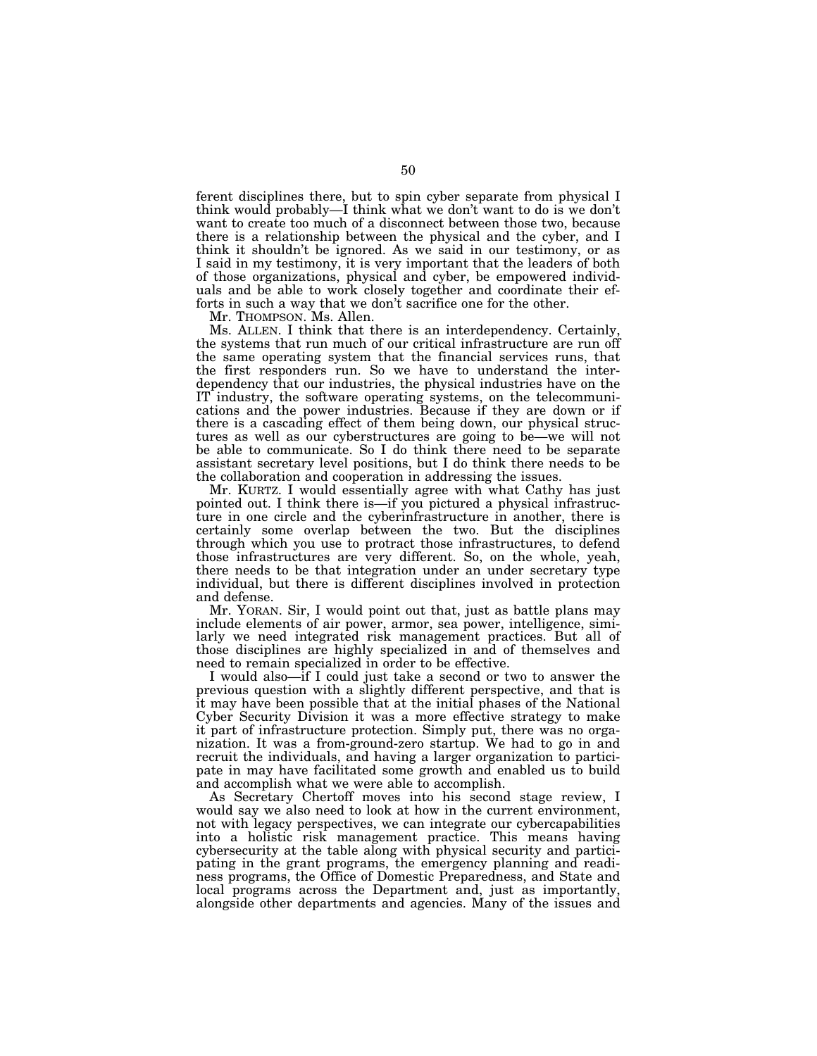ferent disciplines there, but to spin cyber separate from physical I think would probably—I think what we don't want to do is we don't want to create too much of a disconnect between those two, because there is a relationship between the physical and the cyber, and I think it shouldn't be ignored. As we said in our testimony, or as I said in my testimony, it is very important that the leaders of both of those organizations, physical and cyber, be empowered individuals and be able to work closely together and coordinate their efforts in such a way that we don't sacrifice one for the other.

Mr. THOMPSON. Ms. Allen.

Ms. ALLEN. I think that there is an interdependency. Certainly, the systems that run much of our critical infrastructure are run off the same operating system that the financial services runs, that the first responders run. So we have to understand the interdependency that our industries, the physical industries have on the IT industry, the software operating systems, on the telecommunications and the power industries. Because if they are down or if there is a cascading effect of them being down, our physical structures as well as our cyberstructures are going to be—we will not be able to communicate. So I do think there need to be separate assistant secretary level positions, but I do think there needs to be the collaboration and cooperation in addressing the issues.

Mr. KURTZ. I would essentially agree with what Cathy has just pointed out. I think there is—if you pictured a physical infrastructure in one circle and the cyberinfrastructure in another, there is certainly some overlap between the two. But the disciplines through which you use to protract those infrastructures, to defend those infrastructures are very different. So, on the whole, yeah, there needs to be that integration under an under secretary type individual, but there is different disciplines involved in protection and defense.

Mr. YORAN. Sir, I would point out that, just as battle plans may include elements of air power, armor, sea power, intelligence, similarly we need integrated risk management practices. But all of those disciplines are highly specialized in and of themselves and need to remain specialized in order to be effective.

I would also—if I could just take a second or two to answer the previous question with a slightly different perspective, and that is it may have been possible that at the initial phases of the National Cyber Security Division it was a more effective strategy to make it part of infrastructure protection. Simply put, there was no organization. It was a from-ground-zero startup. We had to go in and recruit the individuals, and having a larger organization to participate in may have facilitated some growth and enabled us to build and accomplish what we were able to accomplish.

As Secretary Chertoff moves into his second stage review, I would say we also need to look at how in the current environment, not with legacy perspectives, we can integrate our cybercapabilities into a holistic risk management practice. This means having cybersecurity at the table along with physical security and participating in the grant programs, the emergency planning and readiness programs, the Office of Domestic Preparedness, and State and local programs across the Department and, just as importantly, alongside other departments and agencies. Many of the issues and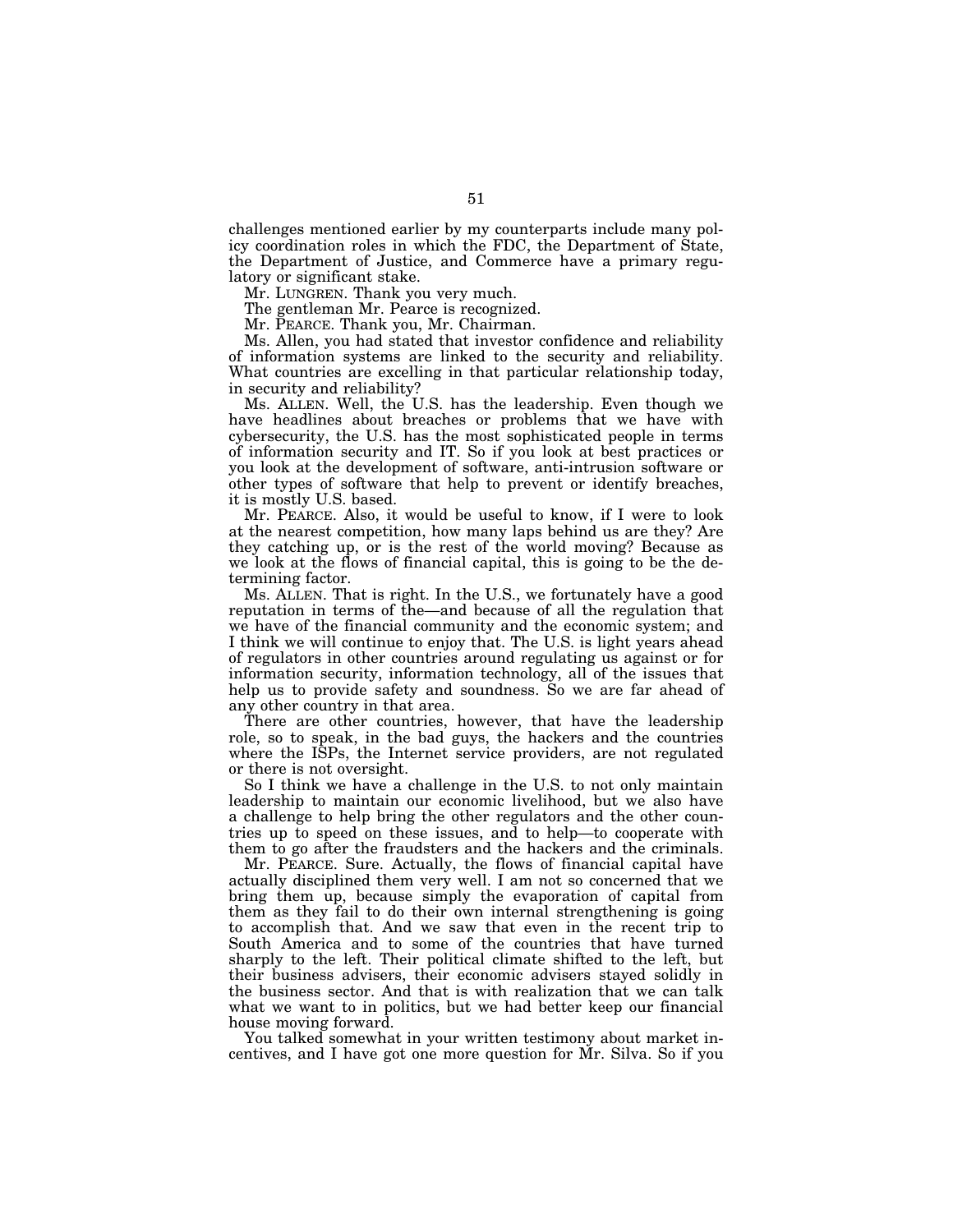challenges mentioned earlier by my counterparts include many policy coordination roles in which the FDC, the Department of State, the Department of Justice, and Commerce have a primary regulatory or significant stake.

Mr. LUNGREN. Thank you very much.

The gentleman Mr. Pearce is recognized.

Mr. PEARCE. Thank you, Mr. Chairman.

Ms. Allen, you had stated that investor confidence and reliability of information systems are linked to the security and reliability. What countries are excelling in that particular relationship today, in security and reliability?

Ms. ALLEN. Well, the U.S. has the leadership. Even though we have headlines about breaches or problems that we have with cybersecurity, the U.S. has the most sophisticated people in terms of information security and IT. So if you look at best practices or you look at the development of software, anti-intrusion software or other types of software that help to prevent or identify breaches, it is mostly U.S. based.

Mr. PEARCE. Also, it would be useful to know, if I were to look at the nearest competition, how many laps behind us are they? Are they catching up, or is the rest of the world moving? Because as we look at the flows of financial capital, this is going to be the determining factor.

Ms. ALLEN. That is right. In the U.S., we fortunately have a good reputation in terms of the—and because of all the regulation that we have of the financial community and the economic system; and I think we will continue to enjoy that. The U.S. is light years ahead of regulators in other countries around regulating us against or for information security, information technology, all of the issues that help us to provide safety and soundness. So we are far ahead of any other country in that area.

There are other countries, however, that have the leadership role, so to speak, in the bad guys, the hackers and the countries where the ISPs, the Internet service providers, are not regulated or there is not oversight.

So I think we have a challenge in the U.S. to not only maintain leadership to maintain our economic livelihood, but we also have a challenge to help bring the other regulators and the other countries up to speed on these issues, and to help—to cooperate with them to go after the fraudsters and the hackers and the criminals.

Mr. PEARCE. Sure. Actually, the flows of financial capital have actually disciplined them very well. I am not so concerned that we bring them up, because simply the evaporation of capital from them as they fail to do their own internal strengthening is going to accomplish that. And we saw that even in the recent trip to South America and to some of the countries that have turned sharply to the left. Their political climate shifted to the left, but their business advisers, their economic advisers stayed solidly in the business sector. And that is with realization that we can talk what we want to in politics, but we had better keep our financial house moving forward.

You talked somewhat in your written testimony about market incentives, and I have got one more question for Mr. Silva. So if you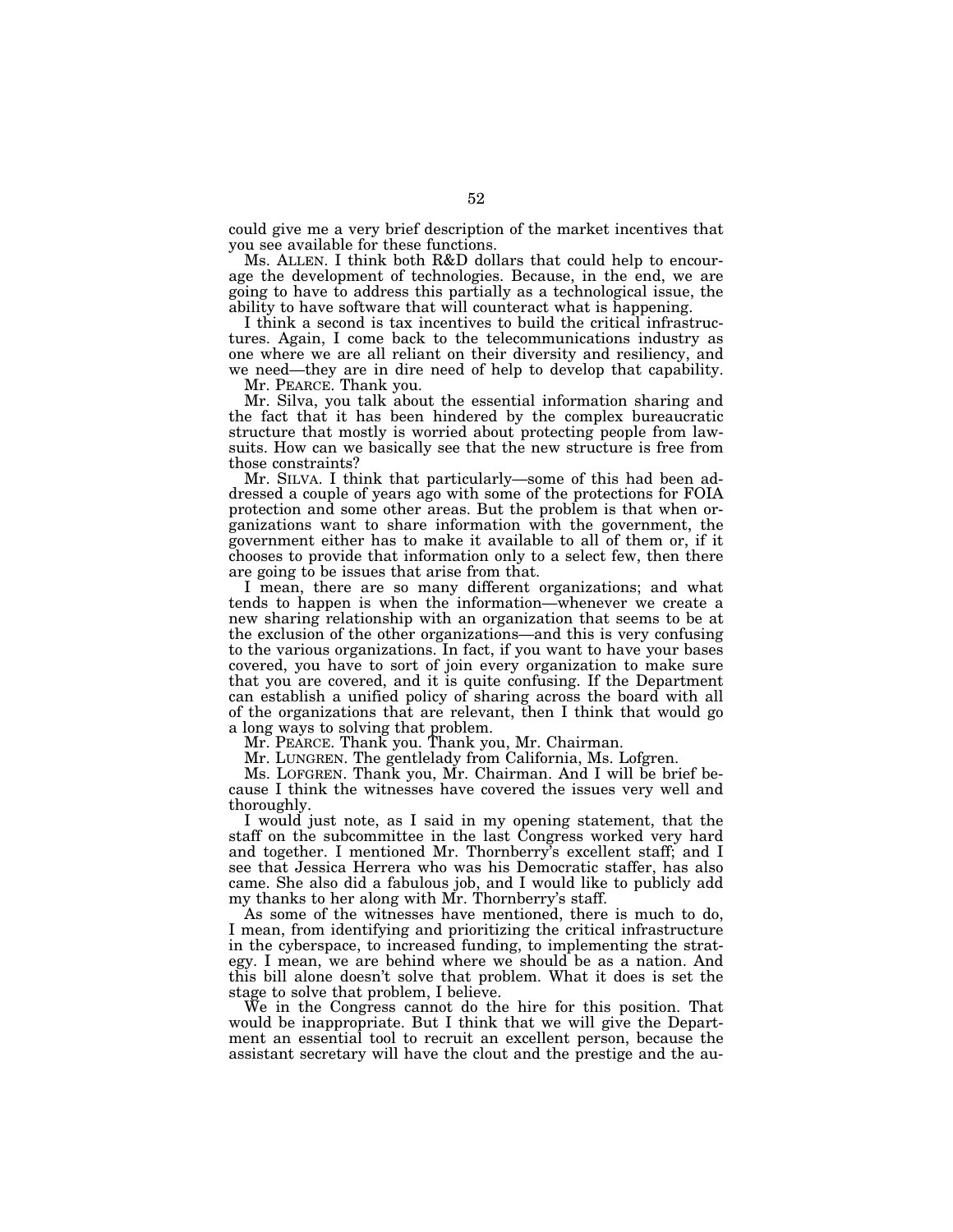could give me a very brief description of the market incentives that you see available for these functions.

Ms. ALLEN. I think both R&D dollars that could help to encourage the development of technologies. Because, in the end, we are going to have to address this partially as a technological issue, the ability to have software that will counteract what is happening.

I think a second is tax incentives to build the critical infrastructures. Again, I come back to the telecommunications industry as one where we are all reliant on their diversity and resiliency, and we need—they are in dire need of help to develop that capability.

Mr. PEARCE. Thank you.

Mr. Silva, you talk about the essential information sharing and the fact that it has been hindered by the complex bureaucratic structure that mostly is worried about protecting people from lawsuits. How can we basically see that the new structure is free from those constraints?

Mr. SILVA. I think that particularly—some of this had been addressed a couple of years ago with some of the protections for FOIA protection and some other areas. But the problem is that when organizations want to share information with the government, the government either has to make it available to all of them or, if it chooses to provide that information only to a select few, then there are going to be issues that arise from that.

I mean, there are so many different organizations; and what tends to happen is when the information—whenever we create a new sharing relationship with an organization that seems to be at the exclusion of the other organizations—and this is very confusing to the various organizations. In fact, if you want to have your bases covered, you have to sort of join every organization to make sure that you are covered, and it is quite confusing. If the Department can establish a unified policy of sharing across the board with all of the organizations that are relevant, then I think that would go a long ways to solving that problem.

Mr. PEARCE. Thank you. Thank you, Mr. Chairman.

Mr. LUNGREN. The gentlelady from California, Ms. Lofgren.

Ms. LOFGREN. Thank you, Mr. Chairman. And I will be brief because I think the witnesses have covered the issues very well and thoroughly.

I would just note, as I said in my opening statement, that the staff on the subcommittee in the last Congress worked very hard and together. I mentioned Mr. Thornberry's excellent staff; and I see that Jessica Herrera who was his Democratic staffer, has also came. She also did a fabulous job, and I would like to publicly add my thanks to her along with Mr. Thornberry's staff.

As some of the witnesses have mentioned, there is much to do, I mean, from identifying and prioritizing the critical infrastructure in the cyberspace, to increased funding, to implementing the strategy. I mean, we are behind where we should be as a nation. And this bill alone doesn't solve that problem. What it does is set the stage to solve that problem, I believe.

We in the Congress cannot do the hire for this position. That would be inappropriate. But I think that we will give the Department an essential tool to recruit an excellent person, because the assistant secretary will have the clout and the prestige and the au-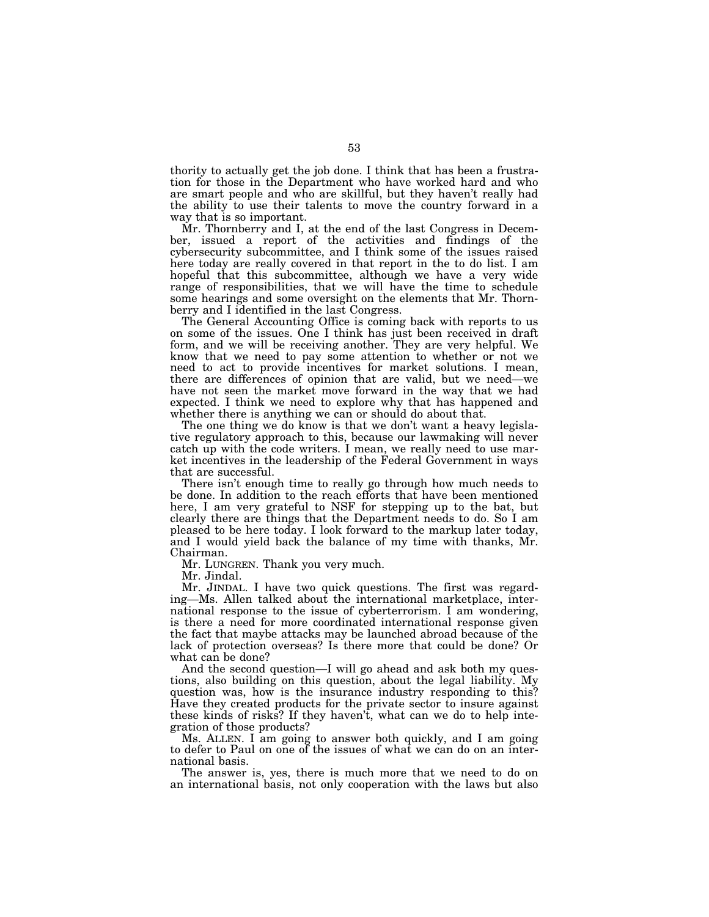thority to actually get the job done. I think that has been a frustration for those in the Department who have worked hard and who are smart people and who are skillful, but they haven't really had the ability to use their talents to move the country forward in a way that is so important.

Mr. Thornberry and I, at the end of the last Congress in December, issued a report of the activities and findings of the cybersecurity subcommittee, and I think some of the issues raised here today are really covered in that report in the to do list. I am hopeful that this subcommittee, although we have a very wide range of responsibilities, that we will have the time to schedule some hearings and some oversight on the elements that Mr. Thornberry and I identified in the last Congress.

The General Accounting Office is coming back with reports to us on some of the issues. One I think has just been received in draft form, and we will be receiving another. They are very helpful. We know that we need to pay some attention to whether or not we need to act to provide incentives for market solutions. I mean, there are differences of opinion that are valid, but we need—we have not seen the market move forward in the way that we had expected. I think we need to explore why that has happened and whether there is anything we can or should do about that.

The one thing we do know is that we don't want a heavy legislative regulatory approach to this, because our lawmaking will never catch up with the code writers. I mean, we really need to use market incentives in the leadership of the Federal Government in ways that are successful.

There isn't enough time to really go through how much needs to be done. In addition to the reach efforts that have been mentioned here, I am very grateful to NSF for stepping up to the bat, but clearly there are things that the Department needs to do. So I am pleased to be here today. I look forward to the markup later today, and I would yield back the balance of my time with thanks, Mr. Chairman.

Mr. LUNGREN. Thank you very much.

Mr. Jindal.

Mr. JINDAL. I have two quick questions. The first was regarding—Ms. Allen talked about the international marketplace, international response to the issue of cyberterrorism. I am wondering, is there a need for more coordinated international response given the fact that maybe attacks may be launched abroad because of the lack of protection overseas? Is there more that could be done? Or what can be done?

And the second question—I will go ahead and ask both my questions, also building on this question, about the legal liability. My question was, how is the insurance industry responding to this? Have they created products for the private sector to insure against these kinds of risks? If they haven't, what can we do to help integration of those products?

Ms. ALLEN. I am going to answer both quickly, and I am going to defer to Paul on one of the issues of what we can do on an international basis.

The answer is, yes, there is much more that we need to do on an international basis, not only cooperation with the laws but also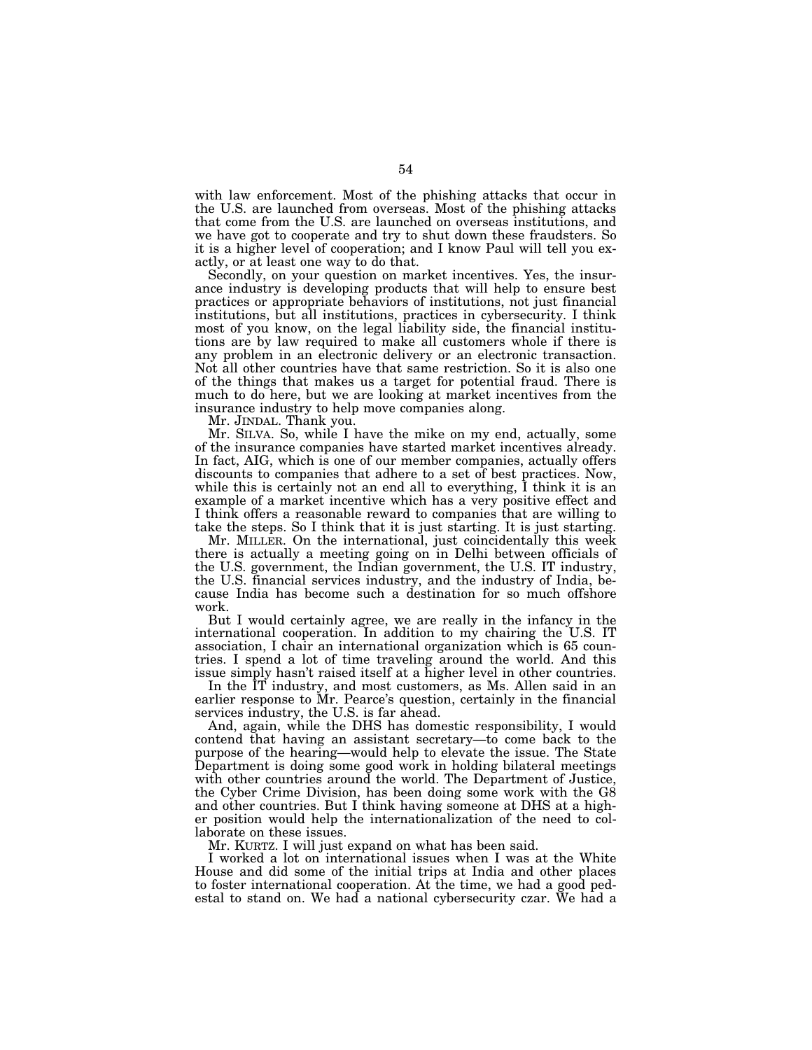with law enforcement. Most of the phishing attacks that occur in the U.S. are launched from overseas. Most of the phishing attacks that come from the U.S. are launched on overseas institutions, and we have got to cooperate and try to shut down these fraudsters. So it is a higher level of cooperation; and I know Paul will tell you exactly, or at least one way to do that.

Secondly, on your question on market incentives. Yes, the insurance industry is developing products that will help to ensure best practices or appropriate behaviors of institutions, not just financial institutions, but all institutions, practices in cybersecurity. I think most of you know, on the legal liability side, the financial institutions are by law required to make all customers whole if there is any problem in an electronic delivery or an electronic transaction. Not all other countries have that same restriction. So it is also one of the things that makes us a target for potential fraud. There is much to do here, but we are looking at market incentives from the insurance industry to help move companies along.

Mr. JINDAL. Thank you.

Mr. SILVA. So, while I have the mike on my end, actually, some of the insurance companies have started market incentives already. In fact, AIG, which is one of our member companies, actually offers discounts to companies that adhere to a set of best practices. Now, while this is certainly not an end all to everything, I think it is an example of a market incentive which has a very positive effect and I think offers a reasonable reward to companies that are willing to take the steps. So I think that it is just starting. It is just starting.

Mr. MILLER. On the international, just coincidentally this week there is actually a meeting going on in Delhi between officials of the U.S. government, the Indian government, the U.S. IT industry, the U.S. financial services industry, and the industry of India, because India has become such a destination for so much offshore work.

But I would certainly agree, we are really in the infancy in the international cooperation. In addition to my chairing the U.S. IT association, I chair an international organization which is 65 countries. I spend a lot of time traveling around the world. And this issue simply hasn't raised itself at a higher level in other countries.

In the IT industry, and most customers, as Ms. Allen said in an earlier response to Mr. Pearce's question, certainly in the financial services industry, the U.S. is far ahead.

And, again, while the DHS has domestic responsibility, I would contend that having an assistant secretary—to come back to the purpose of the hearing—would help to elevate the issue. The State Department is doing some good work in holding bilateral meetings with other countries around the world. The Department of Justice, the Cyber Crime Division, has been doing some work with the G8 and other countries. But I think having someone at DHS at a higher position would help the internationalization of the need to collaborate on these issues.

Mr. KURTZ. I will just expand on what has been said.

I worked a lot on international issues when I was at the White House and did some of the initial trips at India and other places to foster international cooperation. At the time, we had a good pedestal to stand on. We had a national cybersecurity czar. We had a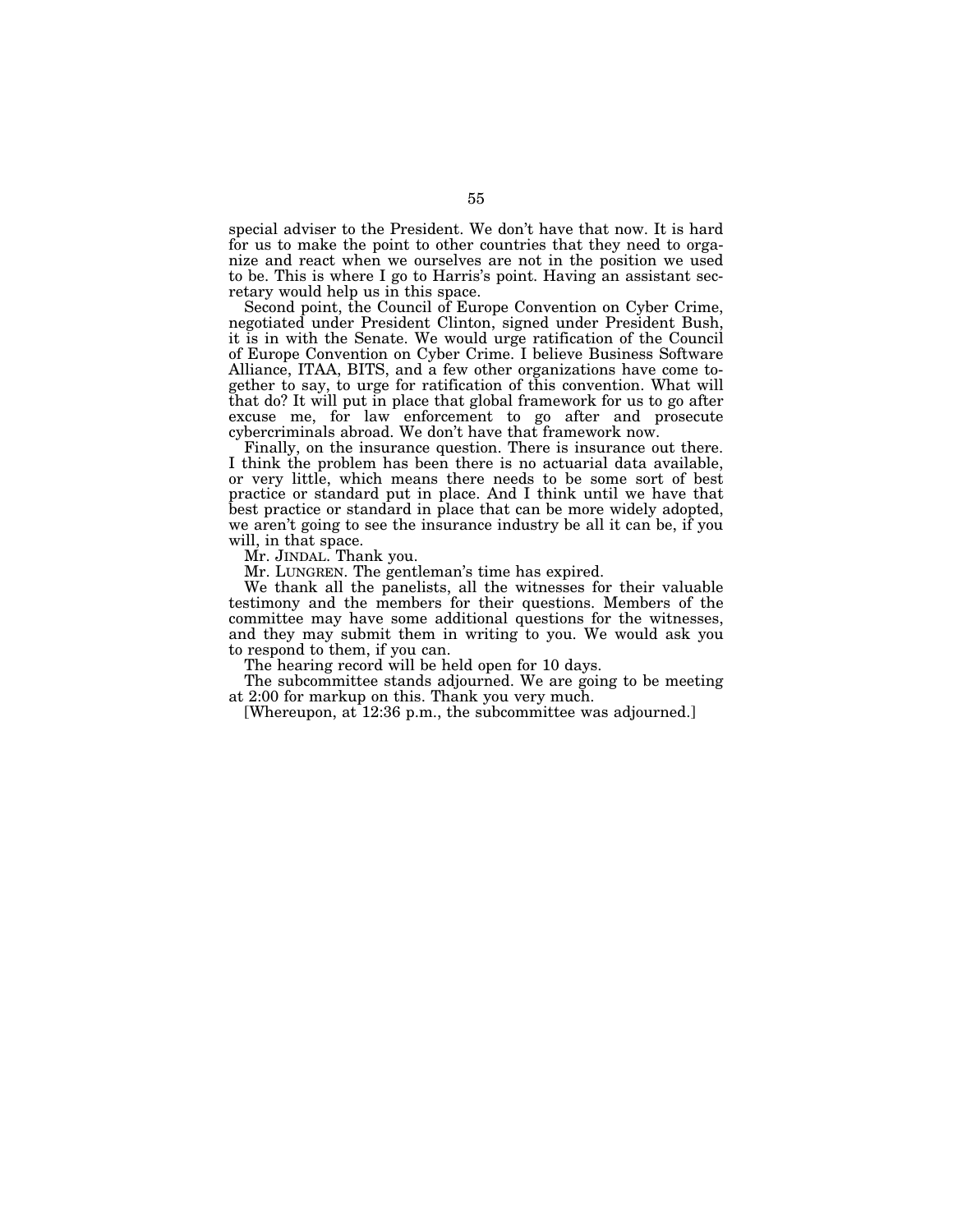special adviser to the President. We don't have that now. It is hard for us to make the point to other countries that they need to organize and react when we ourselves are not in the position we used to be. This is where I go to Harris's point. Having an assistant secretary would help us in this space.

Second point, the Council of Europe Convention on Cyber Crime, negotiated under President Clinton, signed under President Bush, it is in with the Senate. We would urge ratification of the Council of Europe Convention on Cyber Crime. I believe Business Software Alliance, ITAA, BITS, and a few other organizations have come together to say, to urge for ratification of this convention. What will that do? It will put in place that global framework for us to go after excuse me, for law enforcement to go after and prosecute cybercriminals abroad. We don't have that framework now.

Finally, on the insurance question. There is insurance out there. I think the problem has been there is no actuarial data available, or very little, which means there needs to be some sort of best practice or standard put in place. And I think until we have that best practice or standard in place that can be more widely adopted, we aren't going to see the insurance industry be all it can be, if you will, in that space.

Mr. JINDAL. Thank you.

Mr. LUNGREN. The gentleman's time has expired.

We thank all the panelists, all the witnesses for their valuable testimony and the members for their questions. Members of the committee may have some additional questions for the witnesses, and they may submit them in writing to you. We would ask you to respond to them, if you can.

The hearing record will be held open for 10 days.

The subcommittee stands adjourned. We are going to be meeting at 2:00 for markup on this. Thank you very much.

[Whereupon, at 12:36 p.m., the subcommittee was adjourned.]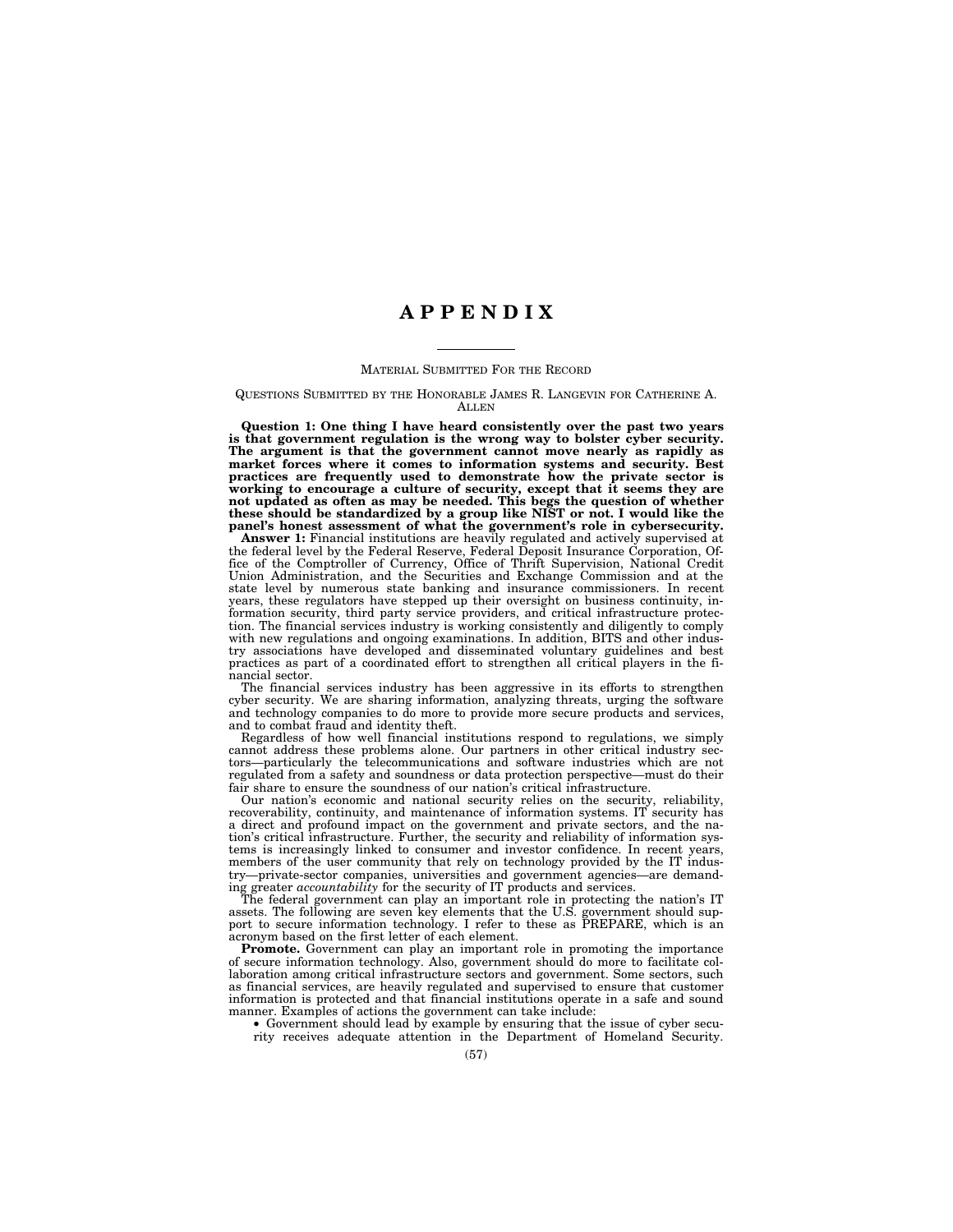# APPENDIX

MATERIAL SUBMITTED FOR THE RECORD

QUESTIONS SUBMITTED BY THE HONORABLE JAMES R. LANGEVIN FOR CATHERINE A. ALLEN

**Question 1: One thing I have heard consistently over the past two years is that government regulation is the wrong way to bolster cyber security. The argument is that the government cannot move nearly as rapidly as market forces where it comes to information systems and security. Best practices are frequently used to demonstrate how the private sector is working to encourage a culture of security, except that it seems they are not updated as often as may be needed. This begs the question of whether these should be standardized by a group like NIST or not. I would like the panel's honest assessment of what the government's role in cybersecurity.**

**Answer 1:** Financial institutions are heavily regulated and actively supervised at the federal level by the Federal Reserve, Federal Deposit Insurance Corporation, Office of the Comptroller of Currency, Office of Thrift Supervision, National Credit Union Administration, and the Securities and Exchange Commission and at the state level by numerous state banking and insurance commissioners. In recent years, these regulators have stepped up their oversight on business continuity, information security, third party service providers, and critical infrastructure protection. The financial services industry is working consistently and diligently to comply with new regulations and ongoing examinations. In addition, BITS and other industry associations have developed and disseminated voluntary guidelines and best practices as part of a coordinated effort to strengthen all critical players in the financial sector.

The financial services industry has been aggressive in its efforts to strengthen cyber security. We are sharing information, analyzing threats, urging the software and technology companies to do more to provide more secure products and services, and to combat fraud and identity theft.

Regardless of how well financial institutions respond to regulations, we simply cannot address these problems alone. Our partners in other critical industry sectors—particularly the telecommunications and software industries which are not regulated from a safety and soundness or data protection perspective—must do their fair share to ensure the soundness of our nation's critical infrastructure.

Our nation's economic and national security relies on the security, reliability, recoverability, continuity, and maintenance of information systems. IT security has a direct and profound impact on the government and private sectors, and the nation's critical infrastructure. Further, the security and reliability of information systems is increasingly linked to consumer and investor confidence. In recent years, members of the user community that rely on technology provided by the IT industry—private-sector companies, universities and government agencies—are demanding greater *accountability* for the security of IT products and services.

The federal government can play an important role in protecting the nation's IT assets. The following are seven key elements that the U.S. government should support to secure information technology. I refer to these as PREPARE, which is an acronym based on the first letter of each element.

**Promote.** Government can play an important role in promoting the importance of secure information technology. Also, government should do more to facilitate collaboration among critical infrastructure sectors and government. Some sectors, such as financial services, are heavily regulated and supervised to ensure that customer information is protected and that financial institutions operate in a safe and sound manner. Examples of actions the government can take include:

- Government should lead by example by ensuring that the issue of cyber security receives adequate attention in the Department of Homeland Security.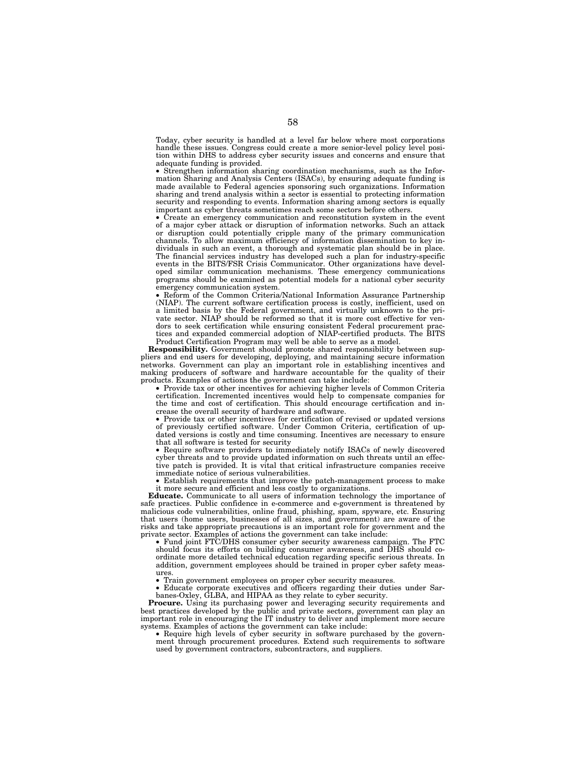Today, cyber security is handled at a level far below where most corporations handle these issues. Congress could create a more senior-level policy level position within DHS to address cyber security issues and concerns and ensure that adequate funding is provided.

- Strengthen information sharing coordination mechanisms, such as the Information Sharing and Analysis Centers (ISACs), by ensuring adequate funding is made available to Federal agencies sponsoring such organizations. Information sharing and trend analysis within a sector is essential to protecting information security and responding to events. Information sharing among sectors is equally important as cyber threats sometimes reach some sectors before others.
- Create an emergency communication and reconstitution system in the event of a major cyber attack or disruption of information networks. Such an attack or disruption could potentially cripple many of the primary communication channels. To allow maximum efficiency of information dissemination to key individuals in such an event, a thorough and systematic plan should be in place. The financial services industry has developed such a plan for industry-specific events in the BITS/FSR Crisis Communicator. Other organizations have developed similar communication mechanisms. These emergency communications programs should be examined as potential models for a national cyber security emergency communication system.
- Reform of the Common Criteria/National Information Assurance Partnership (NIAP). The current software certification process is costly, inefficient, used on a limited basis by the Federal government, and virtually unknown to the private sector. NIAP should be reformed so that it is more cost effective for vendors to seek certification while ensuring consistent Federal procurement practices and expanded commercial adoption of NIAP-certified products. The BITS Product Certification Program may well be able to serve as a model.

**Responsibility.** Government should promote shared responsibility between suppliers and end users for developing, deploying, and maintaining secure information networks. Government can play an important role in establishing incentives and making producers of software and hardware accountable for the quality of their products. Examples of actions the government can take include:

- Provide tax or other incentives for achieving higher levels of Common Criteria certification. Incremented incentives would help to compensate companies for the time and cost of certification. This should encourage certification and increase the overall security of hardware and software.
- Provide tax or other incentives for certification of revised or updated versions of previously certified software. Under Common Criteria, certification of updated versions is costly and time consuming. Incentives are necessary to ensure that all software is tested for security
- Require software providers to immediately notify ISACs of newly discovered cyber threats and to provide updated information on such threats until an effective patch is provided. It is vital that critical infrastructure companies receive immediate notice of serious vulnerabilities.
- Establish requirements that improve the patch-management process to make it more secure and efficient and less costly to organizations.

**Educate.** Communicate to all users of information technology the importance of safe practices. Public confidence in e-commerce and e-government is threatened by malicious code vulnerabilities, online fraud, phishing, spam, spyware, etc. Ensuring that users (home users, businesses of all sizes, and government) are aware of the risks and take appropriate precautions is an important role for government and the private sector. Examples of actions the government can take include:

- Fund joint FTC/DHS consumer cyber security awareness campaign. The FTC should focus its efforts on building consumer awareness, and DHS should coordinate more detailed technical education regarding specific serious threats. In addition, government employees should be trained in proper cyber safety measures.
- Train government employees on proper cyber security measures.
- Educate corporate executives and officers regarding their duties under Sarbanes-Oxley, GLBA, and HIPAA as they relate to cyber security.

**Procure.** Using its purchasing power and leveraging security requirements and best practices developed by the public and private sectors, government can play an important role in encouraging the IT industry to deliver and implement more secure systems. Examples of actions the government can take include:

- Require high levels of cyber security in software purchased by the government through procurement procedures. Extend such requirements to software used by government contractors, subcontractors, and suppliers.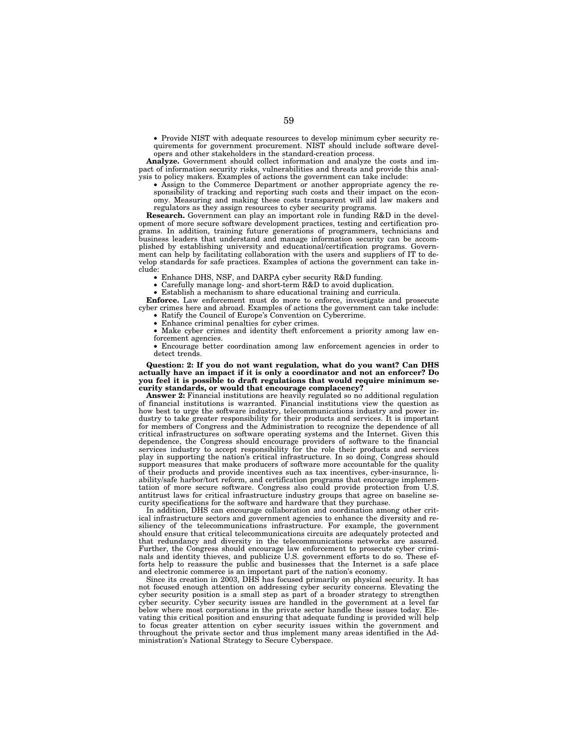- Provide NIST with adequate resources to develop minimum cyber security requirements for government procurement. NIST should include software developers and other stakeholders in the standard-creation process.

**Analyze.** Government should collect information and analyze the costs and impact of information security risks, vulnerabilities and threats and provide this analysis to policy makers. Examples of actions the government can take include:

- Assign to the Commerce Department or another appropriate agency the responsibility of tracking and reporting such costs and their impact on the economy. Measuring and making these costs transparent will aid law makers and regulators as they assign resources to cyber security programs.

**Research.** Government can play an important role in funding R&D in the development of more secure software development practices, testing and certification programs. In addition, training future generations of programmers, technicians and business leaders that understand and manage information security can be accomplished by establishing university and educational/certification programs. Government can help by facilitating collaboration with the users and suppliers of IT to develop standards for safe practices. Examples of actions the government can take include:

- Enhance DHS, NSF, and DARPA cyber security R&D funding.
- Carefully manage long- and short-term R&D to avoid duplication.
- Establish a mechanism to share educational training and curricula.

**Enforce.** Law enforcement must do more to enforce, investigate and prosecute cyber crimes here and abroad. Examples of actions the government can take include:

- Ratify the Council of Europe's Convention on Cybercrime.
- Enhance criminal penalties for cyber crimes.
- Make cyber crimes and identity theft enforcement a priority among law enforcement agencies.
- Encourage better coordination among law enforcement agencies in order to detect trends.

**Question: 2: If you do not want regulation, what do you want? Can DHS actually have an impact if it is only a coordinator and not an enforcer? Do you feel it is possible to draft regulations that would require minimum security standards, or would that encourage complacency?**

**Answer 2:** Financial institutions are heavily regulated so no additional regulation of financial institutions is warranted. Financial institutions view the question as how best to urge the software industry, telecommunications industry and power industry to take greater responsibility for their products and services. It is important for members of Congress and the Administration to recognize the dependence of all critical infrastructures on software operating systems and the Internet. Given this dependence, the Congress should encourage providers of software to the financial services industry to accept responsibility for the role their products and services play in supporting the nation's critical infrastructure. In so doing, Congress should support measures that make producers of software more accountable for the quality of their products and provide incentives such as tax incentives, cyber-insurance, liability/safe harbor/tort reform, and certification programs that encourage implementation of more secure software. Congress also could provide protection from U.S. antitrust laws for critical infrastructure industry groups that agree on baseline security specifications for the software and hardware that they purchase.

In addition, DHS can encourage collaboration and coordination among other critical infrastructure sectors and government agencies to enhance the diversity and resiliency of the telecommunications infrastructure. For example, the government should ensure that critical telecommunications circuits are adequately protected and that redundancy and diversity in the telecommunications networks are assured. Further, the Congress should encourage law enforcement to prosecute cyber criminals and identity thieves, and publicize U.S. government efforts to do so. These efforts help to reassure the public and businesses that the Internet is a safe place and electronic commerce is an important part of the nation's economy.

Since its creation in 2003, DHS has focused primarily on physical security. It has not focused enough attention on addressing cyber security concerns. Elevating the cyber security position is a small step as part of a broader strategy to strengthen cyber security. Cyber security issues are handled in the government at a level far below where most corporations in the private sector handle these issues today. Elevating this critical position and ensuring that adequate funding is provided will help to focus greater attention on cyber security issues within the government and throughout the private sector and thus implement many areas identified in the Administration's National Strategy to Secure Cyberspace.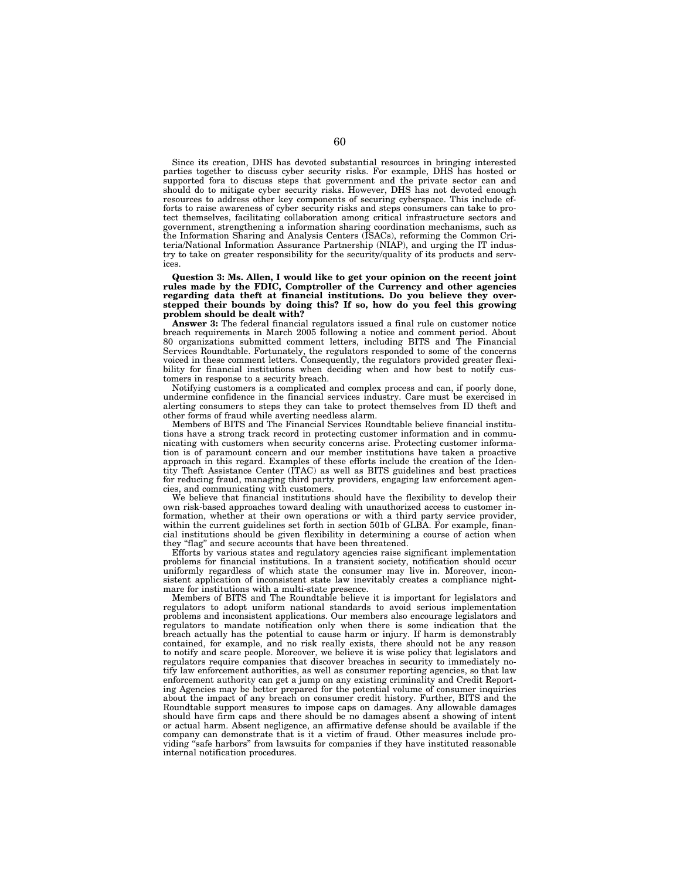Since its creation, DHS has devoted substantial resources in bringing interested parties together to discuss cyber security risks. For example, DHS has hosted or supported fora to discuss steps that government and the private sector can and should do to mitigate cyber security risks. However, DHS has not devoted enough resources to address other key components of securing cyberspace. This include efforts to raise awareness of cyber security risks and steps consumers can take to protect themselves, facilitating collaboration among critical infrastructure sectors and government, strengthening a information sharing coordination mechanisms, such as the Information Sharing and Analysis Centers (ISACs), reforming the Common Criteria/National Information Assurance Partnership (NIAP), and urging the IT industry to take on greater responsibility for the security/quality of its products and services.

**Question 3: Ms. Allen, I would like to get your opinion on the recent joint rules made by the FDIC, Comptroller of the Currency and other agencies regarding data theft at financial institutions. Do you believe they overstepped their bounds by doing this? If so, how do you feel this growing problem should be dealt with?**

**Answer 3:** The federal financial regulators issued a final rule on customer notice breach requirements in March 2005 following a notice and comment period. About 80 organizations submitted comment letters, including BITS and The Financial Services Roundtable. Fortunately, the regulators responded to some of the concerns voiced in these comment letters. Consequently, the regulators provided greater flexibility for financial institutions when deciding when and how best to notify customers in response to a security breach.

Notifying customers is a complicated and complex process and can, if poorly done, undermine confidence in the financial services industry. Care must be exercised in alerting consumers to steps they can take to protect themselves from ID theft and other forms of fraud while averting needless alarm.

Members of BITS and The Financial Services Roundtable believe financial institutions have a strong track record in protecting customer information and in communicating with customers when security concerns arise. Protecting customer information is of paramount concern and our member institutions have taken a proactive approach in this regard. Examples of these efforts include the creation of the Identity Theft Assistance Center (ITAC) as well as BITS guidelines and best practices for reducing fraud, managing third party providers, engaging law enforcement agencies, and communicating with customers.

We believe that financial institutions should have the flexibility to develop their own risk-based approaches toward dealing with unauthorized access to customer information, whether at their own operations or with a third party service provider, within the current guidelines set forth in section 501b of GLBA. For example, financial institutions should be given flexibility in determining a course of action when they "flag" and secure accounts that have been threatened.

Efforts by various states and regulatory agencies raise significant implementation problems for financial institutions. In a transient society, notification should occur uniformly regardless of which state the consumer may live in. Moreover, inconsistent application of inconsistent state law inevitably creates a compliance nightmare for institutions with a multi-state presence.

Members of BITS and The Roundtable believe it is important for legislators and regulators to adopt uniform national standards to avoid serious implementation problems and inconsistent applications. Our members also encourage legislators and regulators to mandate notification only when there is some indication that the breach actually has the potential to cause harm or injury. If harm is demonstrably contained, for example, and no risk really exists, there should not be any reason to notify and scare people. Moreover, we believe it is wise policy that legislators and regulators require companies that discover breaches in security to immediately notify law enforcement authorities, as well as consumer reporting agencies, so that law enforcement authority can get a jump on any existing criminality and Credit Reporting Agencies may be better prepared for the potential volume of consumer inquiries about the impact of any breach on consumer credit history. Further, BITS and the Roundtable support measures to impose caps on damages. Any allowable damages should have firm caps and there should be no damages absent a showing of intent or actual harm. Absent negligence, an affirmative defense should be available if the company can demonstrate that is it a victim of fraud. Other measures include providing "safe harbors" from lawsuits for companies if they have instituted reasonable internal notification procedures.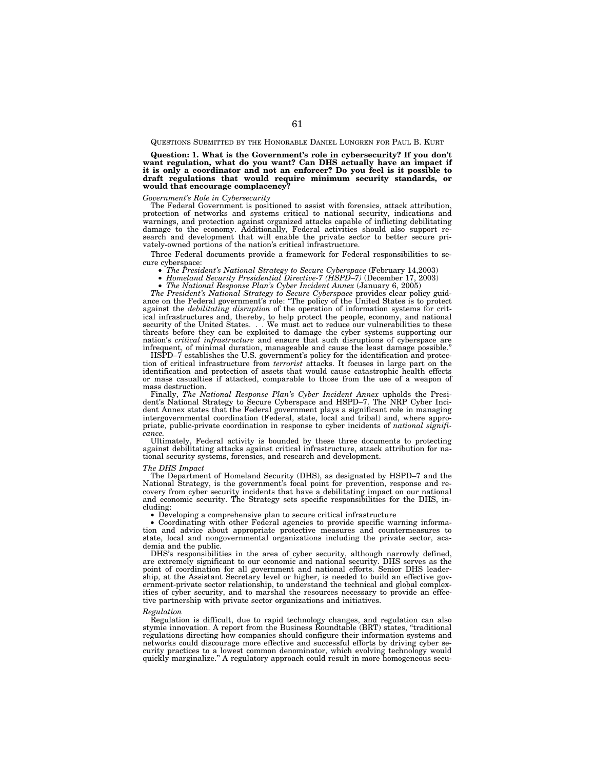QUESTIONS SUBMITTED BY THE HONORABLE DANIEL LUNGREN FOR PAUL B. KURT

**Question: 1. What is the Government's role in cybersecurity? If you don't want regulation, what do you want? Can DHS actually have an impact if it is only a coordinator and not an enforcer? Do you feel is it possible to draft regulations that would require minimum security standards, or would that encourage complacency?**

*Government's Role in Cybersecurity*

The Federal Government is positioned to assist with forensics, attack attribution, protection of networks and systems critical to national security, indications and warnings, and protection against organized attacks capable of inflicting debilitating damage to the economy. Additionally, Federal activities should also support research and development that will enable the private sector to better secure privately-owned portions of the nation's critical infrastructure.

Three Federal documents provide a framework for Federal responsibilities to secure cyberspace:

- *The President's National Strategy to Secure Cyberspace* (February 14,2003)
- *Homeland Security Presidential Directive-7 (HSPD–7)* (December 17, 2003)
- *The National Response Plan's Cyber Incident Annex* (January 6, 2005)

*The President's National Strategy to Secure Cyberspace* provides clear policy guidance on the Federal government's role: "The policy of the United States is to protect against the *debilitating disruption* of the operation of information systems for critical infrastructures and, thereby, to help protect the people, economy, and national security of the United States. . . We must act to reduce our vulnerabilities to these threats before they can be exploited to damage the cyber systems supporting our nation's *critical infrastructure* and ensure that such disruptions of cyberspace are infrequent, of minimal duration, manageable and cause the least damage possible."

HSPD–7 establishes the U.S. government's policy for the identification and protection of critical infrastructure from *terrorist* attacks. It focuses in large part on the identification and protection of assets that would cause catastrophic health effects or mass casualties if attacked, comparable to those from the use of a weapon of mass destruction.

Finally, *The National Response Plan's Cyber Incident Annex* upholds the President's National Strategy to Secure Cyberspace and HSPD–7. The NRP Cyber Incident Annex states that the Federal government plays a significant role in managing intergovernmental coordination (Federal, state, local and tribal) and, where appropriate, public-private coordination in response to cyber incidents of *national significance.*

Ultimately, Federal activity is bounded by these three documents to protecting against debilitating attacks against critical infrastructure, attack attribution for national security systems, forensics, and research and development.

*The DHS Impact*

The Department of Homeland Security (DHS), as designated by HSPD–7 and the National Strategy, is the government's focal point for prevention, response and recovery from cyber security incidents that have a debilitating impact on our national and economic security. The Strategy sets specific responsibilities for the DHS, including:

- Developing a comprehensive plan to secure critical infrastructure
- Coordinating with other Federal agencies to provide specific warning information and advice about appropriate protective measures and countermeasures to state, local and nongovernmental organizations including the private sector, academia and the public.

DHS's responsibilities in the area of cyber security, although narrowly defined, are extremely significant to our economic and national security. DHS serves as the point of coordination for all government and national efforts. Senior DHS leadership, at the Assistant Secretary level or higher, is needed to build an effective government-private sector relationship, to understand the technical and global complexities of cyber security, and to marshal the resources necessary to provide an effective partnership with private sector organizations and initiatives.

*Regulation*

Regulation is difficult, due to rapid technology changes, and regulation can also stymie innovation. A report from the Business Roundtable (BRT) states, "traditional regulations directing how companies should configure their information systems and networks could discourage more effective and successful efforts by driving cyber security practices to a lowest common denominator, which evolving technology would quickly marginalize." A regulatory approach could result in more homogeneous secu-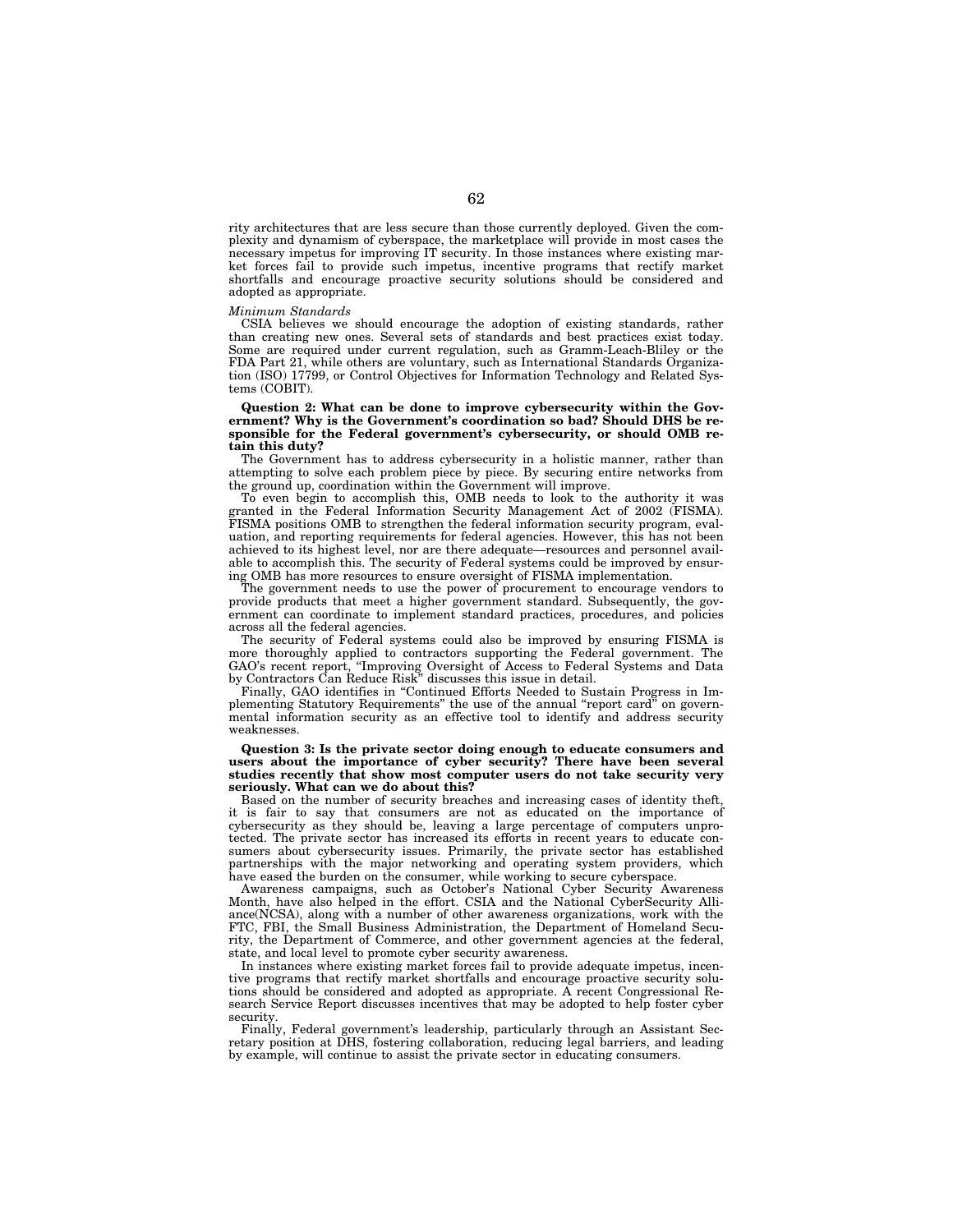rity architectures that are less secure than those currently deployed. Given the complexity and dynamism of cyberspace, the marketplace will provide in most cases the necessary impetus for improving IT security. In those instances where existing market forces fail to provide such impetus, incentive programs that rectify market shortfalls and encourage proactive security solutions should be considered and adopted as appropriate.

*Minimum Standards*

CSIA believes we should encourage the adoption of existing standards, rather than creating new ones. Several sets of standards and best practices exist today. Some are required under current regulation, such as Gramm-Leach-Bliley or the FDA Part 21, while others are voluntary, such as International Standards Organization (ISO) 17799, or Control Objectives for Information Technology and Related Systems (COBIT).

**Question 2: What can be done to improve cybersecurity within the Government? Why is the Government's coordination so bad? Should DHS be responsible for the Federal government's cybersecurity, or should OMB retain this duty?**

The Government has to address cybersecurity in a holistic manner, rather than attempting to solve each problem piece by piece. By securing entire networks from the ground up, coordination within the Government will improve.

To even begin to accomplish this, OMB needs to look to the authority it was granted in the Federal Information Security Management Act of 2002 (FISMA). FISMA positions OMB to strengthen the federal information security program, evaluation, and reporting requirements for federal agencies. However, this has not been achieved to its highest level, nor are there adequate—resources and personnel available to accomplish this. The security of Federal systems could be improved by ensuring OMB has more resources to ensure oversight of FISMA implementation.

The government needs to use the power of procurement to encourage vendors to provide products that meet a higher government standard. Subsequently, the government can coordinate to implement standard practices, procedures, and policies across all the federal agencies.

The security of Federal systems could also be improved by ensuring FISMA is more thoroughly applied to contractors supporting the Federal government. The GAO's recent report, "Improving Oversight of Access to Federal Systems and Data by Contractors Can Reduce Risk" discusses this issue in detail.

Finally, GAO identifies in "Continued Efforts Needed to Sustain Progress in Implementing Statutory Requirements" the use of the annual "report card" on governmental information security as an effective tool to identify and address security weaknesses.

**Question 3: Is the private sector doing enough to educate consumers and users about the importance of cyber security? There have been several studies recently that show most computer users do not take security very seriously. What can we do about this?**

Based on the number of security breaches and increasing cases of identity theft, it is fair to say that consumers are not as educated on the importance of cybersecurity as they should be, leaving a large percentage of computers unprotected. The private sector has increased its efforts in recent years to educate consumers about cybersecurity issues. Primarily, the private sector has established partnerships with the major networking and operating system providers, which have eased the burden on the consumer, while working to secure cyberspace.

Awareness campaigns, such as October's National Cyber Security Awareness Month, have also helped in the effort. CSIA and the National CyberSecurity Alliance(NCSA), along with a number of other awareness organizations, work with the FTC, FBI, the Small Business Administration, the Department of Homeland Security, the Department of Commerce, and other government agencies at the federal, state, and local level to promote cyber security awareness.

In instances where existing market forces fail to provide adequate impetus, incentive programs that rectify market shortfalls and encourage proactive security solutions should be considered and adopted as appropriate. A recent Congressional Research Service Report discusses incentives that may be adopted to help foster cyber security.

Finally, Federal government's leadership, particularly through an Assistant Secretary position at DHS, fostering collaboration, reducing legal barriers, and leading by example, will continue to assist the private sector in educating consumers.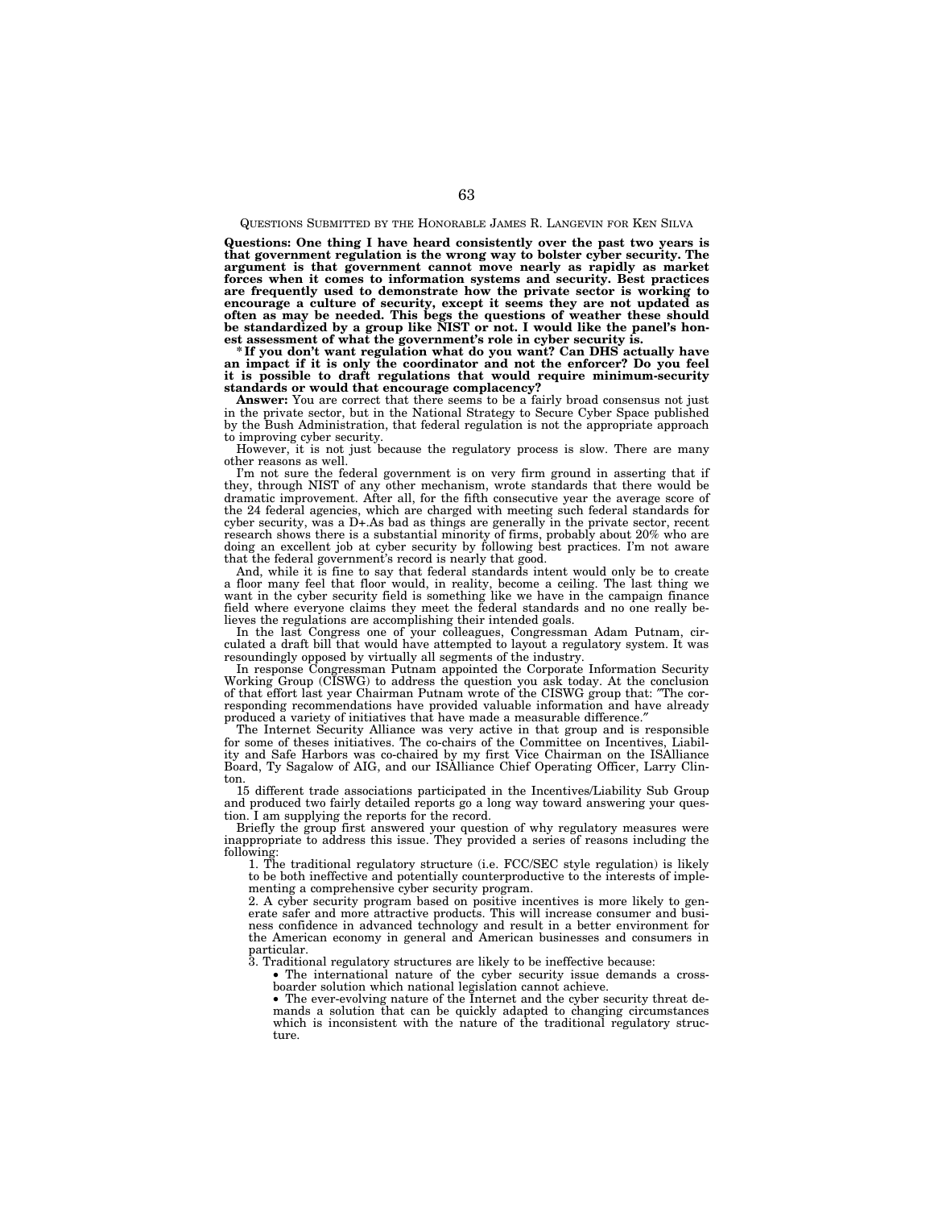QUESTIONS SUBMITTED BY THE HONORABLE JAMES R. LANGEVIN FOR KEN SILVA

**Questions: One thing I have heard consistently over the past two years is that government regulation is the wrong way to bolster cyber security. The argument is that government cannot move nearly as rapidly as market forces when it comes to information systems and security. Best practices are frequently used to demonstrate how the private sector is working to encourage a culture of security, except it seems they are not updated as often as may be needed. This begs the questions of weather these should be standardized by a group like NIST or not. I would like the panel's honest assessment of what the government's role in cyber security is.**

**\*If you don't want regulation what do you want? Can DHS actually have an impact if it is only the coordinator and not the enforcer? Do you feel it is possible to draft regulations that would require minimum-security standards or would that encourage complacency?**

**Answer:** You are correct that there seems to be a fairly broad consensus not just in the private sector, but in the National Strategy to Secure Cyber Space published by the Bush Administration, that federal regulation is not the appropriate approach to improving cyber security.

However, it is not just because the regulatory process is slow. There are many other reasons as well.

I'm not sure the federal government is on very firm ground in asserting that if they, through NIST of any other mechanism, wrote standards that there would be dramatic improvement. After all, for the fifth consecutive year the average score of the 24 federal agencies, which are charged with meeting such federal standards for cyber security, was a D+.As bad as things are generally in the private sector, recent research shows there is a substantial minority of firms, probably about 20% who are doing an excellent job at cyber security by following best practices. I'm not aware that the federal government's record is nearly that good.

And, while it is fine to say that federal standards intent would only be to create a floor many feel that floor would, in reality, become a ceiling. The last thing we want in the cyber security field is something like we have in the campaign finance field where everyone claims they meet the federal standards and no one really believes the regulations are accomplishing their intended goals.

In the last Congress one of your colleagues, Congressman Adam Putnam, circulated a draft bill that would have attempted to layout a regulatory system. It was resoundingly opposed by virtually all segments of the industry.

In response Congressman Putnam appointed the Corporate Information Security Working Group (CISWG) to address the question you ask today. At the conclusion of that effort last year Chairman Putnam wrote of the CISWG group that: "The corresponding recommendations have provided valuable information and have already produced a variety of initiatives that have made a measurable difference."

The Internet Security Alliance was very active in that group and is responsible for some of theses initiatives. The co-chairs of the Committee on Incentives, Liability and Safe Harbors was co-chaired by my first Vice Chairman on the ISAlliance Board, Ty Sagalow of AIG, and our ISAlliance Chief Operating Officer, Larry Clinton.

15 different trade associations participated in the Incentives/Liability Sub Group and produced two fairly detailed reports go a long way toward answering your question. I am supplying the reports for the record.

Briefly the group first answered your question of why regulatory measures were inappropriate to address this issue. They provided a series of reasons including the following:

1. The traditional regulatory structure (i.e. FCC/SEC style regulation) is likely to be both ineffective and potentially counterproductive to the interests of implementing a comprehensive cyber security program.
2. A cyber security program based on positive incentives is more likely to generate safer and more attractive products. This will increase consumer and business confidence in advanced technology and result in a better environment for the American economy in general and American businesses and consumers in particular.
3. Traditional regulatory structures are likely to be ineffective because:
   - The international nature of the cyber security issue demands a cross-boarder solution which national legislation cannot achieve.
   - The ever-evolving nature of the Internet and the cyber security threat demands a solution that can be quickly adapted to changing circumstances which is inconsistent with the nature of the traditional regulatory structure.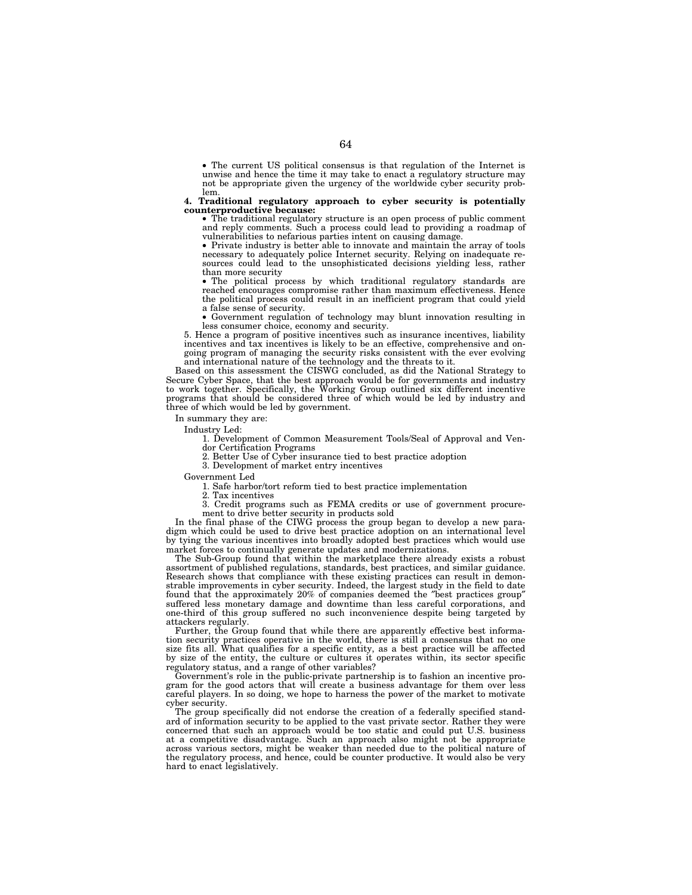- The current US political consensus is that regulation of the Internet is unwise and hence the time it may take to enact a regulatory structure may not be appropriate given the urgency of the worldwide cyber security problem.

**4. Traditional regulatory approach to cyber security is potentially counterproductive because:**

- The traditional regulatory structure is an open process of public comment and reply comments. Such a process could lead to providing a roadmap of vulnerabilities to nefarious parties intent on causing damage.
- Private industry is better able to innovate and maintain the array of tools necessary to adequately police Internet security. Relying on inadequate resources could lead to the unsophisticated decisions yielding less, rather than more security
- The political process by which traditional regulatory standards are reached encourages compromise rather than maximum effectiveness. Hence the political process could result in an inefficient program that could yield a false sense of security.
- Government regulation of technology may blunt innovation resulting in less consumer choice, economy and security.

5. Hence a program of positive incentives such as insurance incentives, liability incentives and tax incentives is likely to be an effective, comprehensive and ongoing program of managing the security risks consistent with the ever evolving and international nature of the technology and the threats to it.

Based on this assessment the CISWG concluded, as did the National Strategy to Secure Cyber Space, that the best approach would be for governments and industry to work together. Specifically, the Working Group outlined six different incentive programs that should be considered three of which would be led by industry and three of which would be led by government.

In summary they are:

Industry Led:

1. Development of Common Measurement Tools/Seal of Approval and Vendor Certification Programs
2. Better Use of Cyber insurance tied to best practice adoption
3. Development of market entry incentives

Government Led

1. Safe harbor/tort reform tied to best practice implementation
2. Tax incentives
3. Credit programs such as FEMA credits or use of government procurement to drive better security in products sold

In the final phase of the CIWG process the group began to develop a new paradigm which could be used to drive best practice adoption on an international level by tying the various incentives into broadly adopted best practices which would use market forces to continually generate updates and modernizations.

The Sub-Group found that within the marketplace there already exists a robust assortment of published regulations, standards, best practices, and similar guidance. Research shows that compliance with these existing practices can result in demonstrable improvements in cyber security. Indeed, the largest study in the field to date found that the approximately 20% of companies deemed the "best practices group" suffered less monetary damage and downtime than less careful corporations, and one-third of this group suffered no such inconvenience despite being targeted by attackers regularly.

Further, the Group found that while there are apparently effective best information security practices operative in the world, there is still a consensus that no one size fits all. What qualifies for a specific entity, as a best practice will be affected by size of the entity, the culture or cultures it operates within, its sector specific regulatory status, and a range of other variables?

Government's role in the public-private partnership is to fashion an incentive program for the good actors that will create a business advantage for them over less careful players. In so doing, we hope to harness the power of the market to motivate cyber security.

The group specifically did not endorse the creation of a federally specified standard of information security to be applied to the vast private sector. Rather they were concerned that such an approach would be too static and could put U.S. business at a competitive disadvantage. Such an approach also might not be appropriate across various sectors, might be weaker than needed due to the political nature of the regulatory process, and hence, could be counter productive. It would also be very hard to enact legislatively.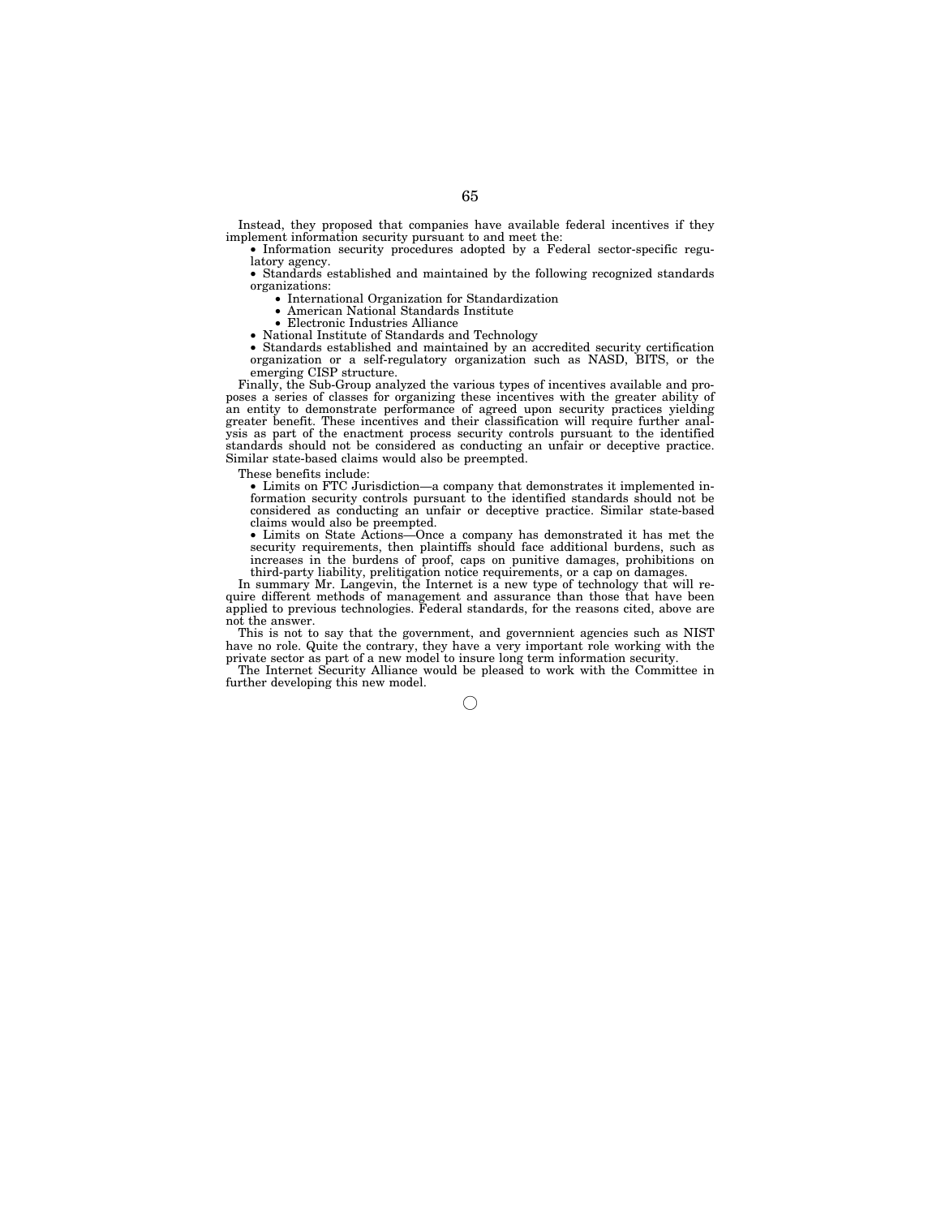Instead, they proposed that companies have available federal incentives if they implement information security pursuant to and meet the:

- Information security procedures adopted by a Federal sector-specific regulatory agency.
- Standards established and maintained by the following recognized standards organizations:
  - International Organization for Standardization
  - American National Standards Institute
  - Electronic Industries Alliance
- National Institute of Standards and Technology
- Standards established and maintained by an accredited security certification organization or a self-regulatory organization such as NASD, BITS, or the emerging CISP structure.

Finally, the Sub-Group analyzed the various types of incentives available and proposes a series of classes for organizing these incentives with the greater ability of an entity to demonstrate performance of agreed upon security practices yielding greater benefit. These incentives and their classification will require further analysis as part of the enactment process security controls pursuant to the identified standards should not be considered as conducting an unfair or deceptive practice. Similar state-based claims would also be preempted.

These benefits include:

- Limits on FTC Jurisdiction—a company that demonstrates it implemented information security controls pursuant to the identified standards should not be considered as conducting an unfair or deceptive practice. Similar state-based claims would also be preempted.
- Limits on State Actions—Once a company has demonstrated it has met the security requirements, then plaintiffs should face additional burdens, such as increases in the burdens of proof, caps on punitive damages, prohibitions on third-party liability, prelitigation notice requirements, or a cap on damages.

In summary Mr. Langevin, the Internet is a new type of technology that will require different methods of management and assurance than those that have been applied to previous technologies. Federal standards, for the reasons cited, above are not the answer.

This is not to say that the government, and governnient agencies such as NIST have no role. Quite the contrary, they have a very important role working with the private sector as part of a new model to insure long term information security.

The Internet Security Alliance would be pleased to work with the Committee in further developing this new model.

○